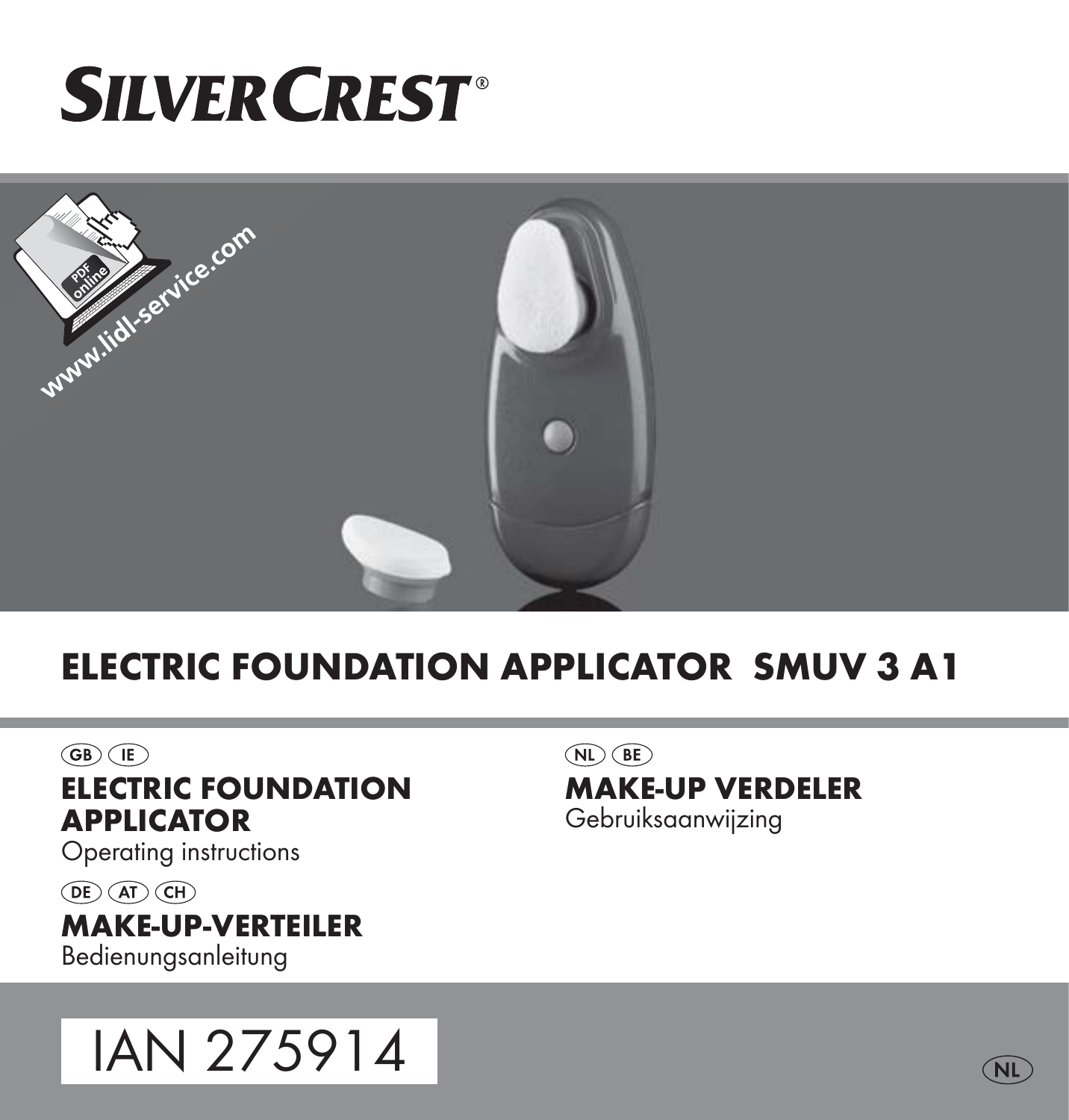# SILVERCREST®

www.lidl-service.com

PDF online

## ELECTRIC FOUNDATION APPLICATOR SMUV 3 A1

GB IE

**ELECTRIC FOUNDATION APPLICATOR**
Operating instructions

DE AT CH

**MAKE-UP-VERTEILER**
Bedienungsanleitung

NL BE

**MAKE-UP VERDELER**
Gebruiksaanwijzing

IAN 275914

NL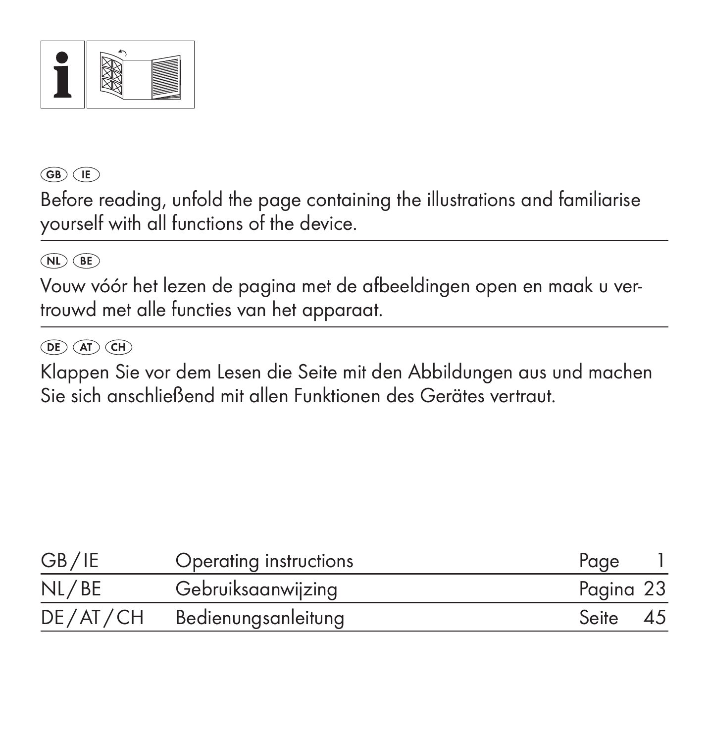GB IE

Before reading, unfold the page containing the illustrations and familiarise yourself with all functions of the device.

---

NL BE

Vouw vóór het lezen de pagina met de afbeeldingen open en maak u vertrouwd met alle functies van het apparaat.

---

DE AT CH

Klappen Sie vor dem Lesen die Seite mit den Abbildungen aus und machen Sie sich anschließend mit allen Funktionen des Gerätes vertraut.

| GB / IE | Operating instructions | Page 1 |
|---|---|---|
| NL / BE | Gebruiksaanwijzing | Pagina 23 |
| DE / AT / CH | Bedienungsanleitung | Seite 45 |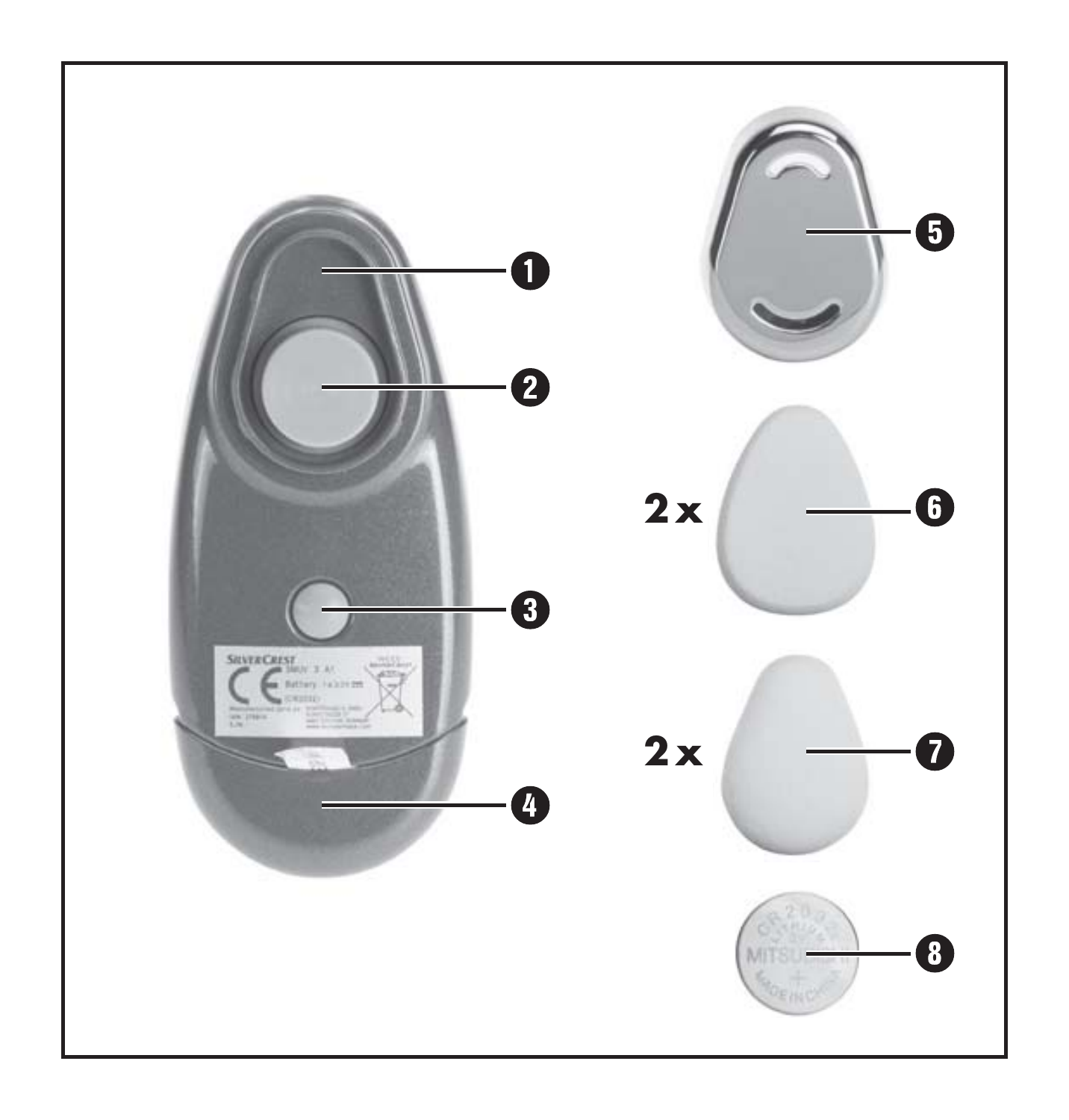1

2

3

4

5

2 x 6

2 x 7

8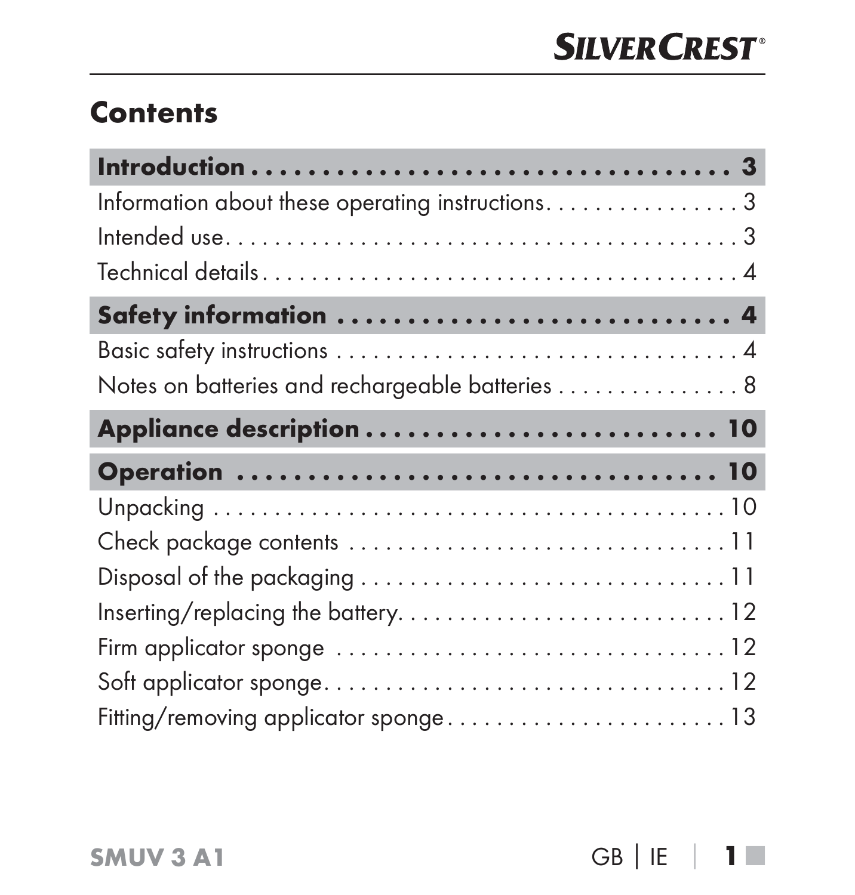# Contents

| | |
|---|---|
| **Introduction** | **3** |
| Information about these operating instructions | 3 |
| Intended use | 3 |
| Technical details | 4 |
| **Safety information** | **4** |
| Basic safety instructions | 4 |
| Notes on batteries and rechargeable batteries | 8 |
| **Appliance description** | **10** |
| **Operation** | **10** |
| Unpacking | 10 |
| Check package contents | 11 |
| Disposal of the packaging | 11 |
| Inserting/replacing the battery | 12 |
| Firm applicator sponge | 12 |
| Soft applicator sponge | 12 |
| Fitting/removing applicator sponge | 13 |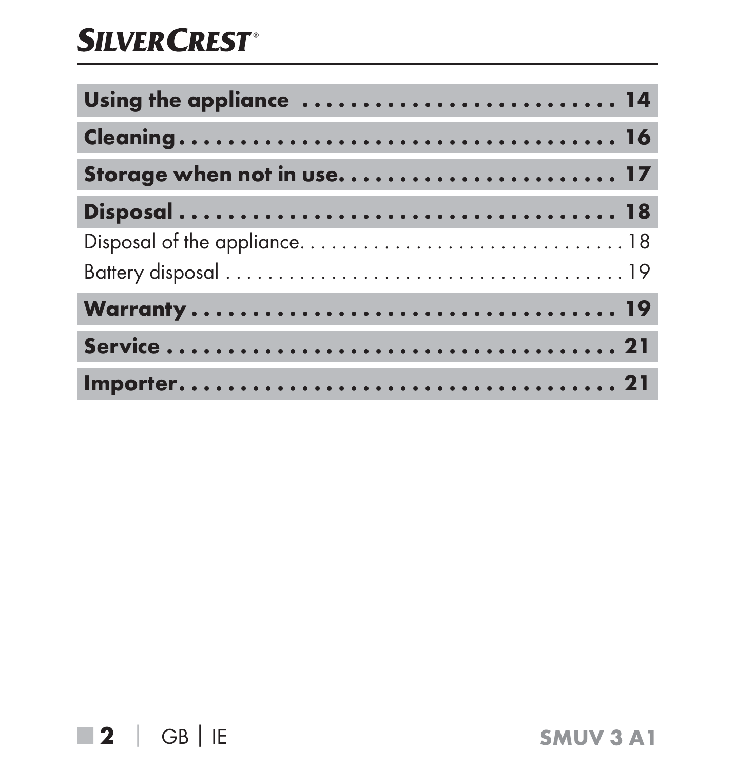| | |
|---|---|
| **Using the appliance** | **14** |
| **Cleaning** | **16** |
| **Storage when not in use.** | **17** |
| **Disposal** | **18** |
| Disposal of the appliance. | 18 |
| Battery disposal | 19 |
| **Warranty** | **19** |
| **Service** | **21** |
| **Importer** | **21** |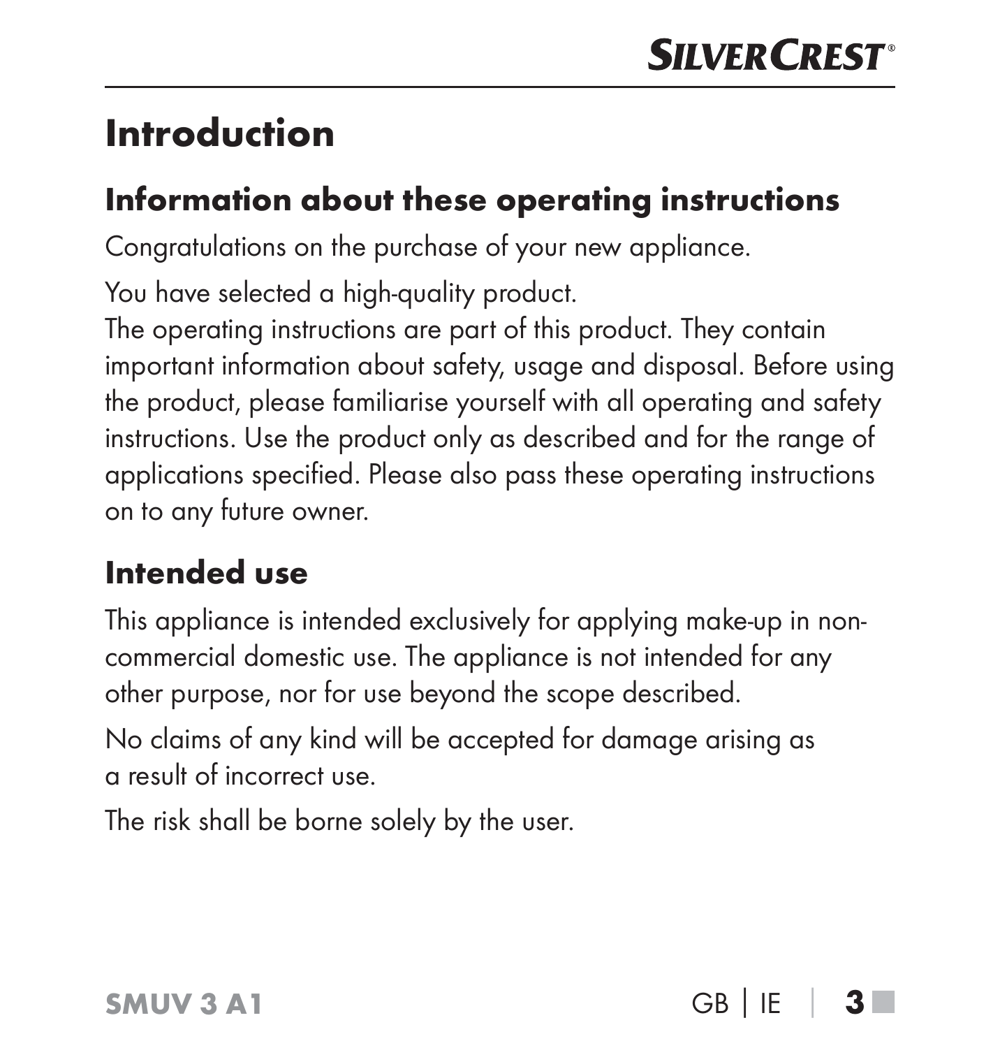# Introduction

## Information about these operating instructions

Congratulations on the purchase of your new appliance.

You have selected a high-quality product.
The operating instructions are part of this product. They contain important information about safety, usage and disposal. Before using the product, please familiarise yourself with all operating and safety instructions. Use the product only as described and for the range of applications specified. Please also pass these operating instructions on to any future owner.

## Intended use

This appliance is intended exclusively for applying make-up in non-commercial domestic use. The appliance is not intended for any other purpose, nor for use beyond the scope described.

No claims of any kind will be accepted for damage arising as a result of incorrect use.

The risk shall be borne solely by the user.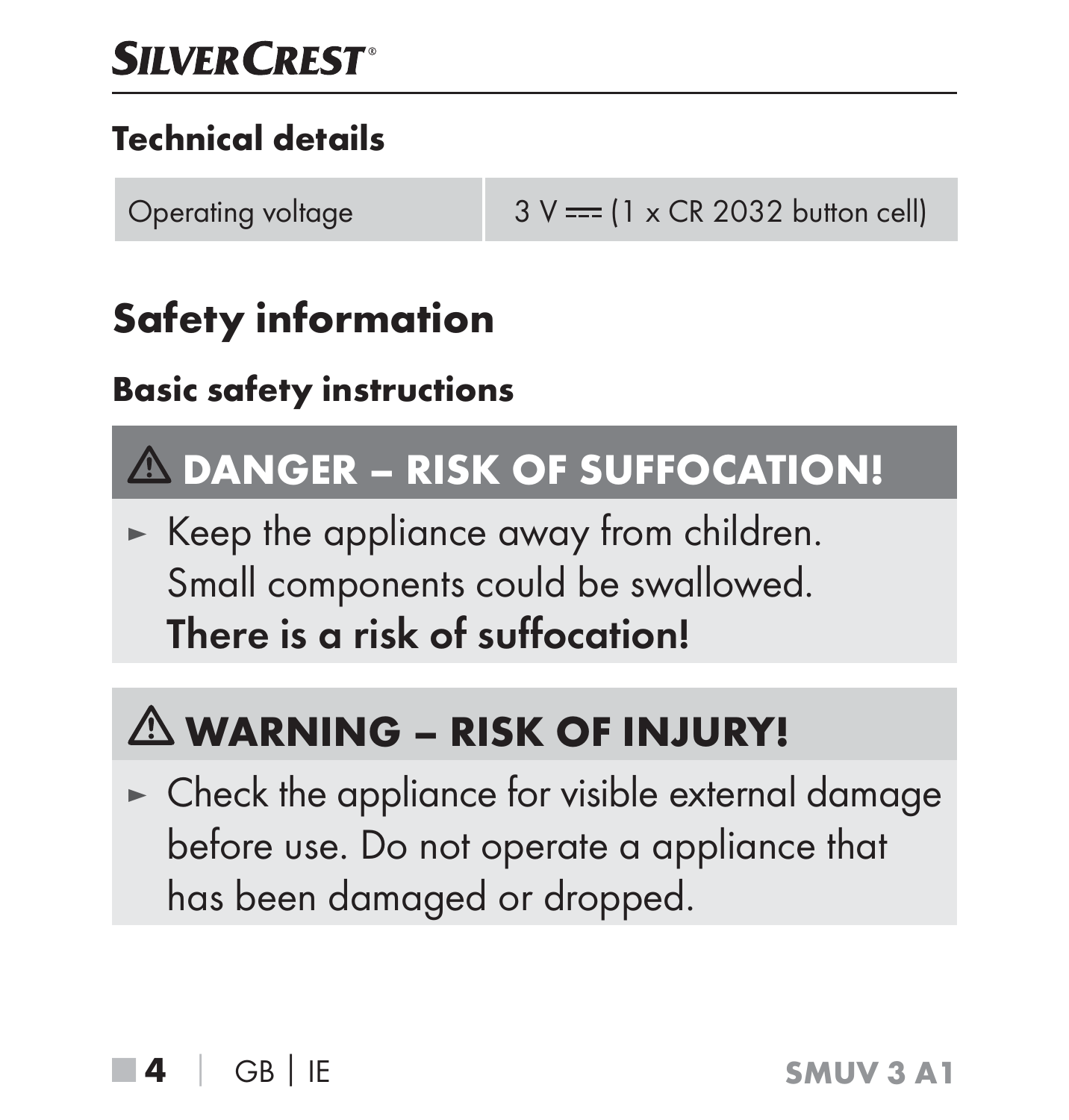## Technical details

| Operating voltage | 3 V ⎓ (1 x CR 2032 button cell) |
|---|---|

# Safety information

## Basic safety instructions

### ⚠ DANGER – RISK OF SUFFOCATION!

- ► Keep the appliance away from children. Small components could be swallowed. **There is a risk of suffocation!**

### ⚠ WARNING – RISK OF INJURY!

- ► Check the appliance for visible external damage before use. Do not operate a appliance that has been damaged or dropped.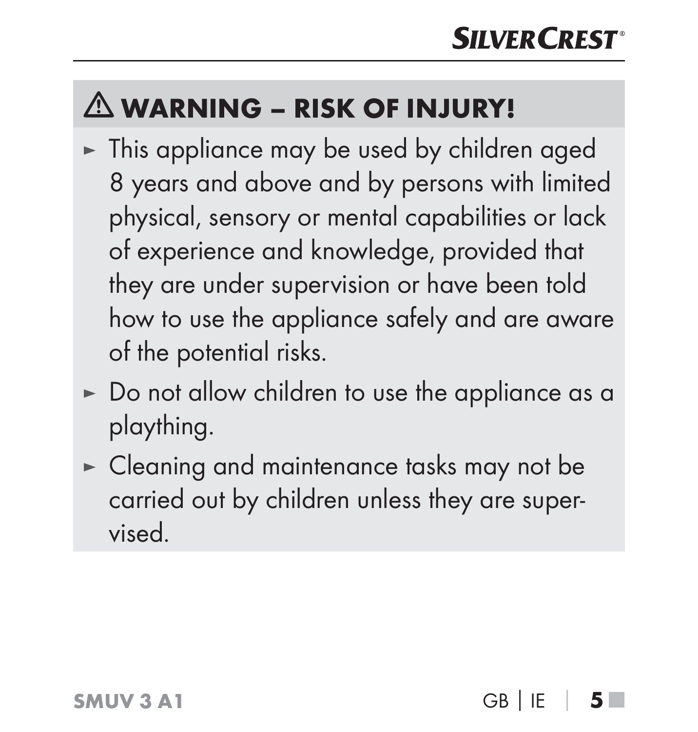## ⚠ WARNING – RISK OF INJURY!

- This appliance may be used by children aged 8 years and above and by persons with limited physical, sensory or mental capabilities or lack of experience and knowledge, provided that they are under supervision or have been told how to use the appliance safely and are aware of the potential risks.
- Do not allow children to use the appliance as a plaything.
- Cleaning and maintenance tasks may not be carried out by children unless they are supervised.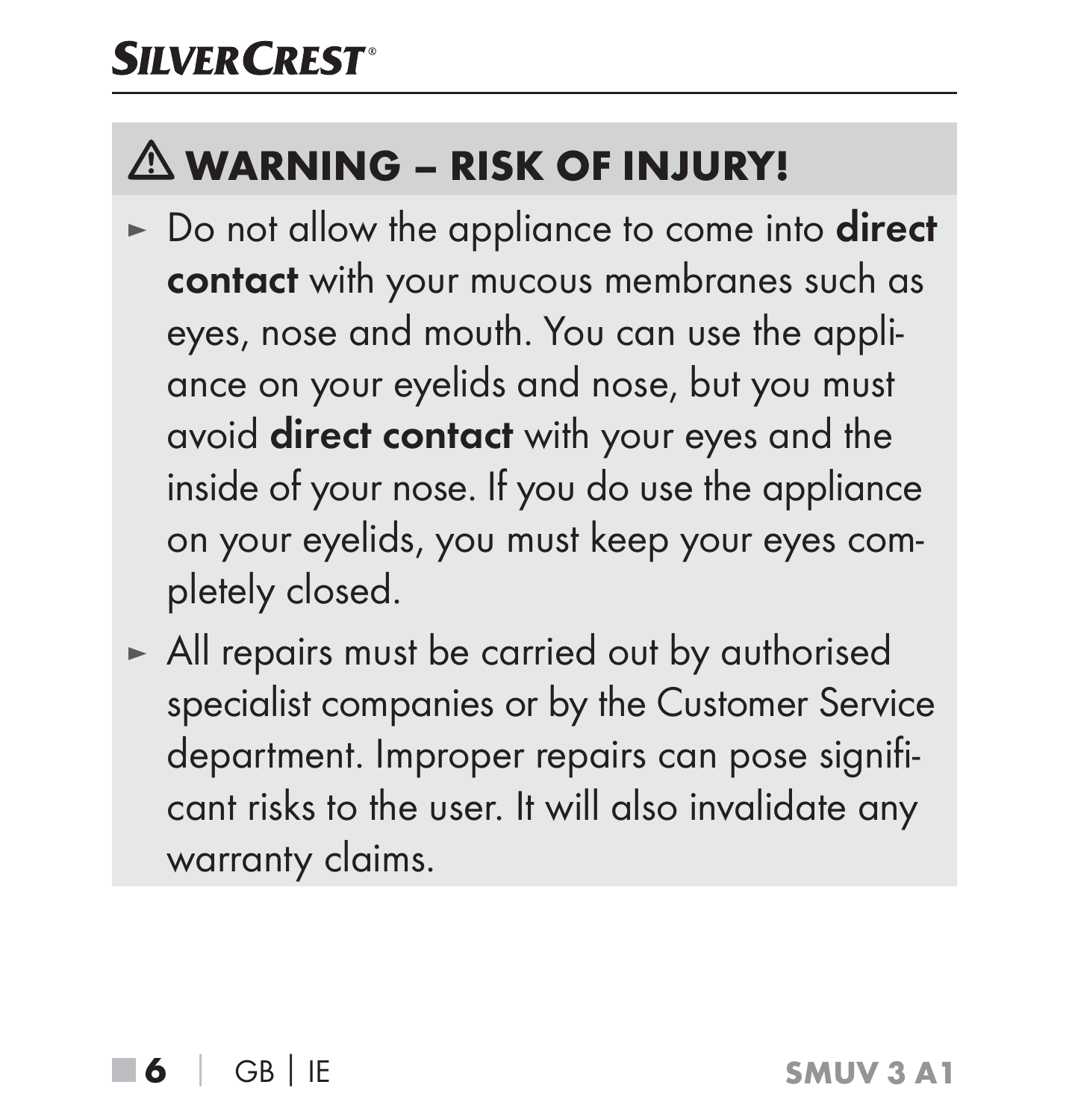## ⚠ WARNING – RISK OF INJURY!

- Do not allow the appliance to come into **direct contact** with your mucous membranes such as eyes, nose and mouth. You can use the appliance on your eyelids and nose, but you must avoid **direct contact** with your eyes and the inside of your nose. If you do use the appliance on your eyelids, you must keep your eyes completely closed.
- All repairs must be carried out by authorised specialist companies or by the Customer Service department. Improper repairs can pose significant risks to the user. It will also invalidate any warranty claims.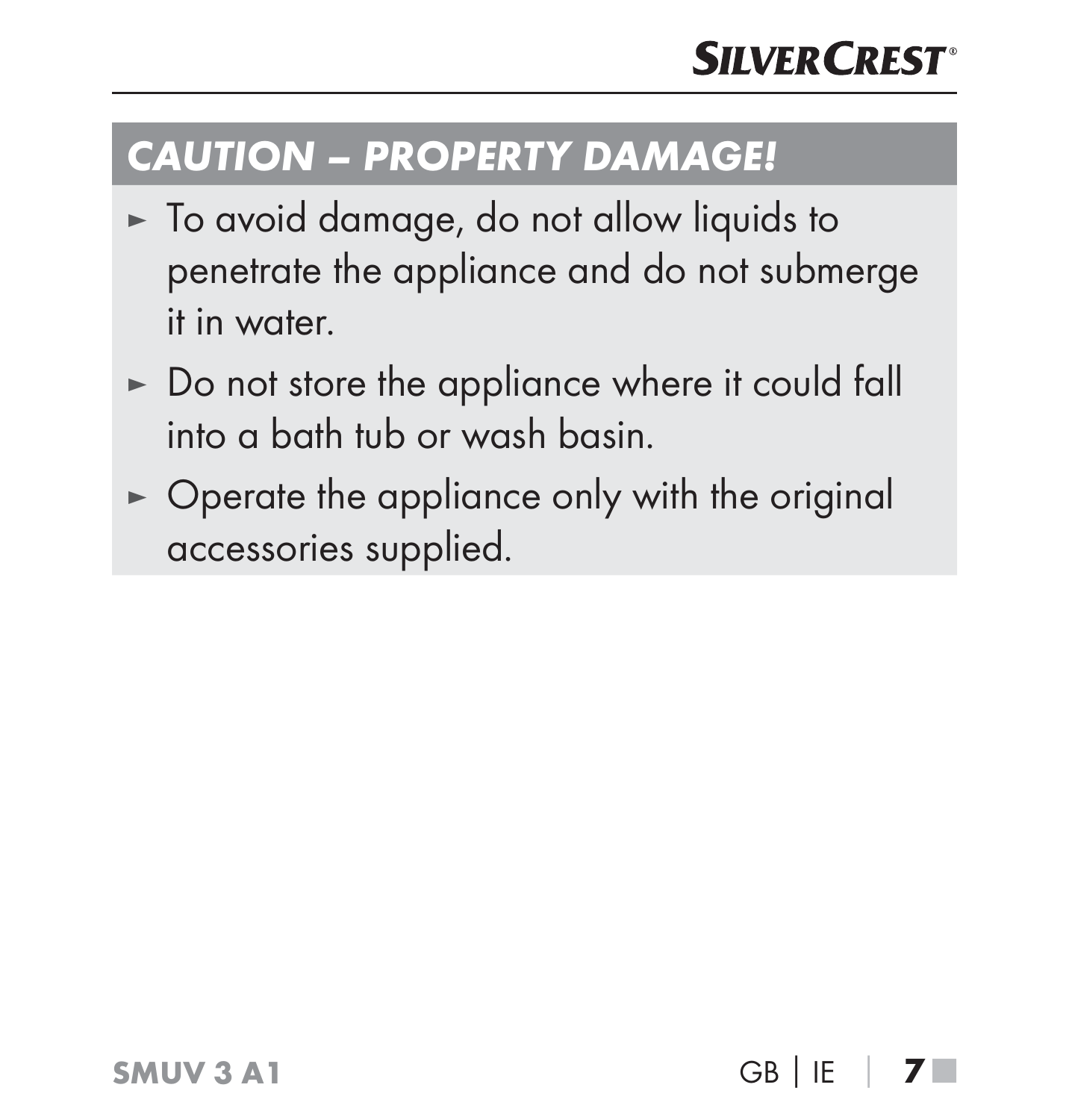## *CAUTION – PROPERTY DAMAGE!*

- To avoid damage, do not allow liquids to penetrate the appliance and do not submerge it in water.
- Do not store the appliance where it could fall into a bath tub or wash basin.
- Operate the appliance only with the original accessories supplied.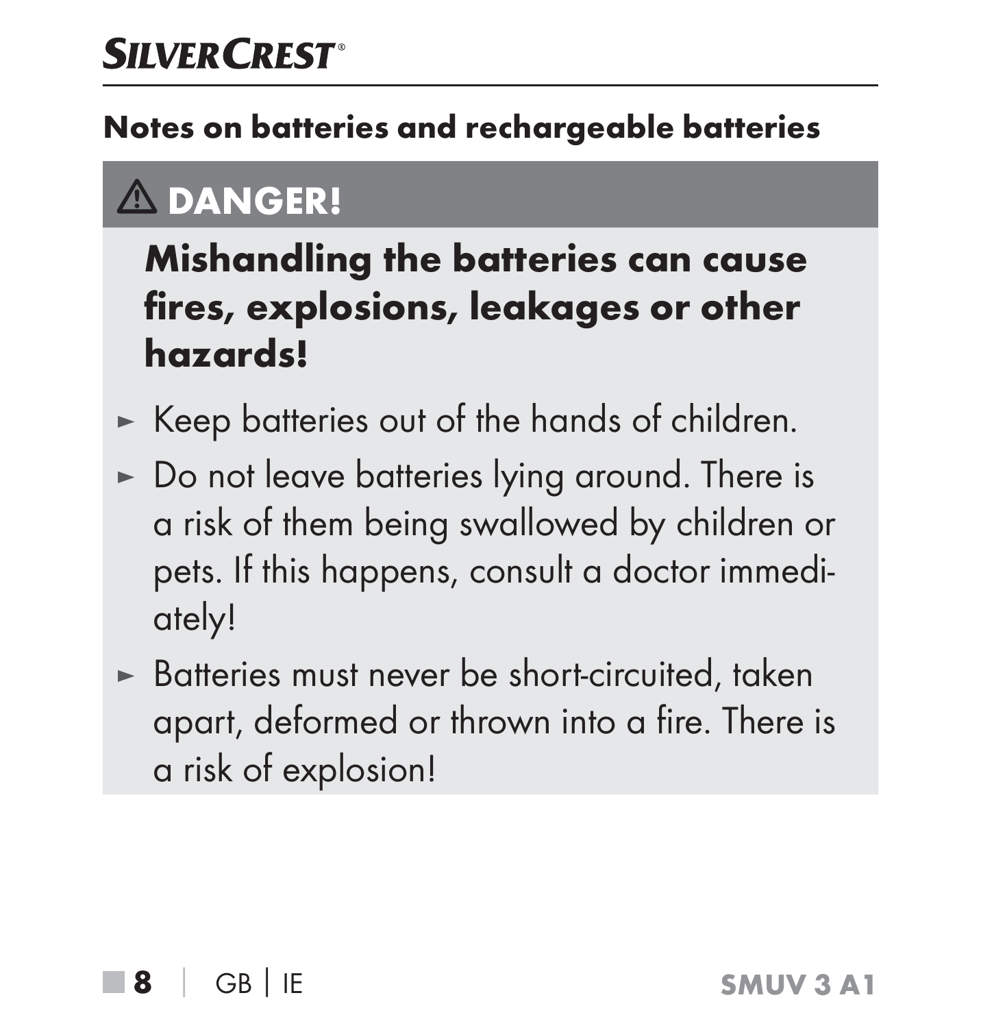## Notes on batteries and rechargeable batteries

**⚠ DANGER!**

**Mishandling the batteries can cause fires, explosions, leakages or other hazards!**

- Keep batteries out of the hands of children.
- Do not leave batteries lying around. There is a risk of them being swallowed by children or pets. If this happens, consult a doctor immediately!
- Batteries must never be short-circuited, taken apart, deformed or thrown into a fire. There is a risk of explosion!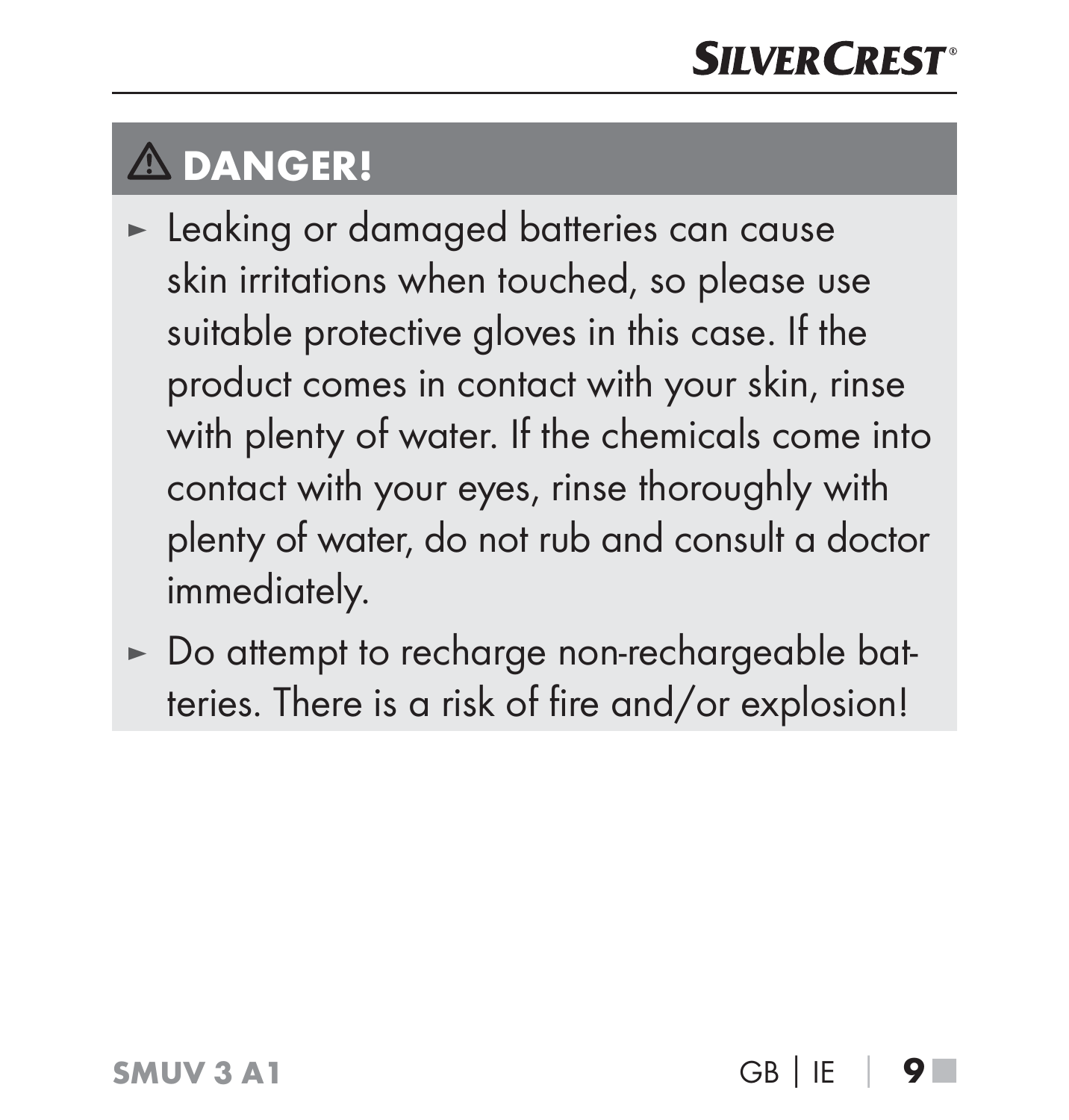## ⚠ DANGER!

- ► Leaking or damaged batteries can cause skin irritations when touched, so please use suitable protective gloves in this case. If the product comes in contact with your skin, rinse with plenty of water. If the chemicals come into contact with your eyes, rinse thoroughly with plenty of water, do not rub and consult a doctor immediately.
- ► Do attempt to recharge non-rechargeable batteries. There is a risk of fire and/or explosion!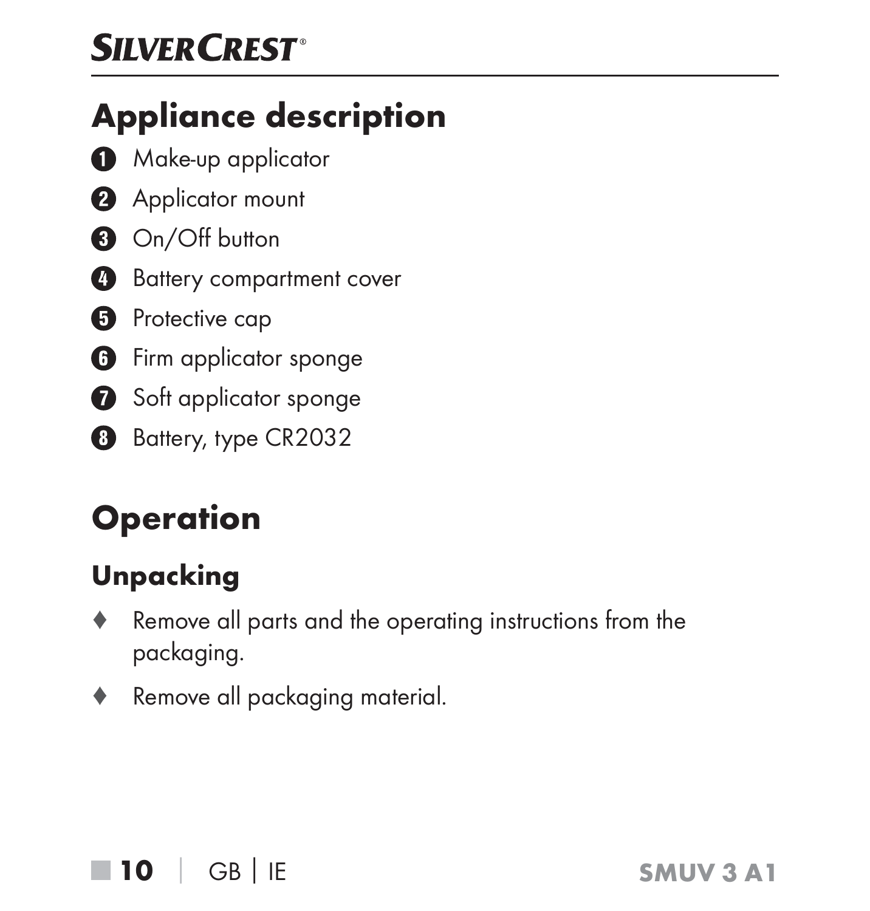# Appliance description

1. Make-up applicator
2. Applicator mount
3. On/Off button
4. Battery compartment cover
5. Protective cap
6. Firm applicator sponge
7. Soft applicator sponge
8. Battery, type CR2032

# Operation

## Unpacking

- Remove all parts and the operating instructions from the packaging.
- Remove all packaging material.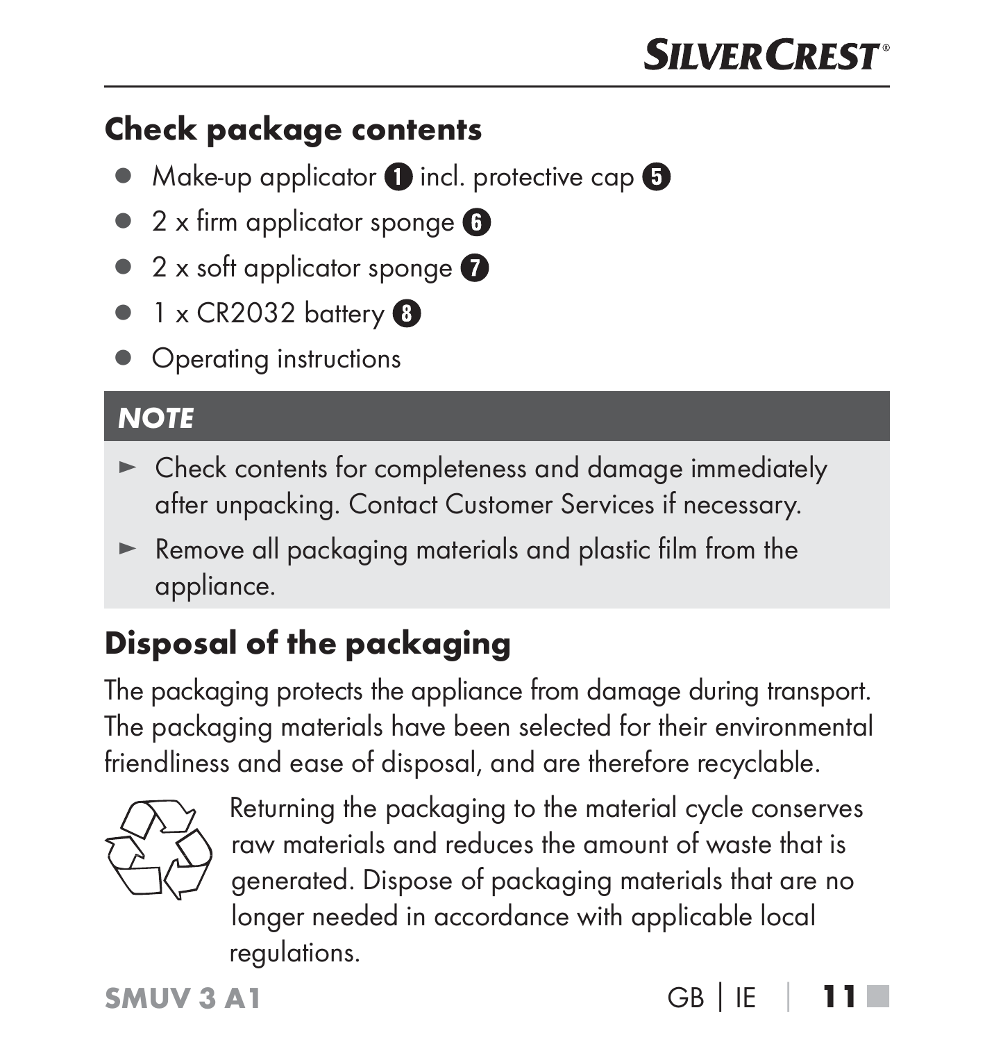## Check package contents

- Make-up applicator 1 incl. protective cap 5
- 2 x firm applicator sponge 6
- 2 x soft applicator sponge 7
- 1 x CR2032 battery 8
- Operating instructions

### NOTE

- ► Check contents for completeness and damage immediately after unpacking. Contact Customer Services if necessary.
- ► Remove all packaging materials and plastic film from the appliance.

## Disposal of the packaging

The packaging protects the appliance from damage during transport. The packaging materials have been selected for their environmental friendliness and ease of disposal, and are therefore recyclable.

Returning the packaging to the material cycle conserves raw materials and reduces the amount of waste that is generated. Dispose of packaging materials that are no longer needed in accordance with applicable local regulations.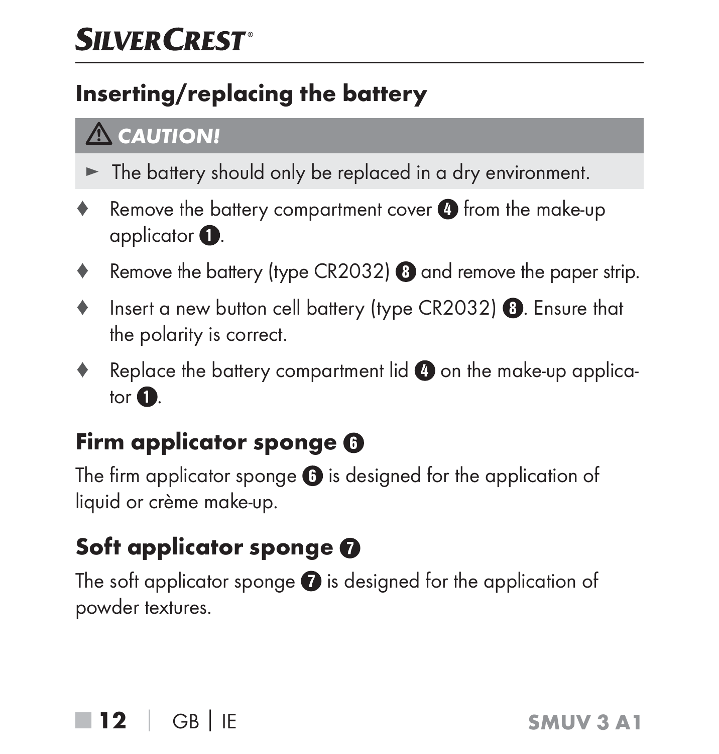## Inserting/replacing the battery

**⚠ CAUTION!**

► The battery should only be replaced in a dry environment.

- Remove the battery compartment cover ❹ from the make-up applicator ❶.
- Remove the battery (type CR2032) ❽ and remove the paper strip.
- Insert a new button cell battery (type CR2032) ❽. Ensure that the polarity is correct.
- Replace the battery compartment lid ❹ on the make-up applicator ❶.

## Firm applicator sponge ❻

The firm applicator sponge ❻ is designed for the application of liquid or crème make-up.

## Soft applicator sponge ❼

The soft applicator sponge ❼ is designed for the application of powder textures.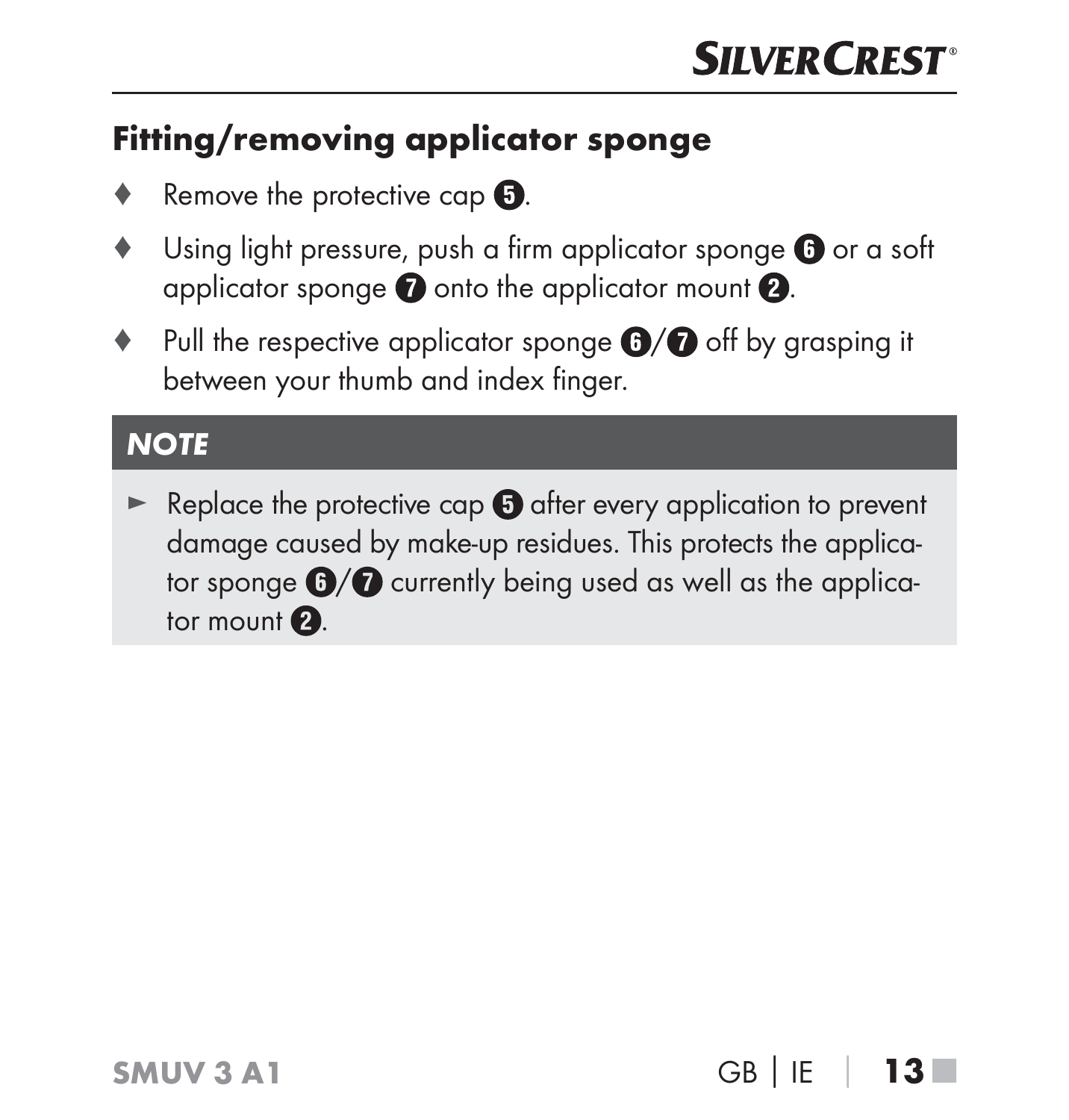## Fitting/removing applicator sponge

- Remove the protective cap ❺.
- Using light pressure, push a firm applicator sponge ❻ or a soft applicator sponge ❼ onto the applicator mount ❷.
- Pull the respective applicator sponge ❻/❼ off by grasping it between your thumb and index finger.

**_NOTE_**

- Replace the protective cap ❺ after every application to prevent damage caused by make-up residues. This protects the applicator sponge ❻/❼ currently being used as well as the applicator mount ❷.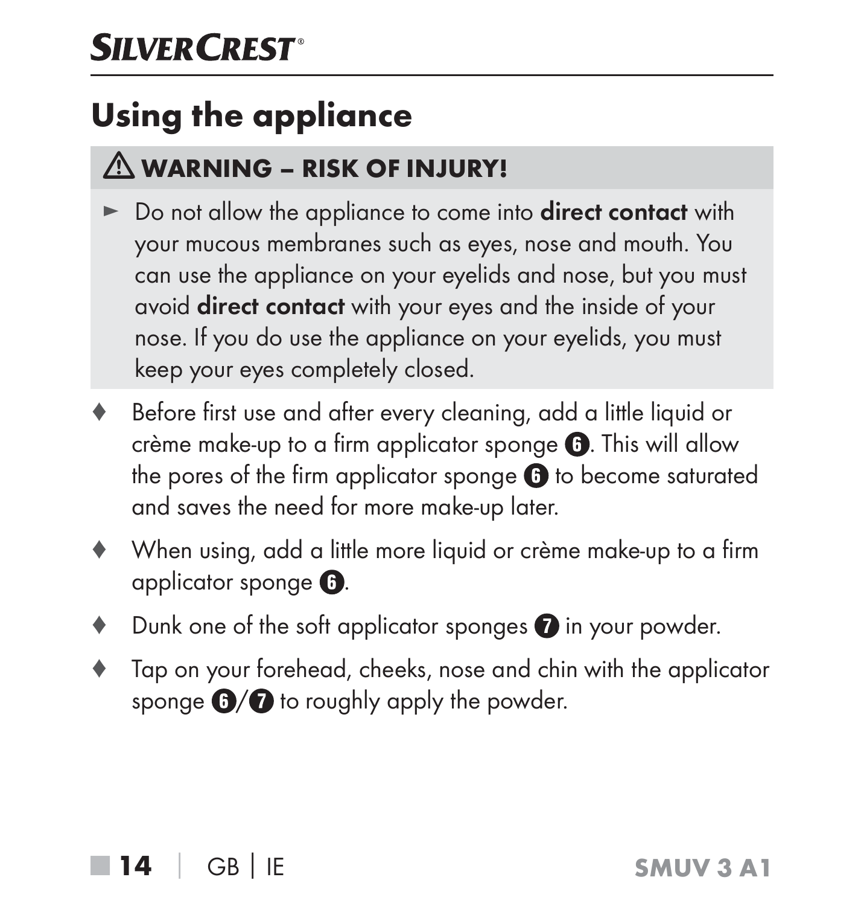## Using the appliance

**⚠ WARNING – RISK OF INJURY!**

- ► Do not allow the appliance to come into **direct contact** with your mucous membranes such as eyes, nose and mouth. You can use the appliance on your eyelids and nose, but you must avoid **direct contact** with your eyes and the inside of your nose. If you do use the appliance on your eyelids, you must keep your eyes completely closed.

- ♦ Before first use and after every cleaning, add a little liquid or crème make-up to a firm applicator sponge ❻. This will allow the pores of the firm applicator sponge ❻ to become saturated and saves the need for more make-up later.
- ♦ When using, add a little more liquid or crème make-up to a firm applicator sponge ❻.
- ♦ Dunk one of the soft applicator sponges ❼ in your powder.
- ♦ Tap on your forehead, cheeks, nose and chin with the applicator sponge ❻/❼ to roughly apply the powder.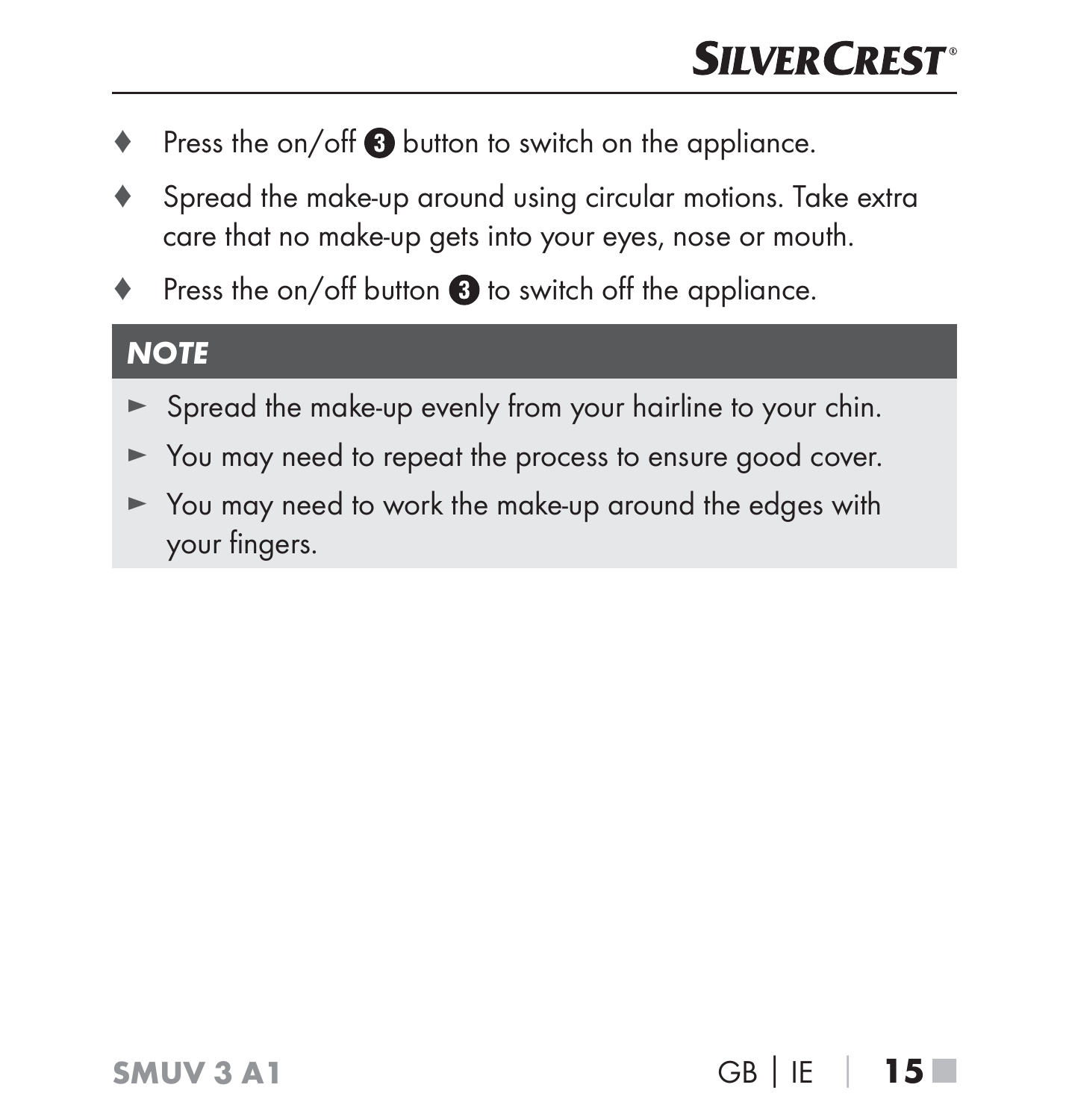- Press the on/off ❸ button to switch on the appliance.
- Spread the make-up around using circular motions. Take extra care that no make-up gets into your eyes, nose or mouth.
- Press the on/off button ❸ to switch off the appliance.

### NOTE

- Spread the make-up evenly from your hairline to your chin.
- You may need to repeat the process to ensure good cover.
- You may need to work the make-up around the edges with your fingers.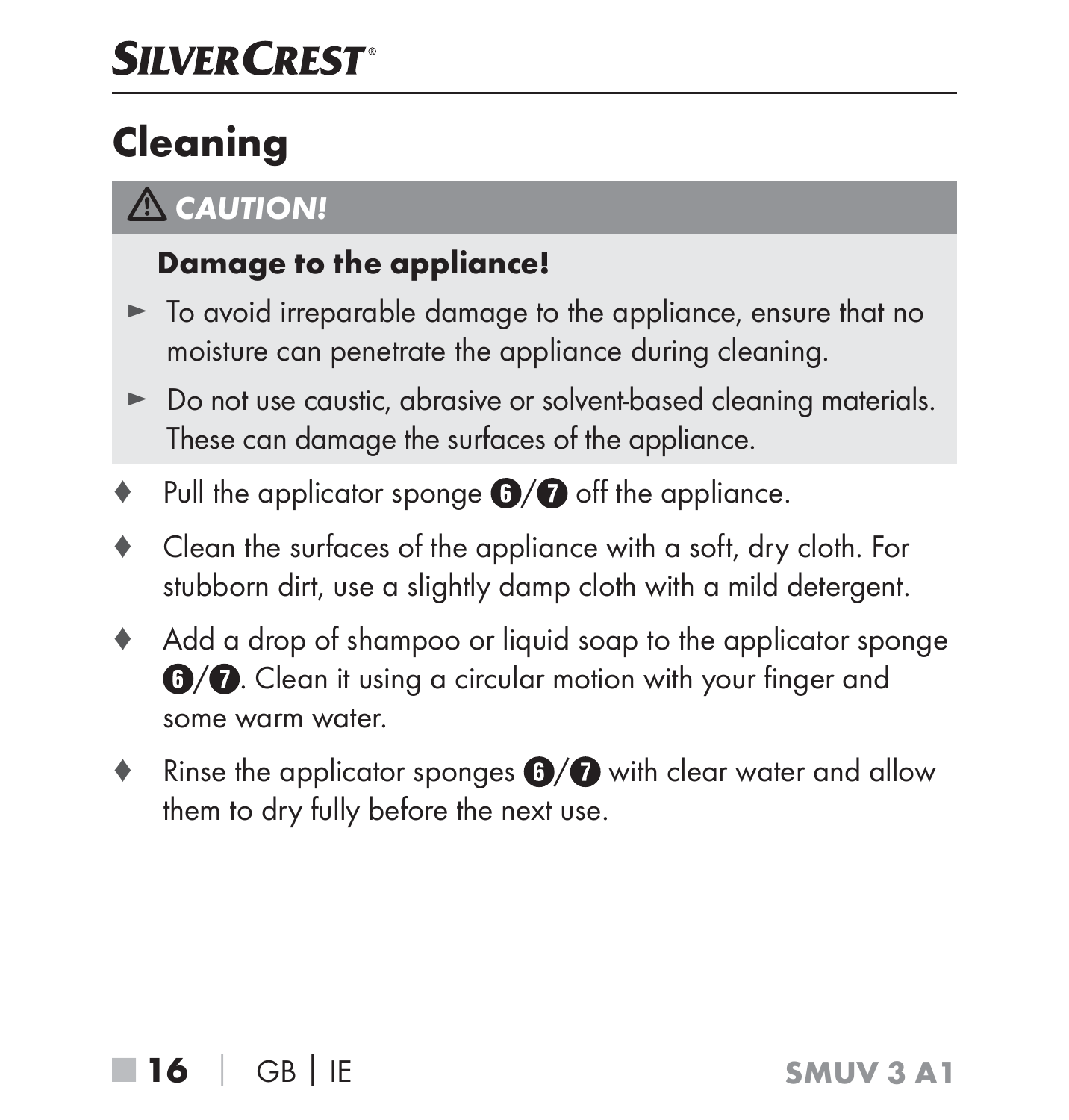# Cleaning

> ⚠ **CAUTION!**
>
> **Damage to the appliance!**
>
> ► To avoid irreparable damage to the appliance, ensure that no moisture can penetrate the appliance during cleaning.
>
> ► Do not use caustic, abrasive or solvent-based cleaning materials. These can damage the surfaces of the appliance.

♦ Pull the applicator sponge ❻/❼ off the appliance.

♦ Clean the surfaces of the appliance with a soft, dry cloth. For stubborn dirt, use a slightly damp cloth with a mild detergent.

♦ Add a drop of shampoo or liquid soap to the applicator sponge ❻/❼. Clean it using a circular motion with your finger and some warm water.

♦ Rinse the applicator sponges ❻/❼ with clear water and allow them to dry fully before the next use.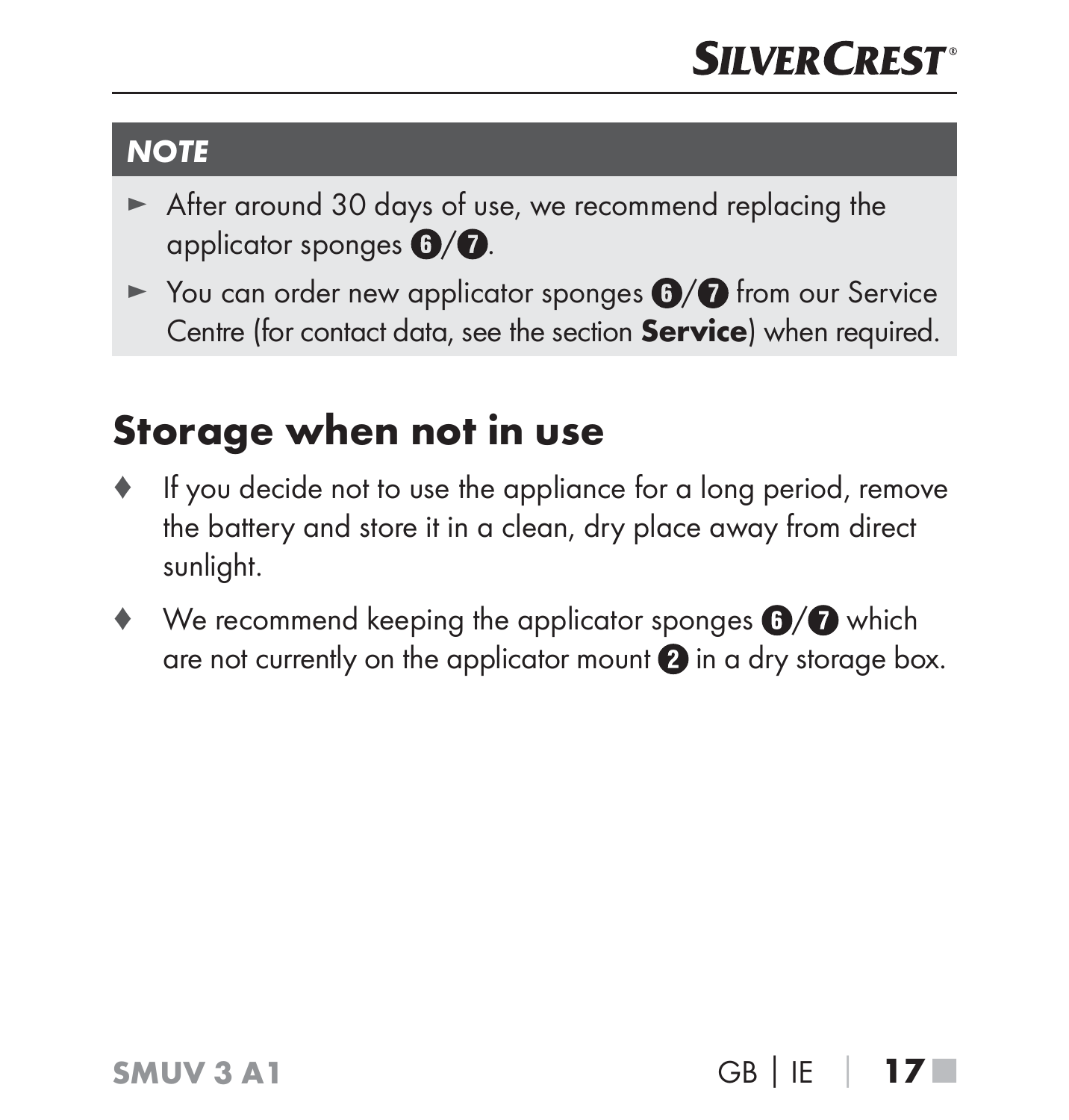### NOTE

- ► After around 30 days of use, we recommend replacing the applicator sponges 6/7.
- ► You can order new applicator sponges 6/7 from our Service Centre (for contact data, see the section **Service**) when required.

## Storage when not in use

- ♦ If you decide not to use the appliance for a long period, remove the battery and store it in a clean, dry place away from direct sunlight.
- ♦ We recommend keeping the applicator sponges 6/7 which are not currently on the applicator mount 2 in a dry storage box.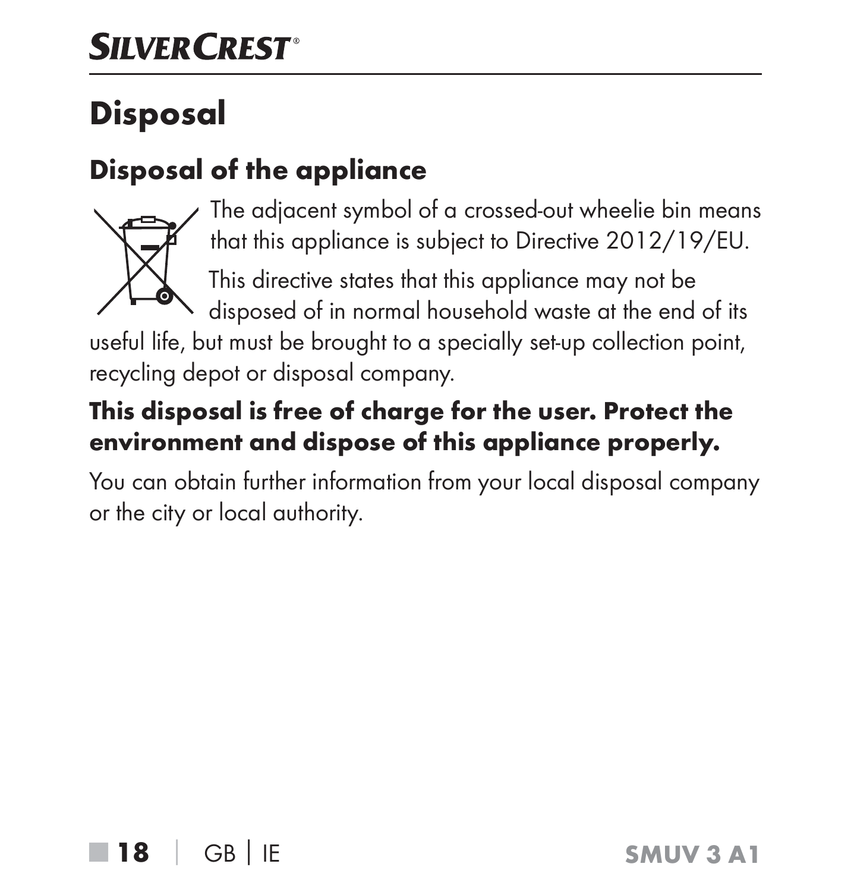# Disposal

## Disposal of the appliance

The adjacent symbol of a crossed-out wheelie bin means that this appliance is subject to Directive 2012/19/EU.

This directive states that this appliance may not be disposed of in normal household waste at the end of its useful life, but must be brought to a specially set-up collection point, recycling depot or disposal company.

**This disposal is free of charge for the user. Protect the environment and dispose of this appliance properly.**

You can obtain further information from your local disposal company or the city or local authority.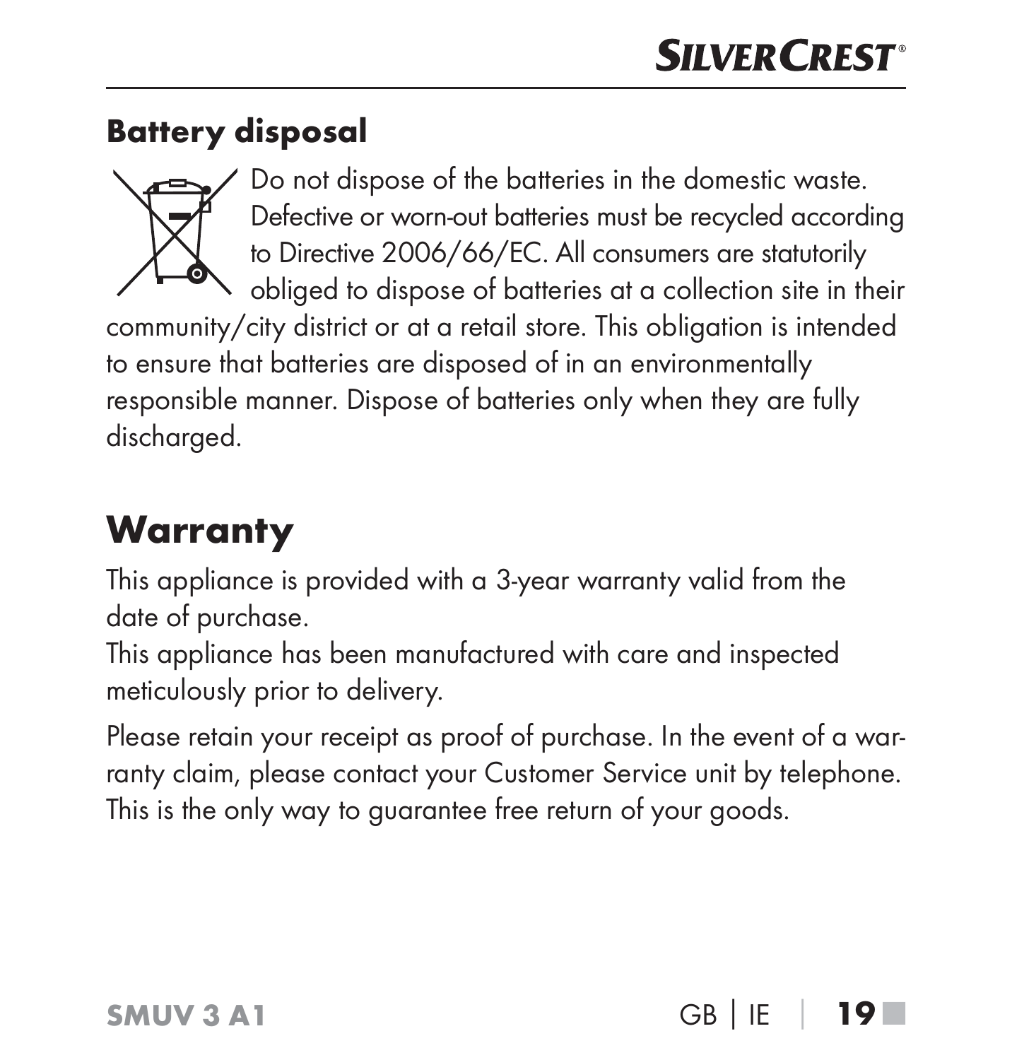### Battery disposal

Do not dispose of the batteries in the domestic waste. Defective or worn-out batteries must be recycled according to Directive 2006/66/EC. All consumers are statutorily obliged to dispose of batteries at a collection site in their community/city district or at a retail store. This obligation is intended to ensure that batteries are disposed of in an environmentally responsible manner. Dispose of batteries only when they are fully discharged.

## Warranty

This appliance is provided with a 3-year warranty valid from the date of purchase.
This appliance has been manufactured with care and inspected meticulously prior to delivery.

Please retain your receipt as proof of purchase. In the event of a warranty claim, please contact your Customer Service unit by telephone. This is the only way to guarantee free return of your goods.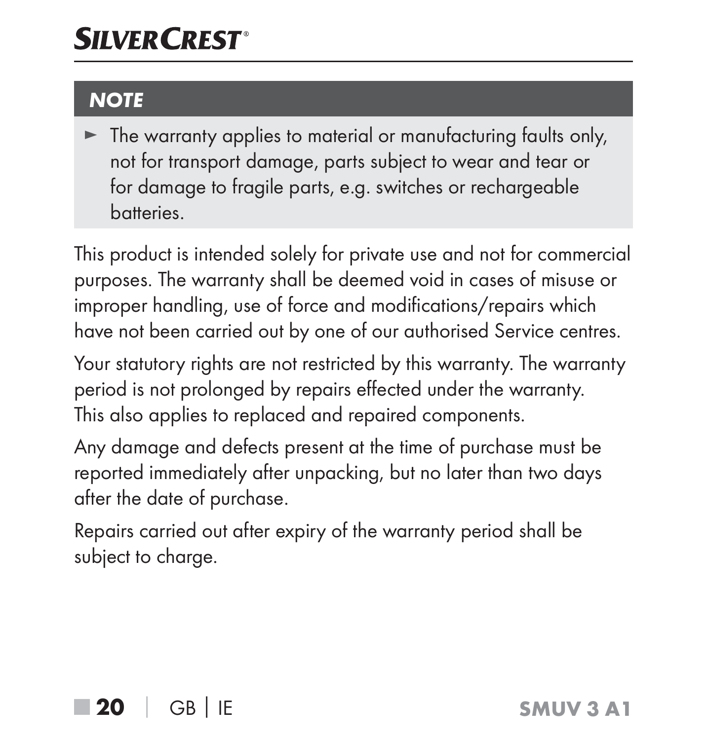### NOTE

- The warranty applies to material or manufacturing faults only, not for transport damage, parts subject to wear and tear or for damage to fragile parts, e.g. switches or rechargeable batteries.

This product is intended solely for private use and not for commercial purposes. The warranty shall be deemed void in cases of misuse or improper handling, use of force and modifications/repairs which have not been carried out by one of our authorised Service centres.

Your statutory rights are not restricted by this warranty. The warranty period is not prolonged by repairs effected under the warranty. This also applies to replaced and repaired components.

Any damage and defects present at the time of purchase must be reported immediately after unpacking, but no later than two days after the date of purchase.

Repairs carried out after expiry of the warranty period shall be subject to charge.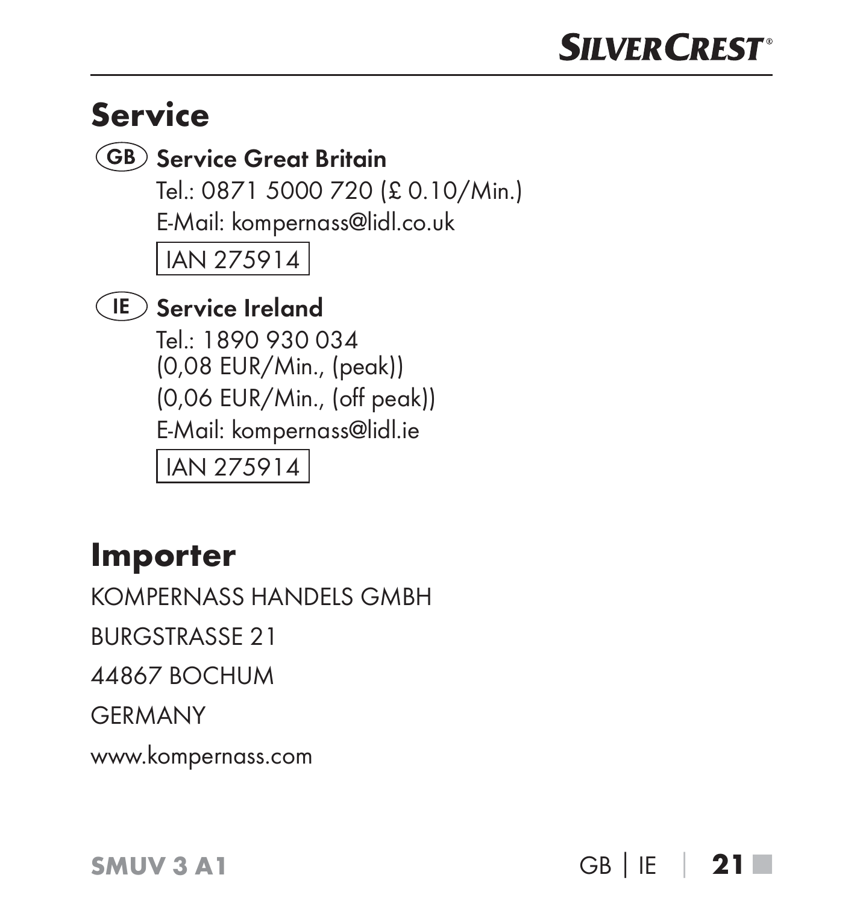## Service

**(GB) Service Great Britain**

Tel.: 0871 5000 720 (£ 0.10/Min.)
E-Mail: kompernass@lidl.co.uk

IAN 275914

**(IE) Service Ireland**

Tel.: 1890 930 034
(0,08 EUR/Min., (peak))
(0,06 EUR/Min., (off peak))
E-Mail: kompernass@lidl.ie

IAN 275914

## Importer

KOMPERNASS HANDELS GMBH

BURGSTRASSE 21

44867 BOCHUM

GERMANY

www.kompernass.com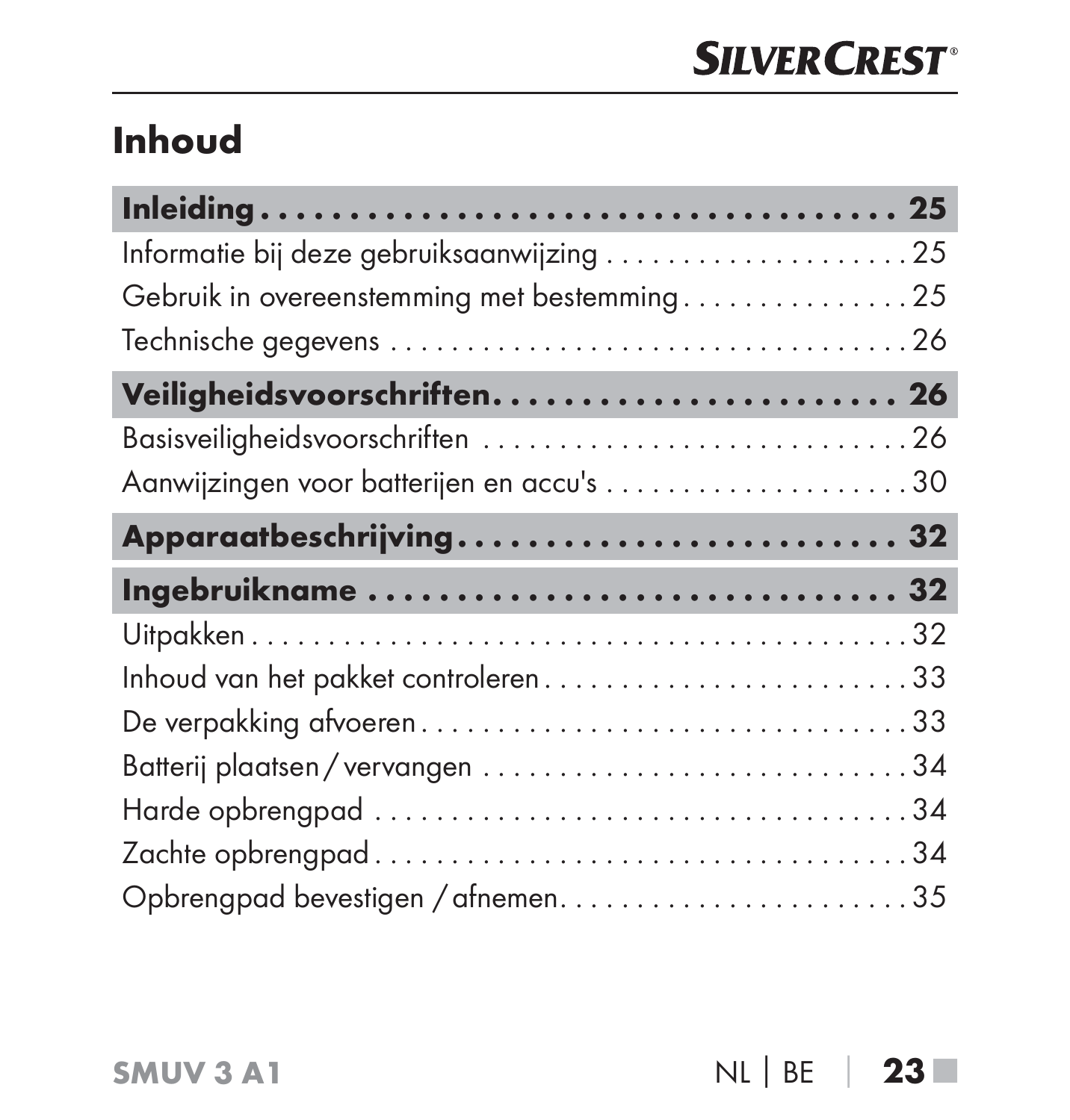# Inhoud

| | |
|---|---|
| **Inleiding** | **25** |
| Informatie bij deze gebruiksaanwijzing | 25 |
| Gebruik in overeenstemming met bestemming | 25 |
| Technische gegevens | 26 |
| **Veiligheidsvoorschriften** | **26** |
| Basisveiligheidsvoorschriften | 26 |
| Aanwijzingen voor batterijen en accu's | 30 |
| **Apparaatbeschrijving** | **32** |
| **Ingebruikname** | **32** |
| Uitpakken | 32 |
| Inhoud van het pakket controleren | 33 |
| De verpakking afvoeren | 33 |
| Batterij plaatsen / vervangen | 34 |
| Harde opbrengpad | 34 |
| Zachte opbrengpad | 34 |
| Opbrengpad bevestigen / afnemen | 35 |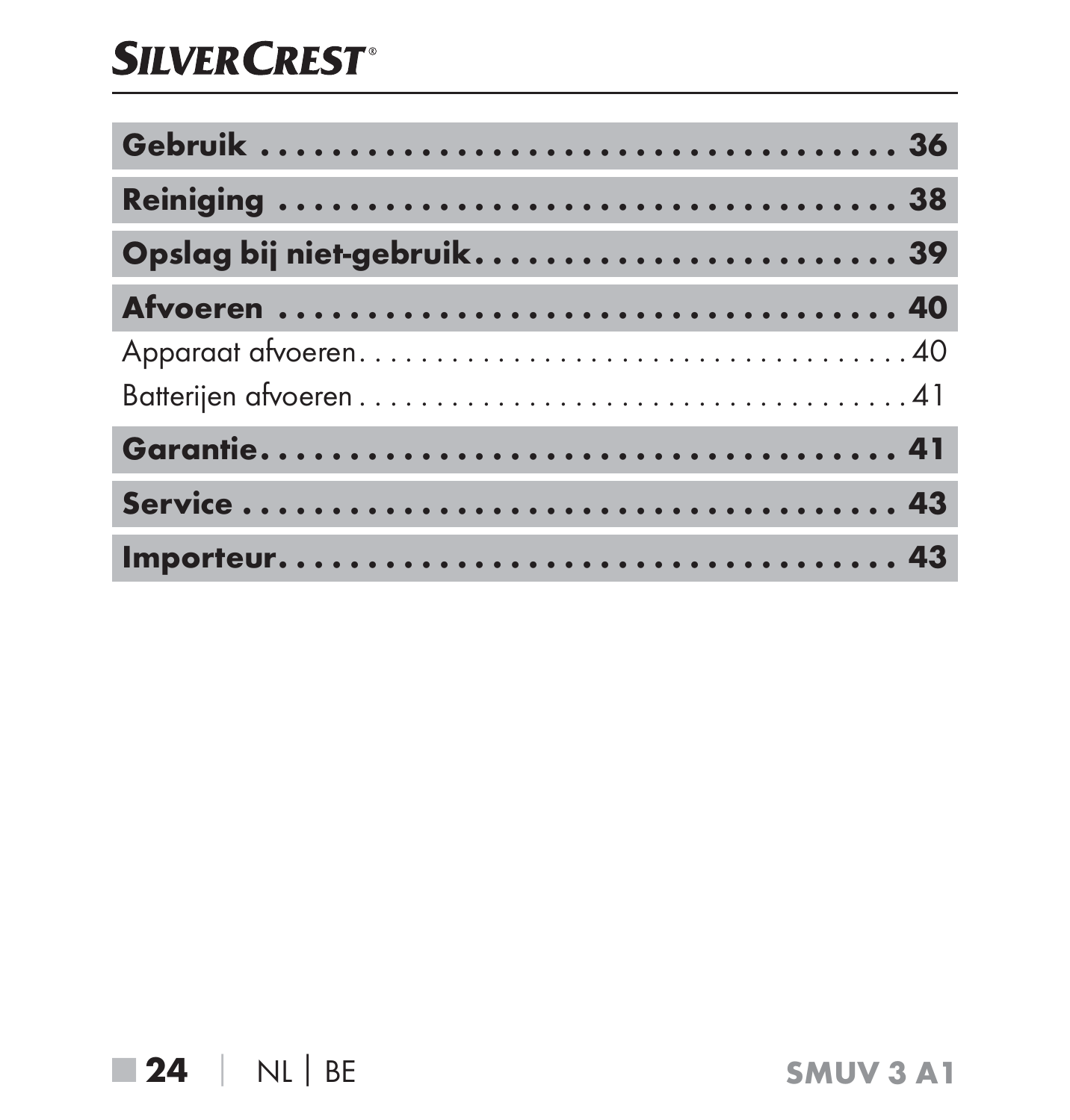**Gebruik . . . . . . . . . . . . . . . . . . . . . . . . . . . . . . . . . . . 36**

**Reiniging . . . . . . . . . . . . . . . . . . . . . . . . . . . . . . . . . 38**

**Opslag bij niet-gebruik . . . . . . . . . . . . . . . . . . . . . . . . 39**

**Afvoeren . . . . . . . . . . . . . . . . . . . . . . . . . . . . . . . . . . 40**

Apparaat afvoeren . . . . . . . . . . . . . . . . . . . . . . . . . . . . . . . 40

Batterijen afvoeren . . . . . . . . . . . . . . . . . . . . . . . . . . . . . . 41

**Garantie . . . . . . . . . . . . . . . . . . . . . . . . . . . . . . . . . . . 41**

**Service . . . . . . . . . . . . . . . . . . . . . . . . . . . . . . . . . . . . 43**

**Importeur . . . . . . . . . . . . . . . . . . . . . . . . . . . . . . . . . . 43**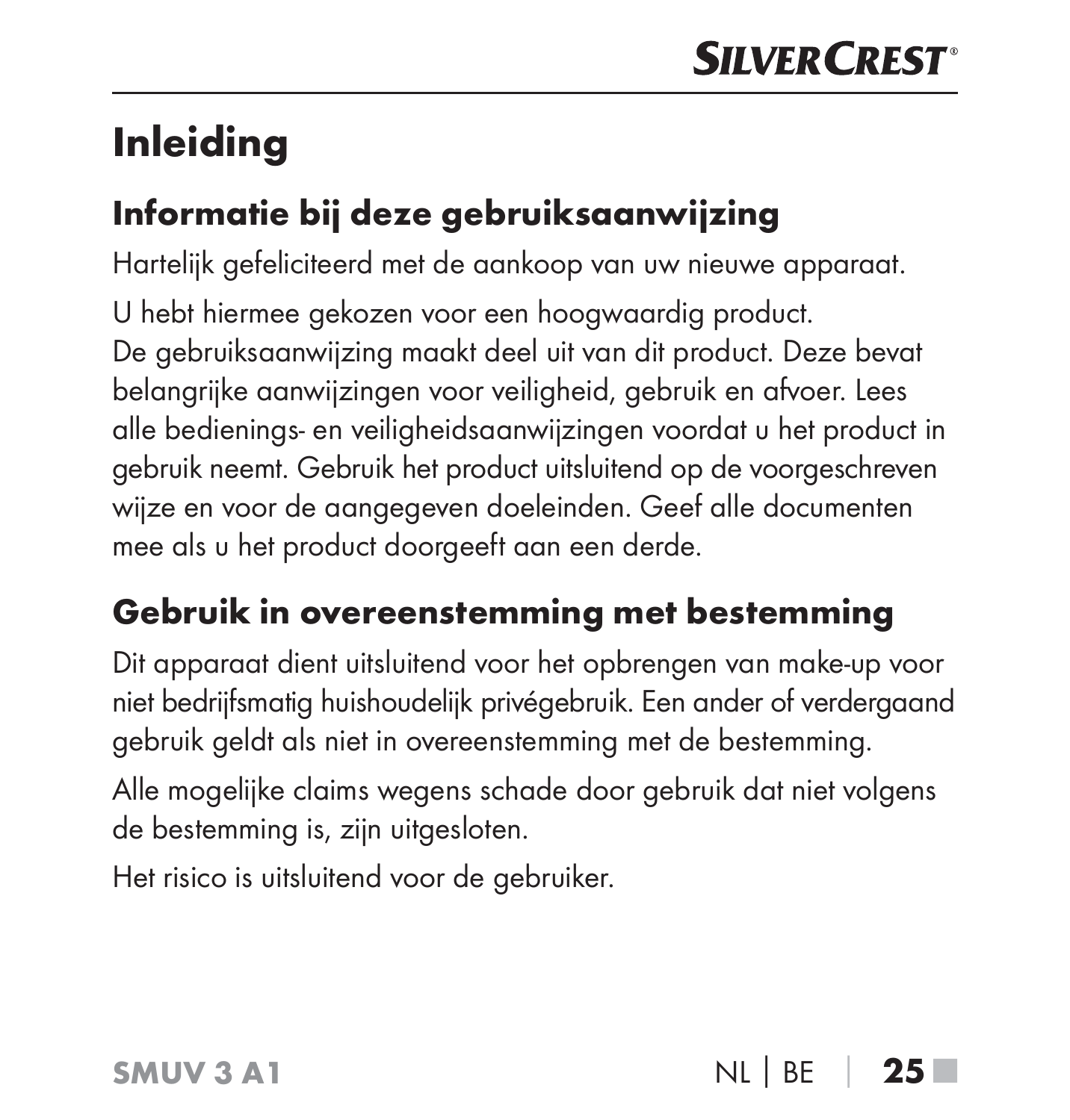# Inleiding

## Informatie bij deze gebruiksaanwijzing

Hartelijk gefeliciteerd met de aankoop van uw nieuwe apparaat.

U hebt hiermee gekozen voor een hoogwaardig product.
De gebruiksaanwijzing maakt deel uit van dit product. Deze bevat belangrijke aanwijzingen voor veiligheid, gebruik en afvoer. Lees alle bedienings- en veiligheidsaanwijzingen voordat u het product in gebruik neemt. Gebruik het product uitsluitend op de voorgeschreven wijze en voor de aangegeven doeleinden. Geef alle documenten mee als u het product doorgeeft aan een derde.

## Gebruik in overeenstemming met bestemming

Dit apparaat dient uitsluitend voor het opbrengen van make-up voor niet bedrijfsmatig huishoudelijk privégebruik. Een ander of verdergaand gebruik geldt als niet in overeenstemming met de bestemming.

Alle mogelijke claims wegens schade door gebruik dat niet volgens de bestemming is, zijn uitgesloten.

Het risico is uitsluitend voor de gebruiker.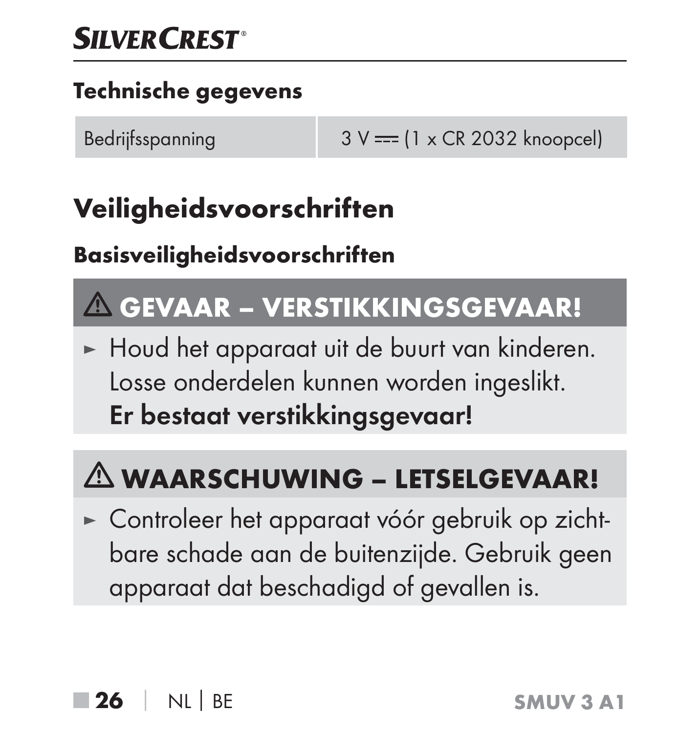### Technische gegevens

| Bedrijfsspanning | 3 V ⎓ (1 x CR 2032 knoopcel) |
|---|---|

## Veiligheidsvoorschriften

### Basisveiligheidsvoorschriften

**⚠ GEVAAR – VERSTIKKINGSGEVAAR!**

► Houd het apparaat uit de buurt van kinderen. Losse onderdelen kunnen worden ingeslikt. **Er bestaat verstikkingsgevaar!**

**⚠ WAARSCHUWING – LETSELGEVAAR!**

► Controleer het apparaat vóór gebruik op zichtbare schade aan de buitenzijde. Gebruik geen apparaat dat beschadigd of gevallen is.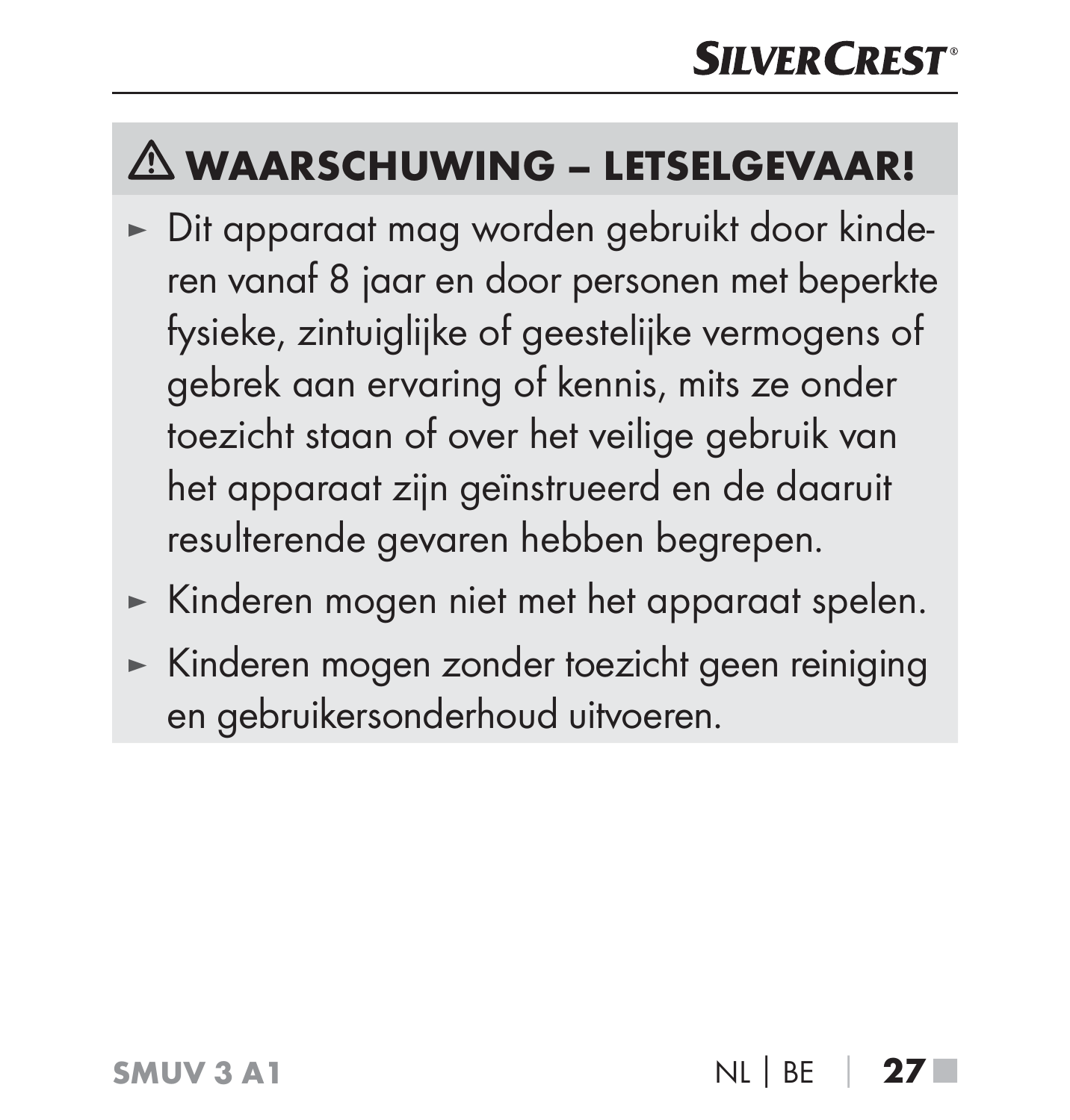### ⚠ WAARSCHUWING – LETSELGEVAAR!

- Dit apparaat mag worden gebruikt door kinderen vanaf 8 jaar en door personen met beperkte fysieke, zintuiglijke of geestelijke vermogens of gebrek aan ervaring of kennis, mits ze onder toezicht staan of over het veilige gebruik van het apparaat zijn geïnstrueerd en de daaruit resulterende gevaren hebben begrepen.
- Kinderen mogen niet met het apparaat spelen.
- Kinderen mogen zonder toezicht geen reiniging en gebruikersonderhoud uitvoeren.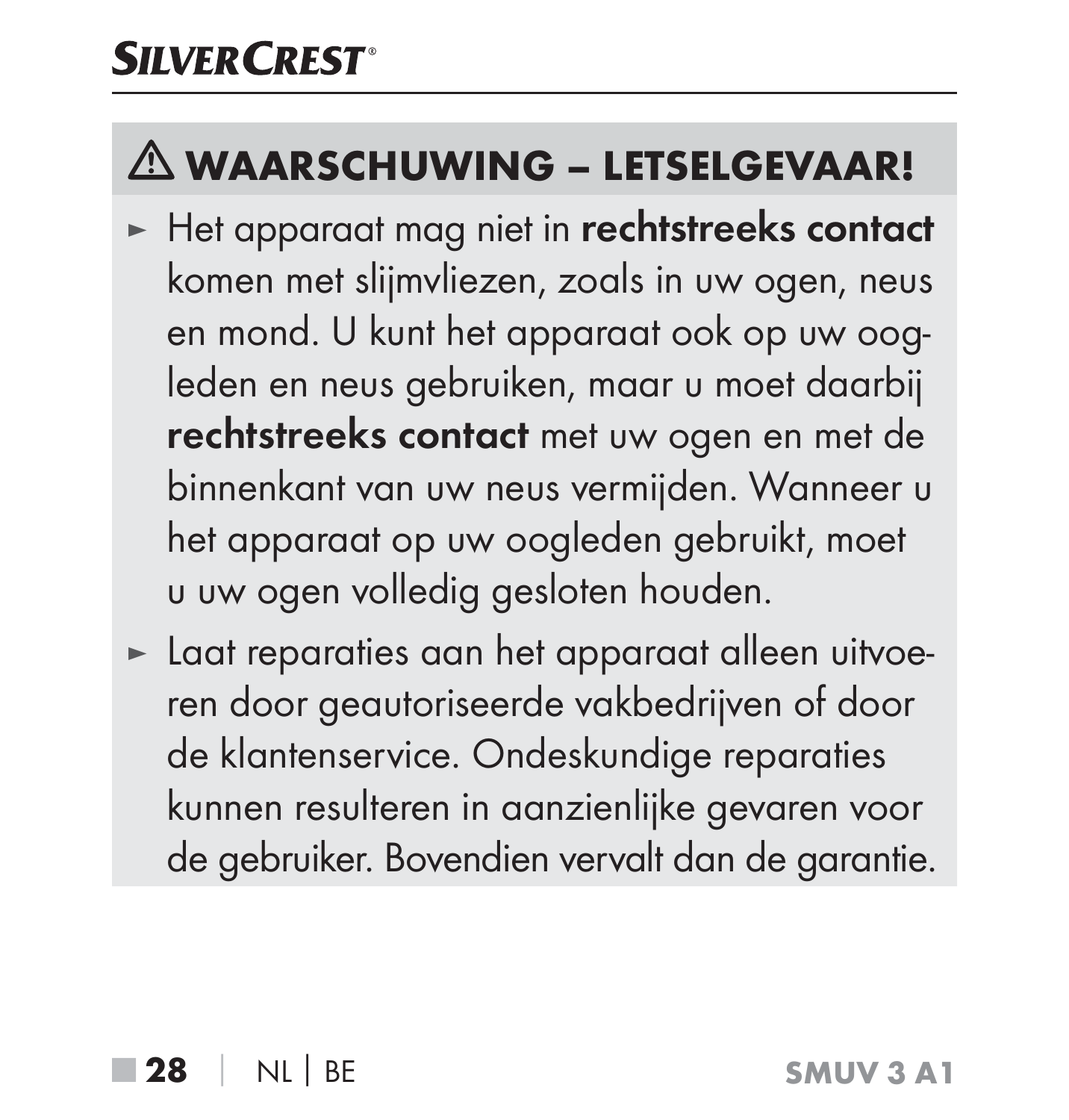## ⚠ WAARSCHUWING – LETSELGEVAAR!

- Het apparaat mag niet in **rechtstreeks contact** komen met slijmvliezen, zoals in uw ogen, neus en mond. U kunt het apparaat ook op uw oogleden en neus gebruiken, maar u moet daarbij **rechtstreeks contact** met uw ogen en met de binnenkant van uw neus vermijden. Wanneer u het apparaat op uw oogleden gebruikt, moet u uw ogen volledig gesloten houden.
- Laat reparaties aan het apparaat alleen uitvoeren door geautoriseerde vakbedrijven of door de klantenservice. Ondeskundige reparaties kunnen resulteren in aanzienlijke gevaren voor de gebruiker. Bovendien vervalt dan de garantie.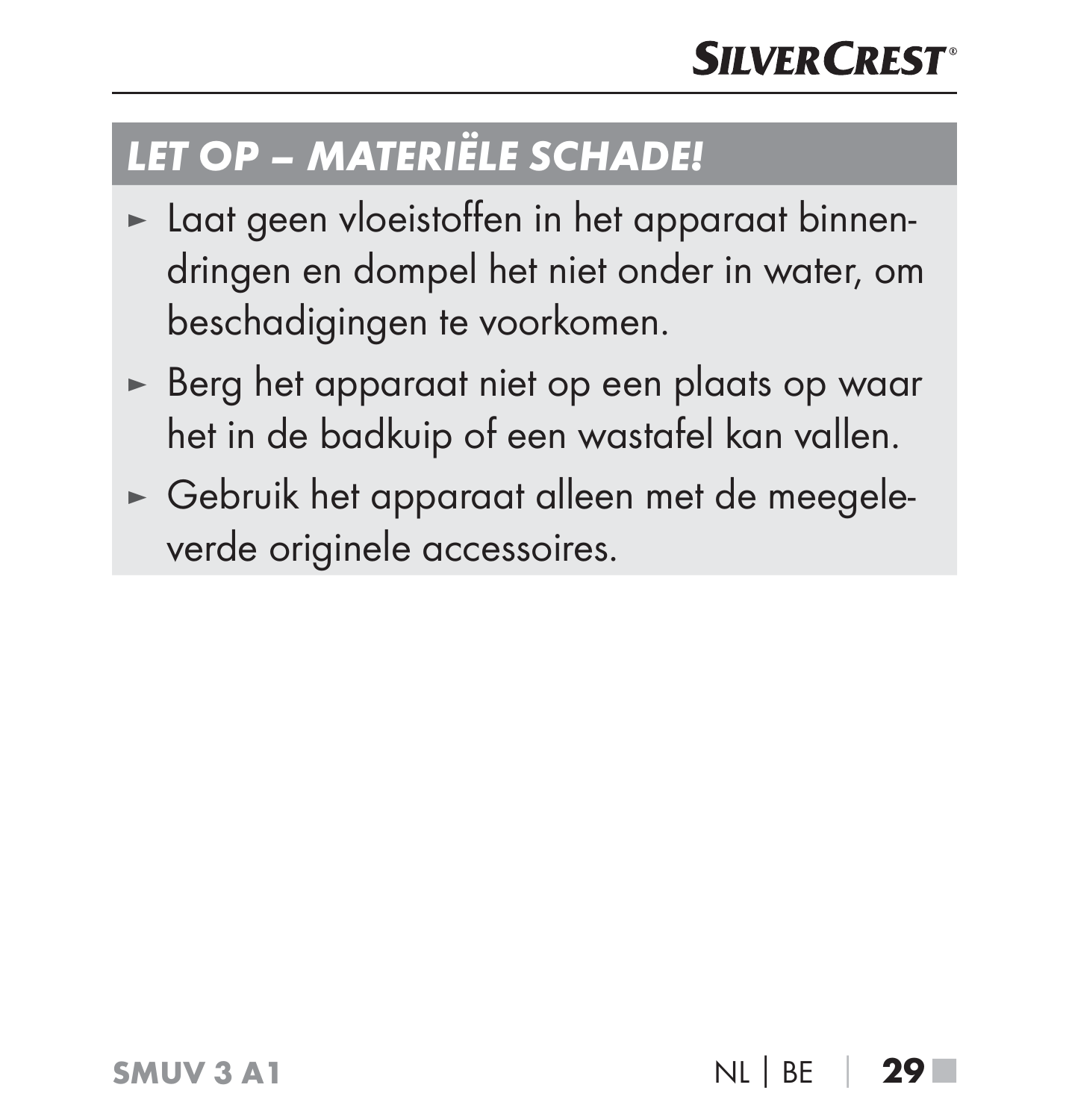## *LET OP – MATERIËLE SCHADE!*

- Laat geen vloeistoffen in het apparaat binnendringen en dompel het niet onder in water, om beschadigingen te voorkomen.
- Berg het apparaat niet op een plaats op waar het in de badkuip of een wastafel kan vallen.
- Gebruik het apparaat alleen met de meegeleverde originele accessoires.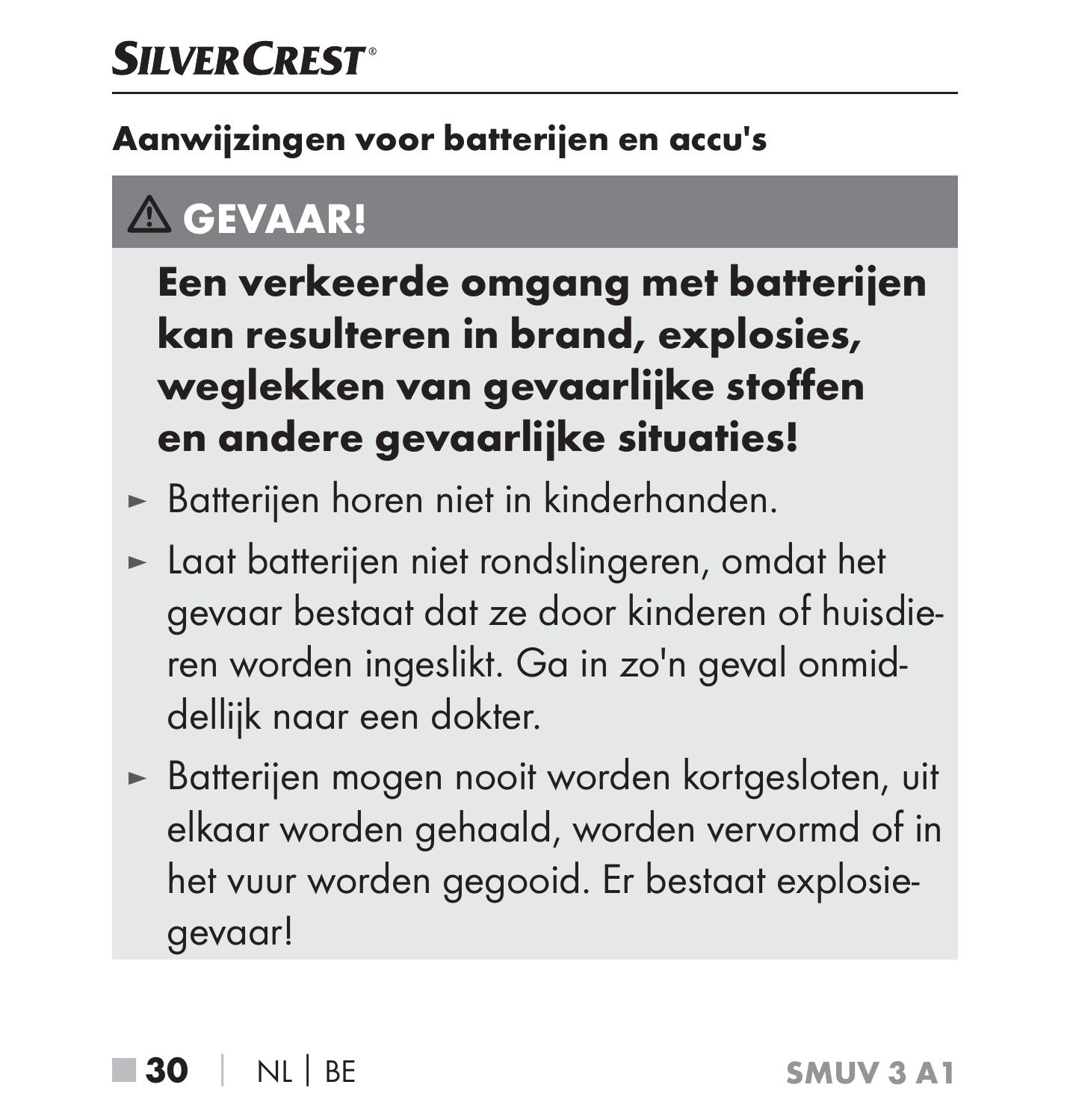## Aanwijzingen voor batterijen en accu's

### ⚠ GEVAAR!

**Een verkeerde omgang met batterijen kan resulteren in brand, explosies, weglekken van gevaarlijke stoffen en andere gevaarlijke situaties!**

- Batterijen horen niet in kinderhanden.
- Laat batterijen niet rondslingeren, omdat het gevaar bestaat dat ze door kinderen of huisdieren worden ingeslikt. Ga in zo'n geval onmiddellijk naar een dokter.
- Batterijen mogen nooit worden kortgesloten, uit elkaar worden gehaald, worden vervormd of in het vuur worden gegooid. Er bestaat explosiegevaar!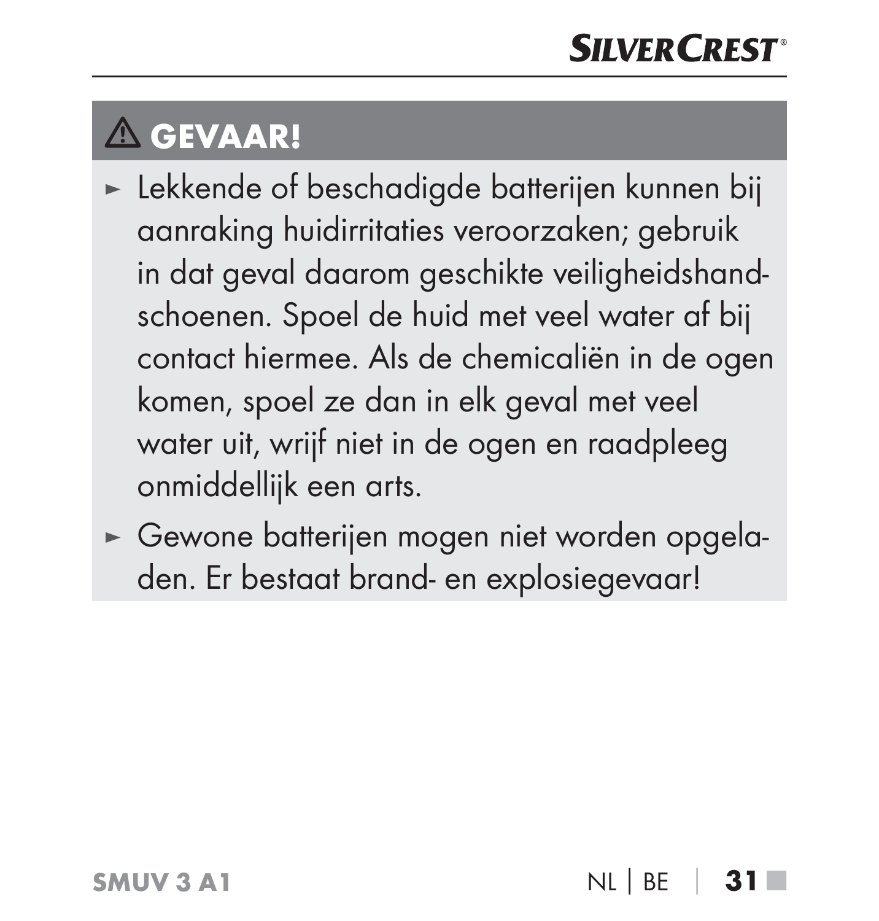## ⚠ GEVAAR!

- Lekkende of beschadigde batterijen kunnen bij aanraking huidirritaties veroorzaken; gebruik in dat geval daarom geschikte veiligheidshandschoenen. Spoel de huid met veel water af bij contact hiermee. Als de chemicaliën in de ogen komen, spoel ze dan in elk geval met veel water uit, wrijf niet in de ogen en raadpleeg onmiddellijk een arts.
- Gewone batterijen mogen niet worden opgeladen. Er bestaat brand- en explosiegevaar!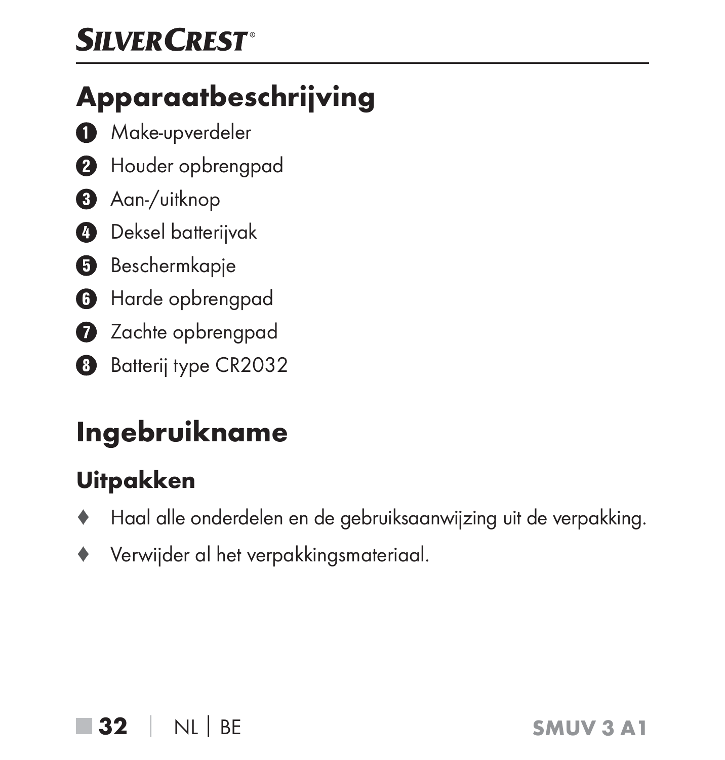## Apparaatbeschrijving

1. Make-upverdeler
2. Houder opbrengpad
3. Aan-/uitknop
4. Deksel batterijvak
5. Beschermkapje
6. Harde opbrengpad
7. Zachte opbrengpad
8. Batterij type CR2032

## Ingebruikname

### Uitpakken

- Haal alle onderdelen en de gebruiksaanwijzing uit de verpakking.
- Verwijder al het verpakkingsmateriaal.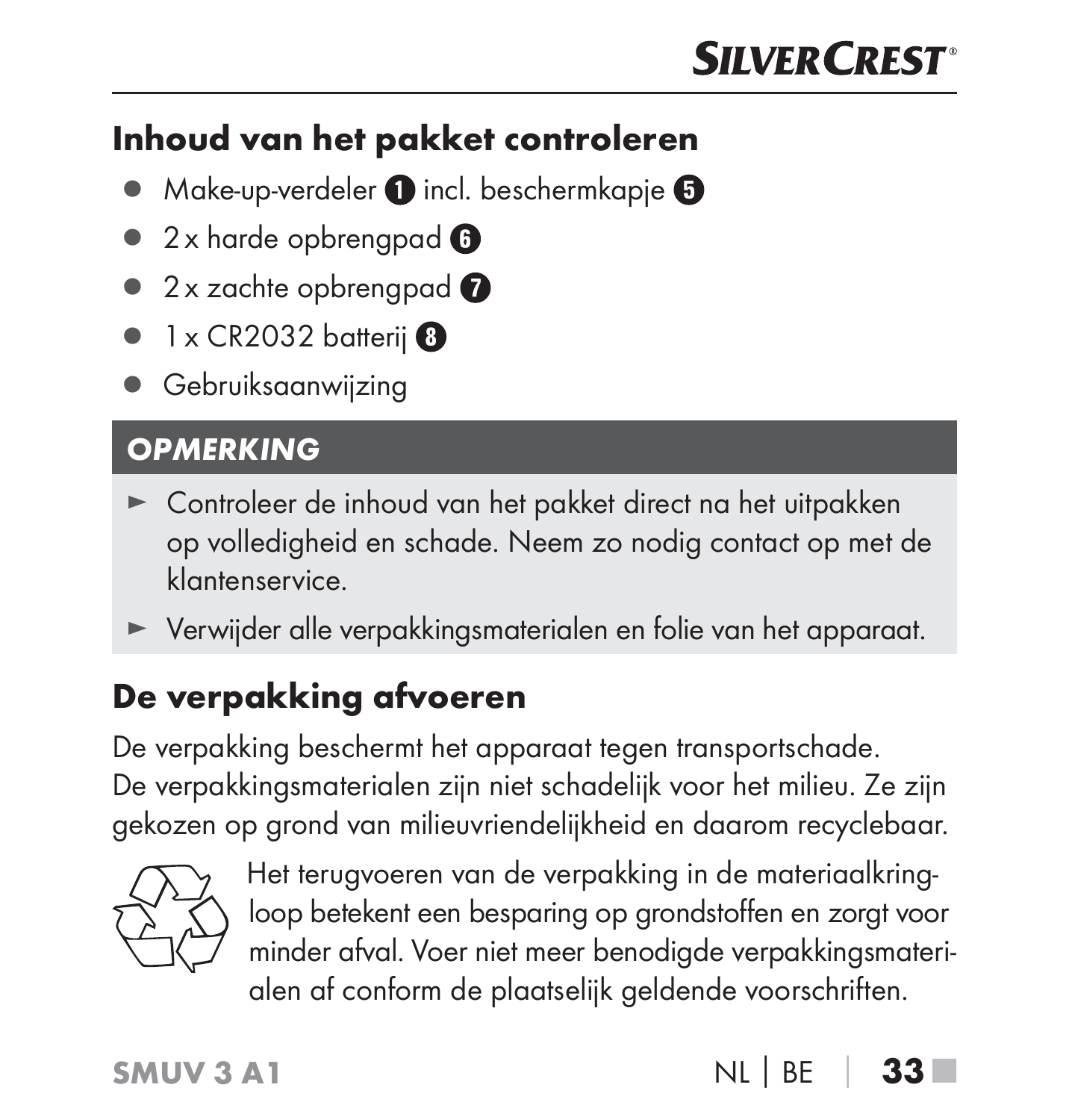## Inhoud van het pakket controleren

- Make-up-verdeler **1** incl. beschermkapje **5**
- 2 x harde opbrengpad **6**
- 2 x zachte opbrengpad **7**
- 1 x CR2032 batterij **8**
- Gebruiksaanwijzing

***OPMERKING***

- ► Controleer de inhoud van het pakket direct na het uitpakken op volledigheid en schade. Neem zo nodig contact op met de klantenservice.
- ► Verwijder alle verpakkingsmaterialen en folie van het apparaat.

## De verpakking afvoeren

De verpakking beschermt het apparaat tegen transportschade. De verpakkingsmaterialen zijn niet schadelijk voor het milieu. Ze zijn gekozen op grond van milieuvriendelijkheid en daarom recyclebaar.

Het terugvoeren van de verpakking in de materiaalkringloop betekent een besparing op grondstoffen en zorgt voor minder afval. Voer niet meer benodigde verpakkingsmaterialen af conform de plaatselijk geldende voorschriften.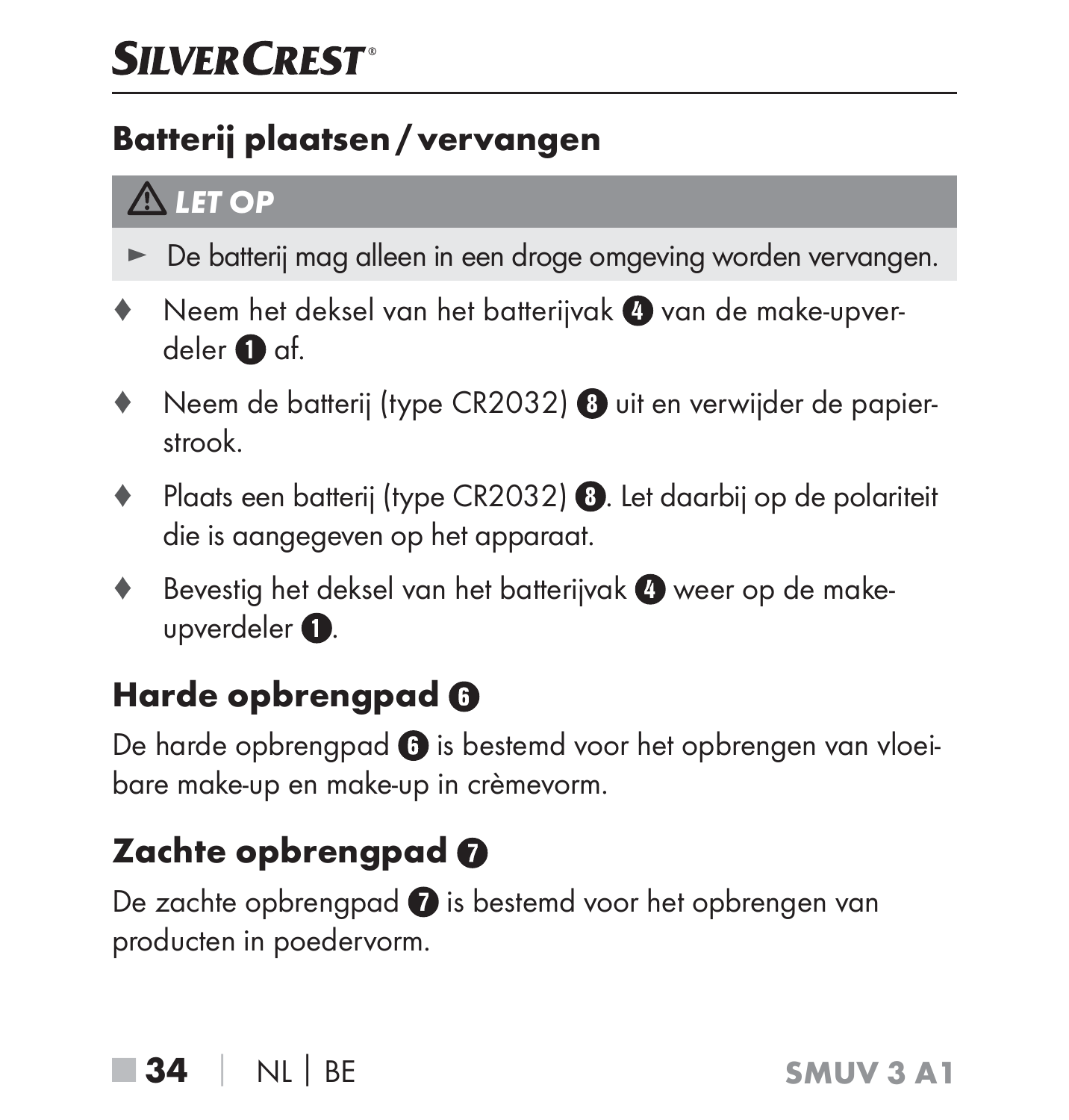## Batterij plaatsen / vervangen

> ⚠ **LET OP**
>
> ► De batterij mag alleen in een droge omgeving worden vervangen.

- ♦ Neem het deksel van het batterijvak ❹ van de make-upverdeler ❶ af.
- ♦ Neem de batterij (type CR2032) ❽ uit en verwijder de papierstrook.
- ♦ Plaats een batterij (type CR2032) ❽. Let daarbij op de polariteit die is aangegeven op het apparaat.
- ♦ Bevestig het deksel van het batterijvak ❹ weer op de make-upverdeler ❶.

## Harde opbrengpad ❻

De harde opbrengpad ❻ is bestemd voor het opbrengen van vloeibare make-up en make-up in crèmevorm.

## Zachte opbrengpad ❼

De zachte opbrengpad ❼ is bestemd voor het opbrengen van producten in poedervorm.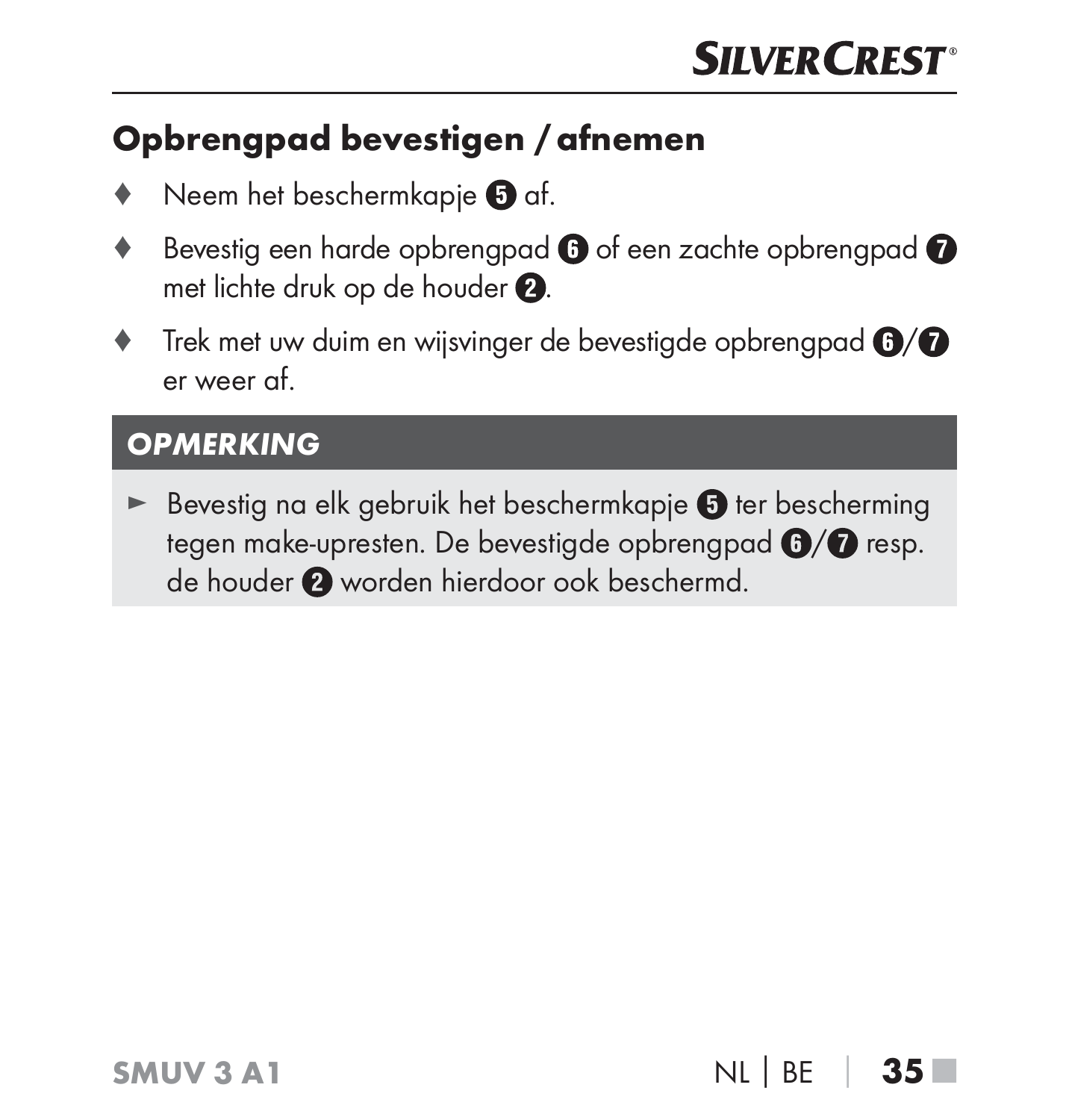## Opbrengpad bevestigen / afnemen

- Neem het beschermkapje ❺ af.
- Bevestig een harde opbrengpad ❻ of een zachte opbrengpad ❼ met lichte druk op de houder ❷.
- Trek met uw duim en wijsvinger de bevestigde opbrengpad ❻/❼ er weer af.

### *OPMERKING*

► Bevestig na elk gebruik het beschermkapje ❺ ter bescherming tegen make-upresten. De bevestigde opbrengpad ❻/❼ resp. de houder ❷ worden hierdoor ook beschermd.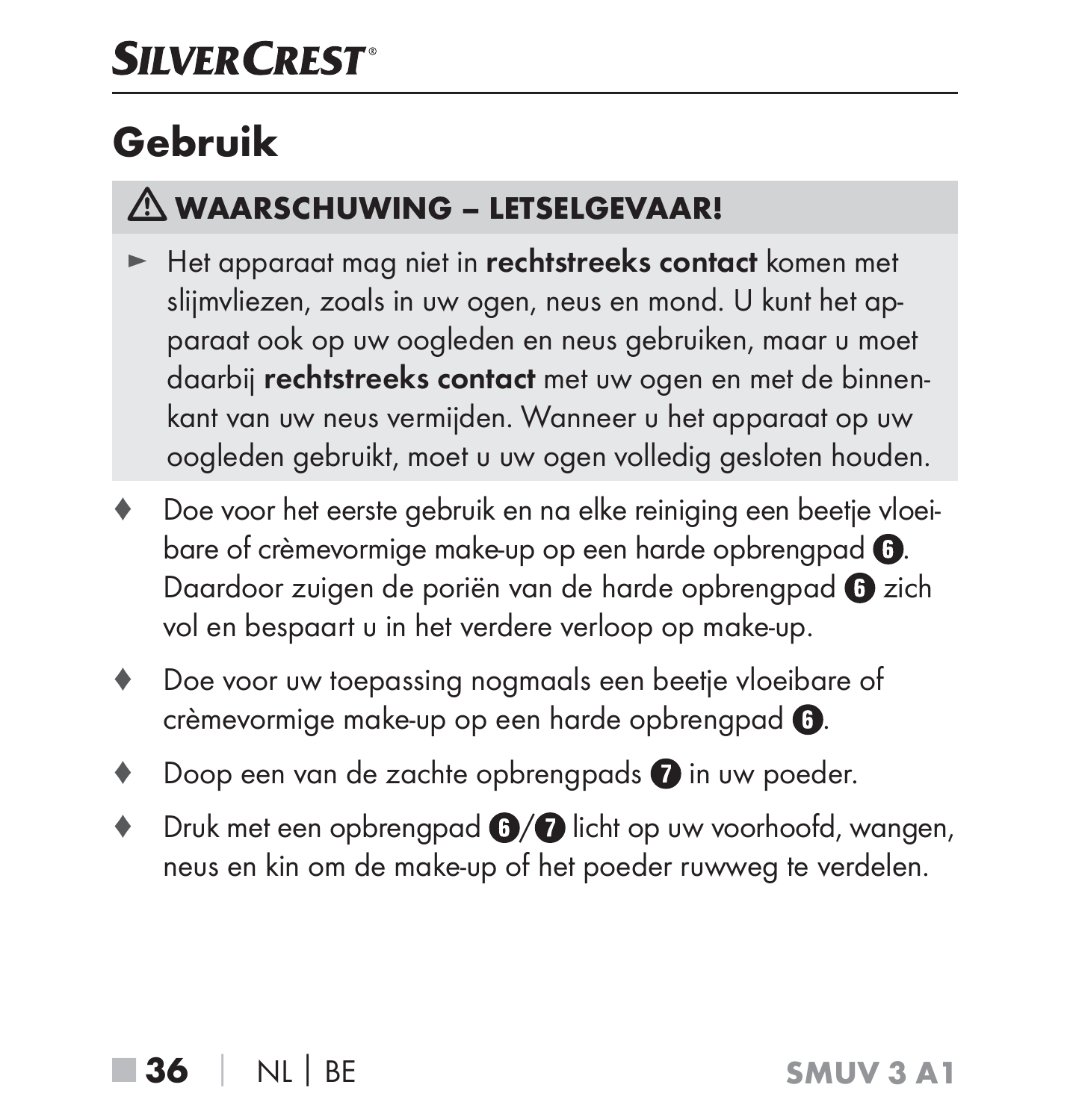# Gebruik

### ⚠ WAARSCHUWING – LETSELGEVAAR!

► Het apparaat mag niet in **rechtstreeks contact** komen met slijmvliezen, zoals in uw ogen, neus en mond. U kunt het apparaat ook op uw oogleden en neus gebruiken, maar u moet daarbij **rechtstreeks contact** met uw ogen en met de binnenkant van uw neus vermijden. Wanneer u het apparaat op uw oogleden gebruikt, moet u uw ogen volledig gesloten houden.

♦ Doe voor het eerste gebruik en na elke reiniging een beetje vloeibare of crèmevormige make-up op een harde opbrengpad ❻. Daardoor zuigen de poriën van de harde opbrengpad ❻ zich vol en bespaart u in het verdere verloop op make-up.

♦ Doe voor uw toepassing nogmaals een beetje vloeibare of crèmevormige make-up op een harde opbrengpad ❻.

♦ Doop een van de zachte opbrengpads ❼ in uw poeder.

♦ Druk met een opbrengpad ❻/❼ licht op uw voorhoofd, wangen, neus en kin om de make-up of het poeder ruwweg te verdelen.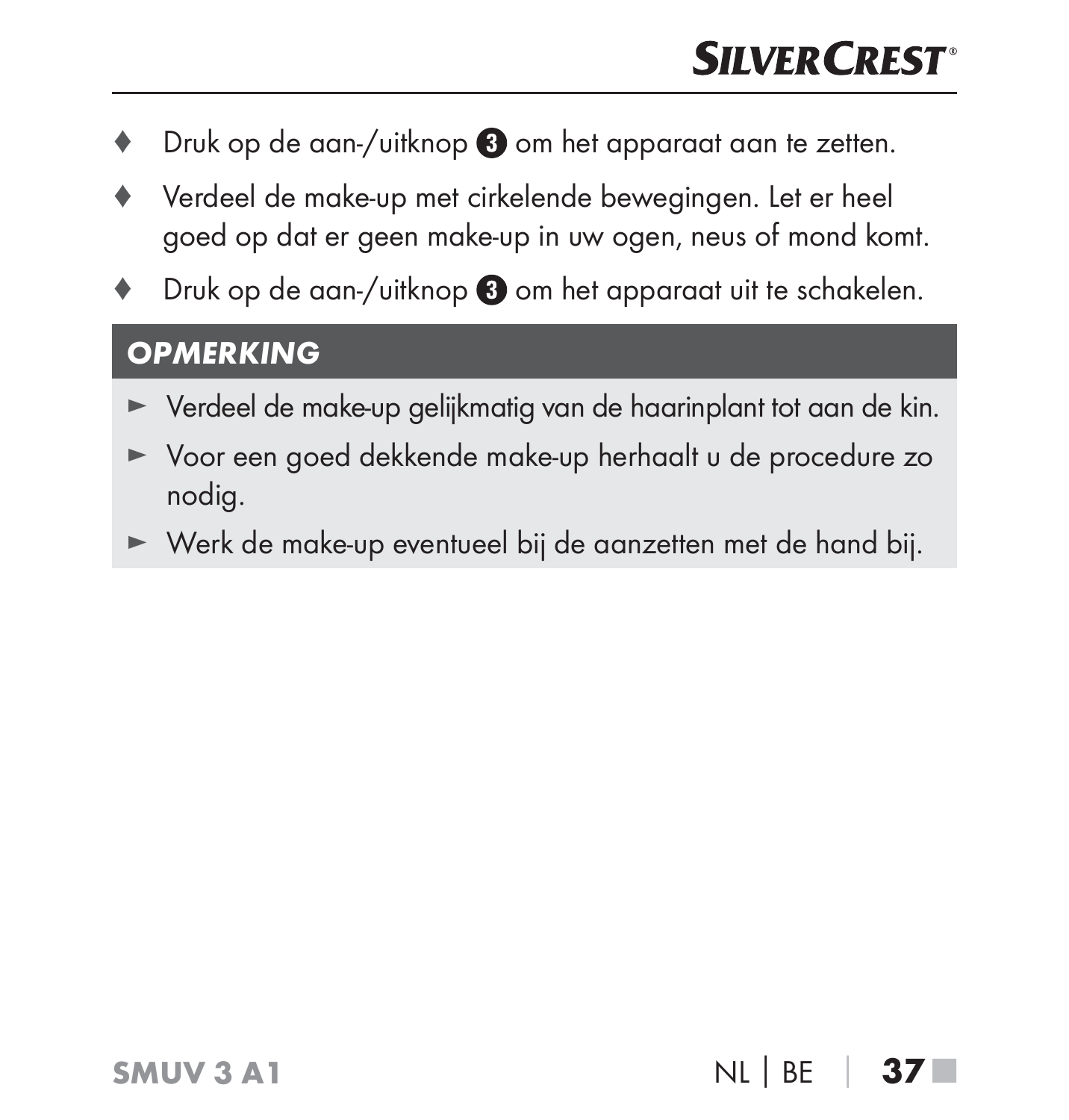- Druk op de aan-/uitknop ❸ om het apparaat aan te zetten.
- Verdeel de make-up met cirkelende bewegingen. Let er heel goed op dat er geen make-up in uw ogen, neus of mond komt.
- Druk op de aan-/uitknop ❸ om het apparaat uit te schakelen.

### OPMERKING

- Verdeel de make-up gelijkmatig van de haarinplant tot aan de kin.
- Voor een goed dekkende make-up herhaalt u de procedure zo nodig.
- Werk de make-up eventueel bij de aanzetten met de hand bij.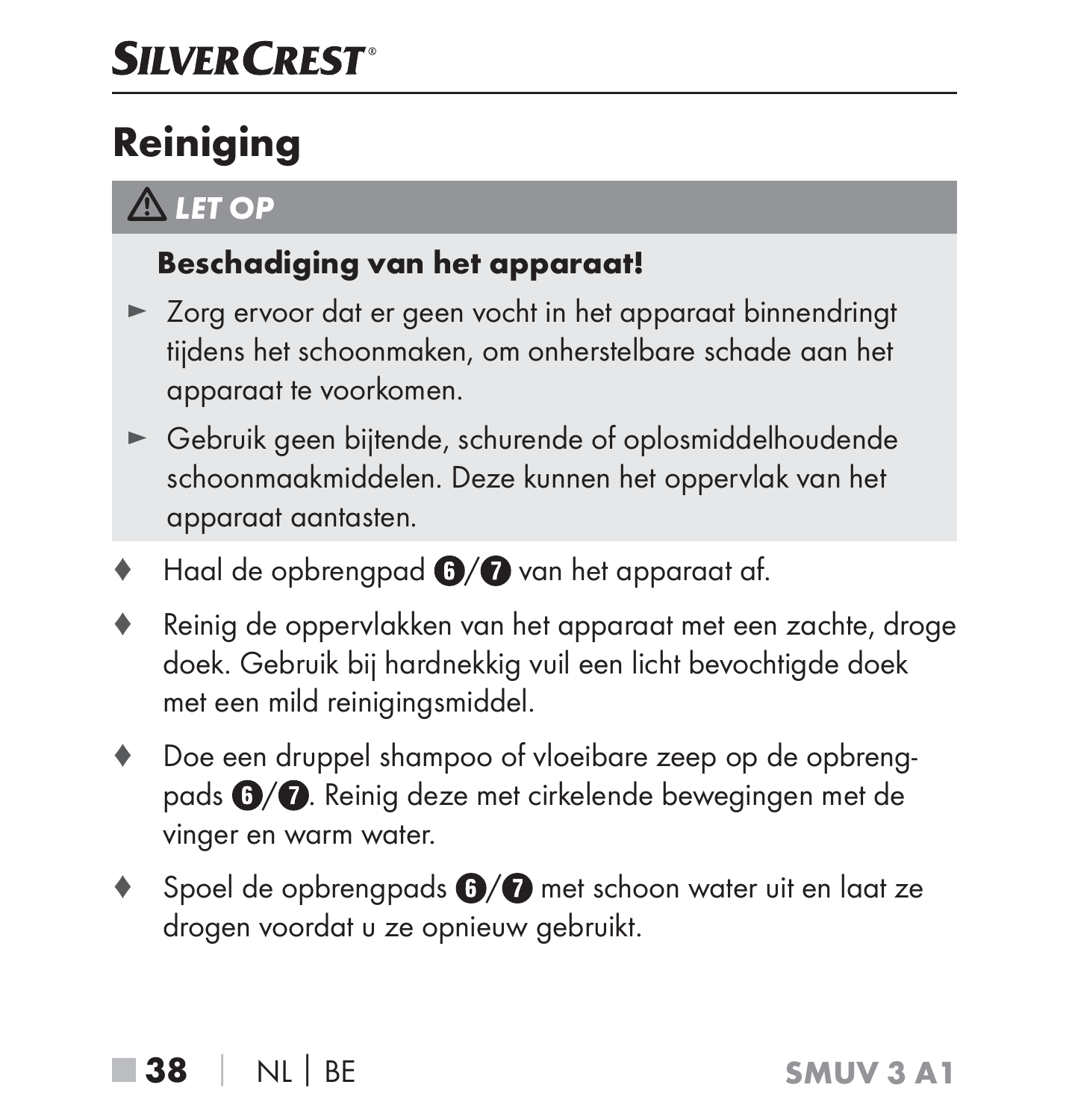# Reiniging

> ⚠ ***LET OP***
>
> **Beschadiging van het apparaat!**
>
> ► Zorg ervoor dat er geen vocht in het apparaat binnendringt tijdens het schoonmaken, om onherstelbare schade aan het apparaat te voorkomen.
>
> ► Gebruik geen bijtende, schurende of oplosmiddelhoudende schoonmaakmiddelen. Deze kunnen het oppervlak van het apparaat aantasten.

♦ Haal de opbrengpad 6/7 van het apparaat af.

♦ Reinig de oppervlakken van het apparaat met een zachte, droge doek. Gebruik bij hardnekkig vuil een licht bevochtigde doek met een mild reinigingsmiddel.

♦ Doe een druppel shampoo of vloeibare zeep op de opbrengpads 6/7. Reinig deze met cirkelende bewegingen met de vinger en warm water.

♦ Spoel de opbrengpads 6/7 met schoon water uit en laat ze drogen voordat u ze opnieuw gebruikt.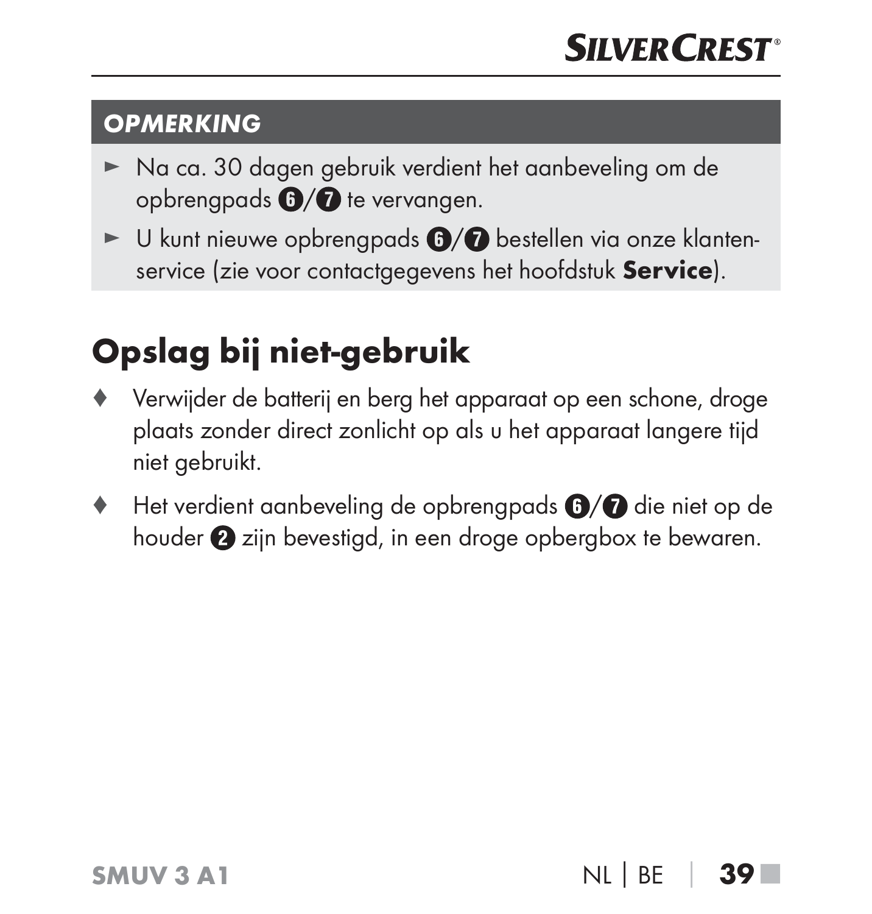**OPMERKING**

- ► Na ca. 30 dagen gebruik verdient het aanbeveling om de opbrengpads ❻/❼ te vervangen.
- ► U kunt nieuwe opbrengpads ❻/❼ bestellen via onze klanten-service (zie voor contactgegevens het hoofdstuk **Service**).

## Opslag bij niet-gebruik

- ♦ Verwijder de batterij en berg het apparaat op een schone, droge plaats zonder direct zonlicht op als u het apparaat langere tijd niet gebruikt.
- ♦ Het verdient aanbeveling de opbrengpads ❻/❼ die niet op de houder ❷ zijn bevestigd, in een droge opbergbox te bewaren.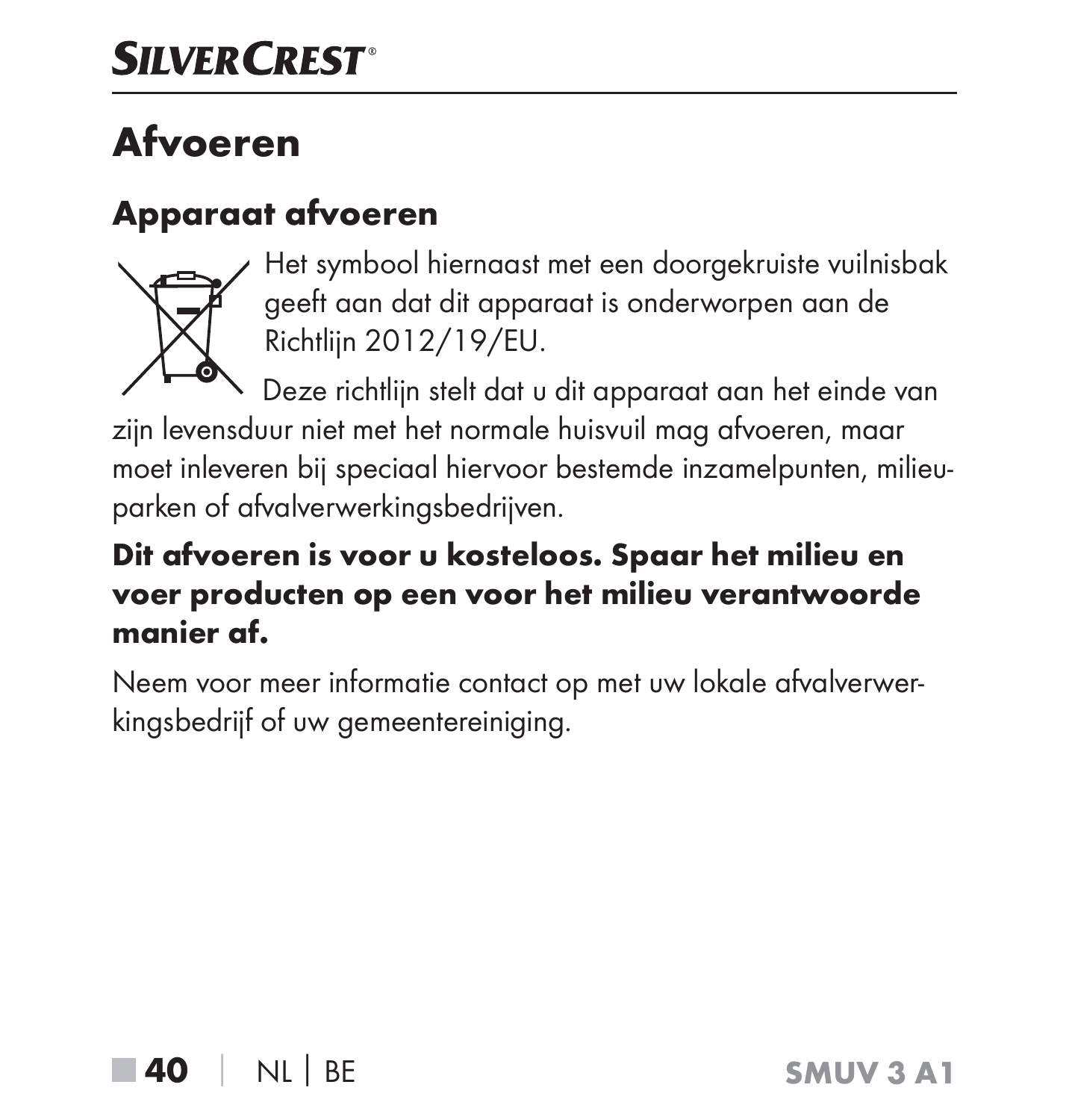# Afvoeren

## Apparaat afvoeren

Het symbool hiernaast met een doorgekruiste vuilnisbak geeft aan dat dit apparaat is onderworpen aan de Richtlijn 2012/19/EU.

Deze richtlijn stelt dat u dit apparaat aan het einde van zijn levensduur niet met het normale huisvuil mag afvoeren, maar moet inleveren bij speciaal hiervoor bestemde inzamelpunten, milieuparken of afvalverwerkingsbedrijven.

**Dit afvoeren is voor u kosteloos. Spaar het milieu en voer producten op een voor het milieu verantwoorde manier af.**

Neem voor meer informatie contact op met uw lokale afvalverwerkingsbedrijf of uw gemeentereiniging.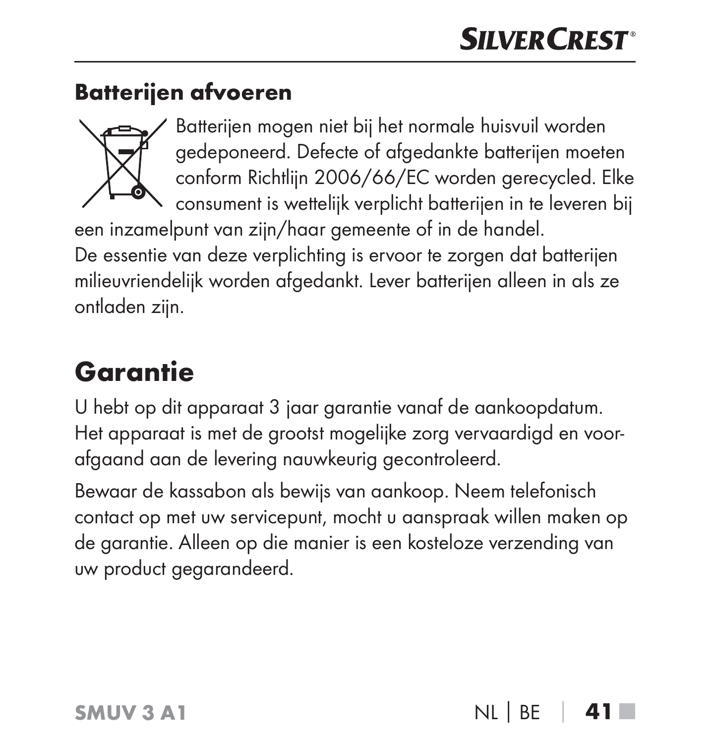### Batterijen afvoeren

Batterijen mogen niet bij het normale huisvuil worden gedeponeerd. Defecte of afgedankte batterijen moeten conform Richtlijn 2006/66/EC worden gerecycled. Elke consument is wettelijk verplicht batterijen in te leveren bij een inzamelpunt van zijn/haar gemeente of in de handel. De essentie van deze verplichting is ervoor te zorgen dat batterijen milieuvriendelijk worden afgedankt. Lever batterijen alleen in als ze ontladen zijn.

## Garantie

U hebt op dit apparaat 3 jaar garantie vanaf de aankoopdatum. Het apparaat is met de grootst mogelijke zorg vervaardigd en voorafgaand aan de levering nauwkeurig gecontroleerd.

Bewaar de kassabon als bewijs van aankoop. Neem telefonisch contact op met uw servicepunt, mocht u aanspraak willen maken op de garantie. Alleen op die manier is een kosteloze verzending van uw product gegarandeerd.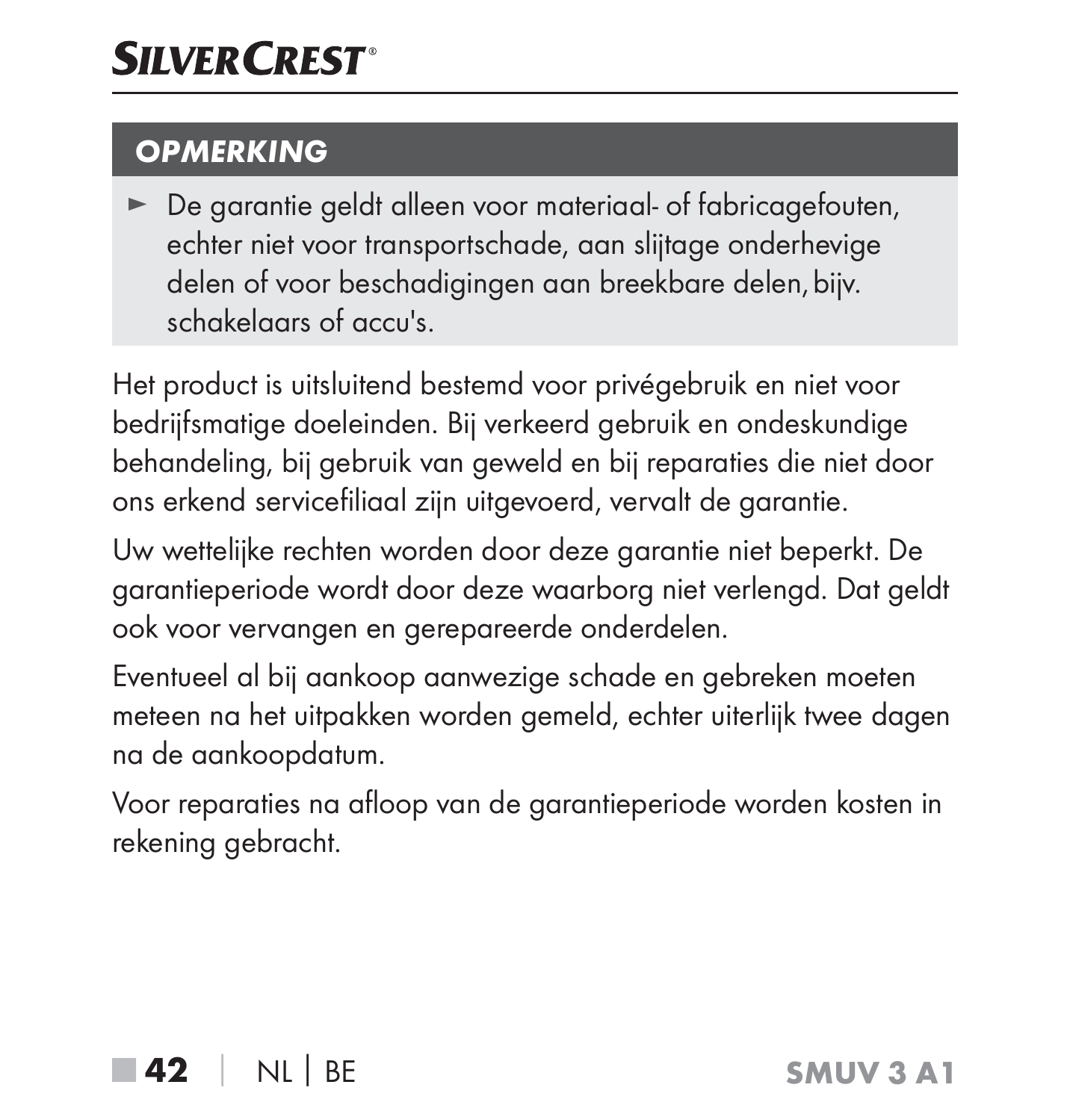### OPMERKING

- De garantie geldt alleen voor materiaal- of fabricagefouten, echter niet voor transportschade, aan slijtage onderhevige delen of voor beschadigingen aan breekbare delen, bijv. schakelaars of accu's.

Het product is uitsluitend bestemd voor privégebruik en niet voor bedrijfsmatige doeleinden. Bij verkeerd gebruik en ondeskundige behandeling, bij gebruik van geweld en bij reparaties die niet door ons erkend servicefiliaal zijn uitgevoerd, vervalt de garantie.

Uw wettelijke rechten worden door deze garantie niet beperkt. De garantieperiode wordt door deze waarborg niet verlengd. Dat geldt ook voor vervangen en gerepareerde onderdelen.

Eventueel al bij aankoop aanwezige schade en gebreken moeten meteen na het uitpakken worden gemeld, echter uiterlijk twee dagen na de aankoopdatum.

Voor reparaties na afloop van de garantieperiode worden kosten in rekening gebracht.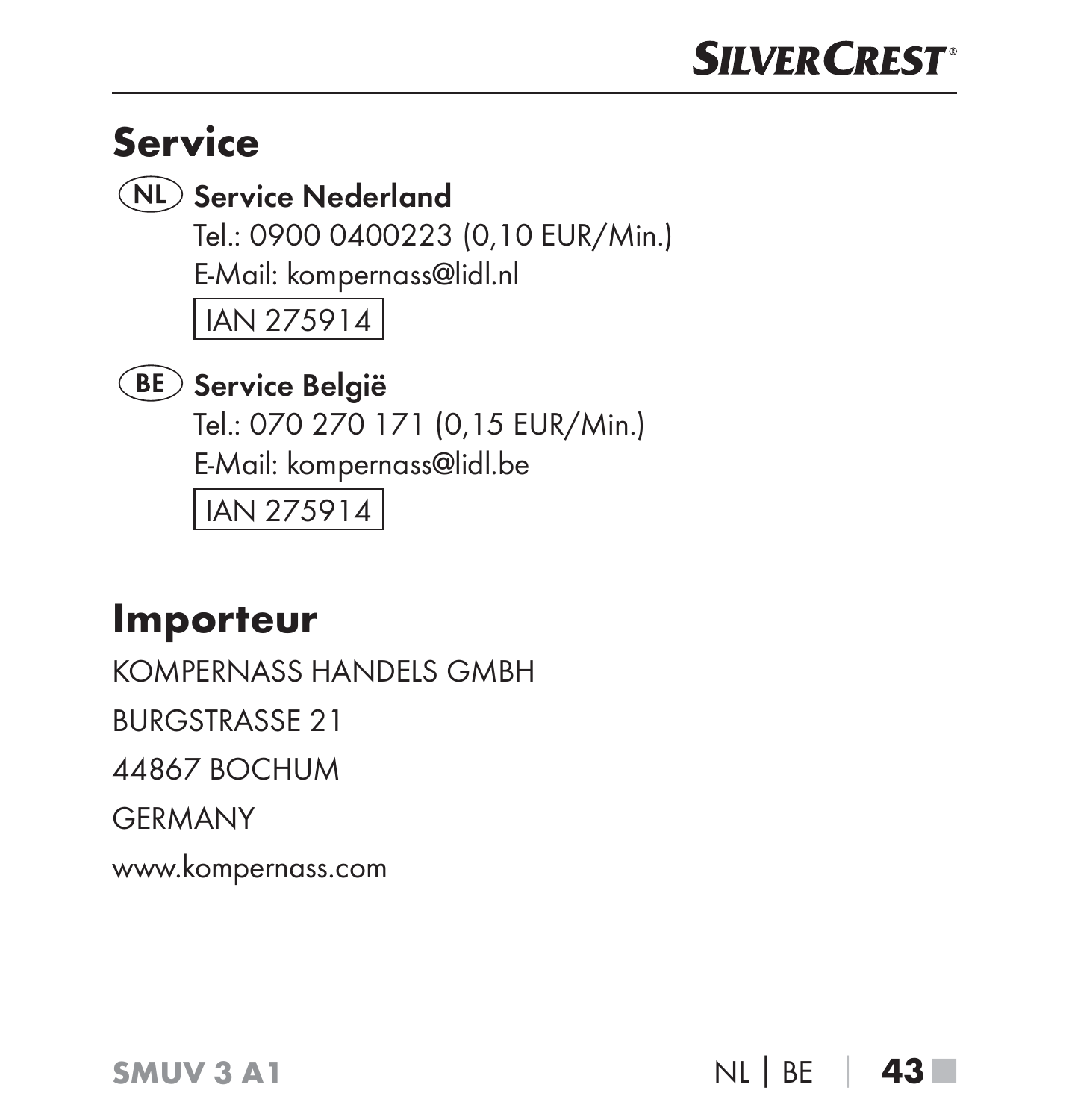## Service

**(NL) Service Nederland**

Tel.: 0900 0400223 (0,10 EUR/Min.)

E-Mail: kompernass@lidl.nl

IAN 275914

**(BE) Service België**

Tel.: 070 270 171 (0,15 EUR/Min.)

E-Mail: kompernass@lidl.be

IAN 275914

## Importeur

KOMPERNASS HANDELS GMBH

BURGSTRASSE 21

44867 BOCHUM

GERMANY

www.kompernass.com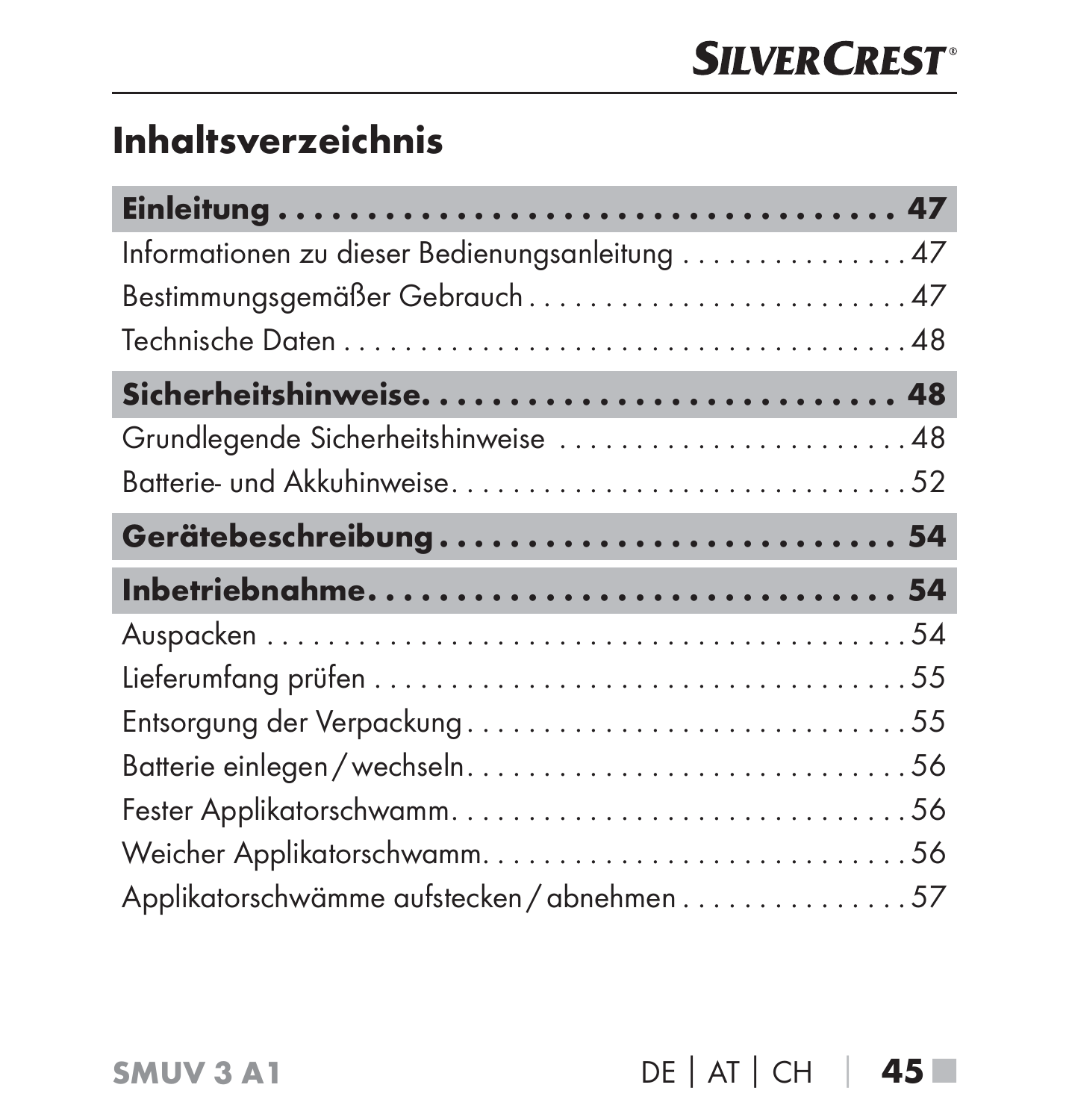# Inhaltsverzeichnis

**Einleitung . . . . . . . . . . . . . . . . . . . . . . . . . . . . . . . . . . . . . 47**

Informationen zu dieser Bedienungsanleitung . . . . . . . . . . . . . . . 47

Bestimmungsgemäßer Gebrauch . . . . . . . . . . . . . . . . . . . . . . . . . 47

Technische Daten . . . . . . . . . . . . . . . . . . . . . . . . . . . . . . . . . . . 48

**Sicherheitshinweise. . . . . . . . . . . . . . . . . . . . . . . . . . . . . . 48**

Grundlegende Sicherheitshinweise . . . . . . . . . . . . . . . . . . . . . . . 48

Batterie- und Akkuhinweise. . . . . . . . . . . . . . . . . . . . . . . . . . . . . 52

**Gerätebeschreibung . . . . . . . . . . . . . . . . . . . . . . . . . . . . . 54**

**Inbetriebnahme. . . . . . . . . . . . . . . . . . . . . . . . . . . . . . . . . 54**

Auspacken . . . . . . . . . . . . . . . . . . . . . . . . . . . . . . . . . . . . . . . . 54

Lieferumfang prüfen . . . . . . . . . . . . . . . . . . . . . . . . . . . . . . . . . 55

Entsorgung der Verpackung . . . . . . . . . . . . . . . . . . . . . . . . . . . . 55

Batterie einlegen / wechseln. . . . . . . . . . . . . . . . . . . . . . . . . . . . . 56

Fester Applikatorschwamm. . . . . . . . . . . . . . . . . . . . . . . . . . . . . 56

Weicher Applikatorschwamm. . . . . . . . . . . . . . . . . . . . . . . . . . . . 56

Applikatorschwämme aufstecken / abnehmen . . . . . . . . . . . . . . . 57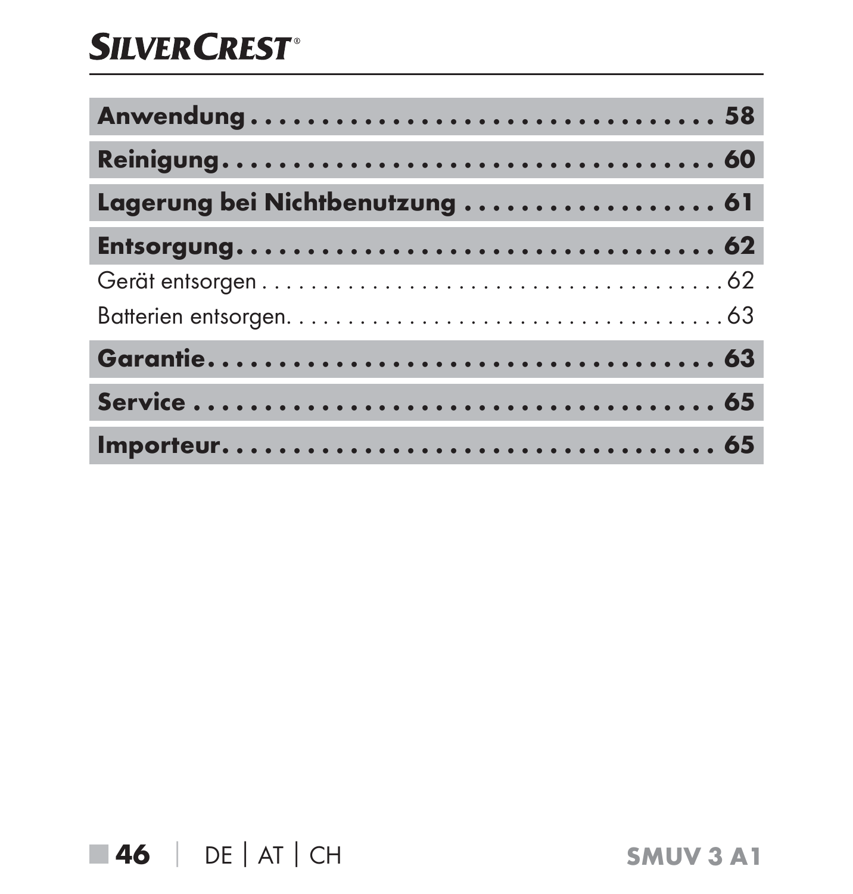**Anwendung . . . . . . . . . . . . . . . . . . . . . . . . . . . . . . . . 58**

**Reinigung. . . . . . . . . . . . . . . . . . . . . . . . . . . . . . . . . 60**

**Lagerung bei Nichtbenutzung . . . . . . . . . . . . . . . . . . . 61**

**Entsorgung. . . . . . . . . . . . . . . . . . . . . . . . . . . . . . . . 62**

Gerät entsorgen . . . . . . . . . . . . . . . . . . . . . . . . . . . . . . . . . . . 62

Batterien entsorgen. . . . . . . . . . . . . . . . . . . . . . . . . . . . . . . . . 63

**Garantie. . . . . . . . . . . . . . . . . . . . . . . . . . . . . . . . . . . 63**

**Service . . . . . . . . . . . . . . . . . . . . . . . . . . . . . . . . . . . . 65**

**Importeur. . . . . . . . . . . . . . . . . . . . . . . . . . . . . . . . . . 65**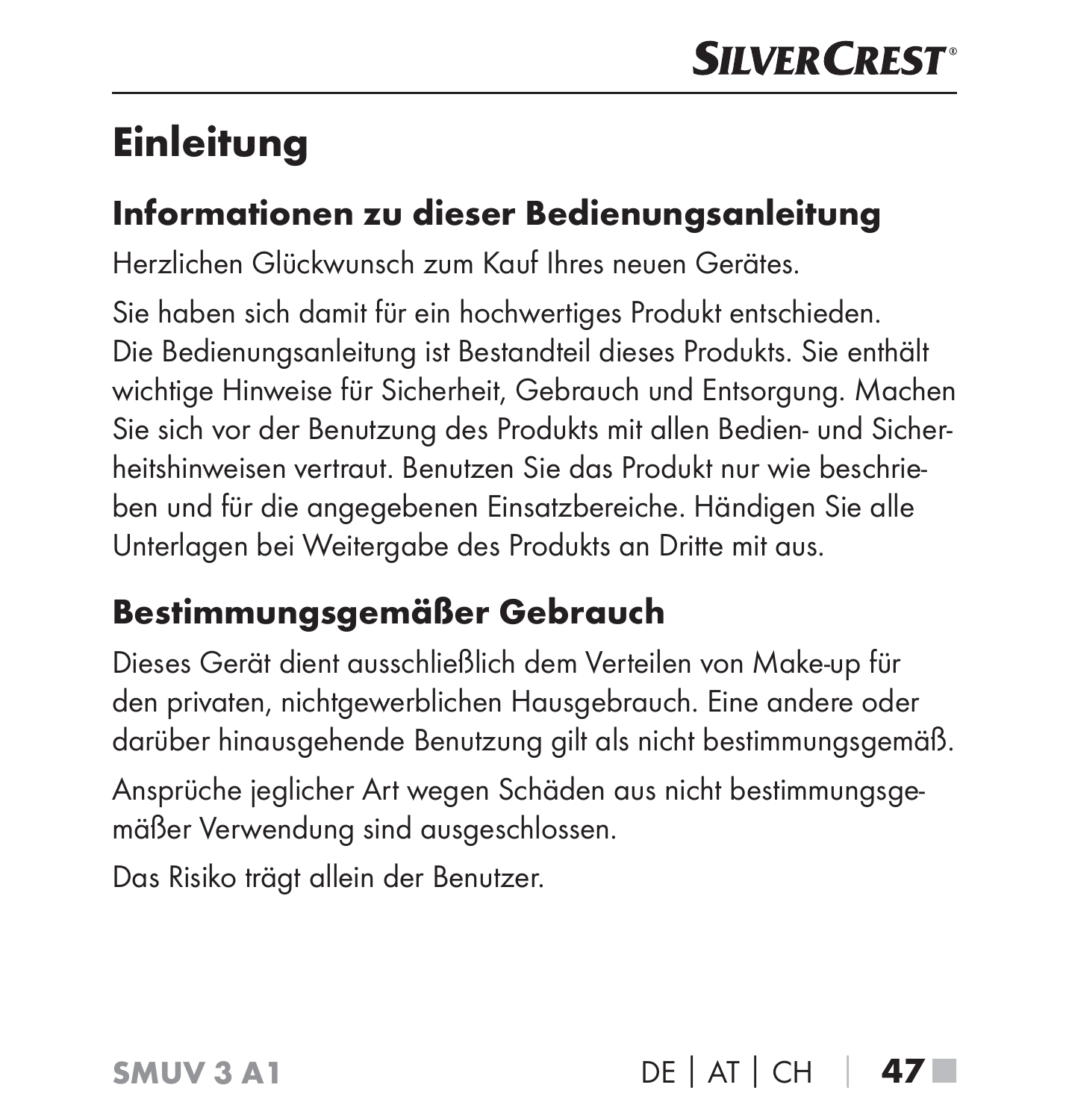# Einleitung

## Informationen zu dieser Bedienungsanleitung

Herzlichen Glückwunsch zum Kauf Ihres neuen Gerätes.

Sie haben sich damit für ein hochwertiges Produkt entschieden. Die Bedienungsanleitung ist Bestandteil dieses Produkts. Sie enthält wichtige Hinweise für Sicherheit, Gebrauch und Entsorgung. Machen Sie sich vor der Benutzung des Produkts mit allen Bedien- und Sicherheitshinweisen vertraut. Benutzen Sie das Produkt nur wie beschrieben und für die angegebenen Einsatzbereiche. Händigen Sie alle Unterlagen bei Weitergabe des Produkts an Dritte mit aus.

## Bestimmungsgemäßer Gebrauch

Dieses Gerät dient ausschließlich dem Verteilen von Make-up für den privaten, nichtgewerblichen Hausgebrauch. Eine andere oder darüber hinausgehende Benutzung gilt als nicht bestimmungsgemäß.

Ansprüche jeglicher Art wegen Schäden aus nicht bestimmungsgemäßer Verwendung sind ausgeschlossen.

Das Risiko trägt allein der Benutzer.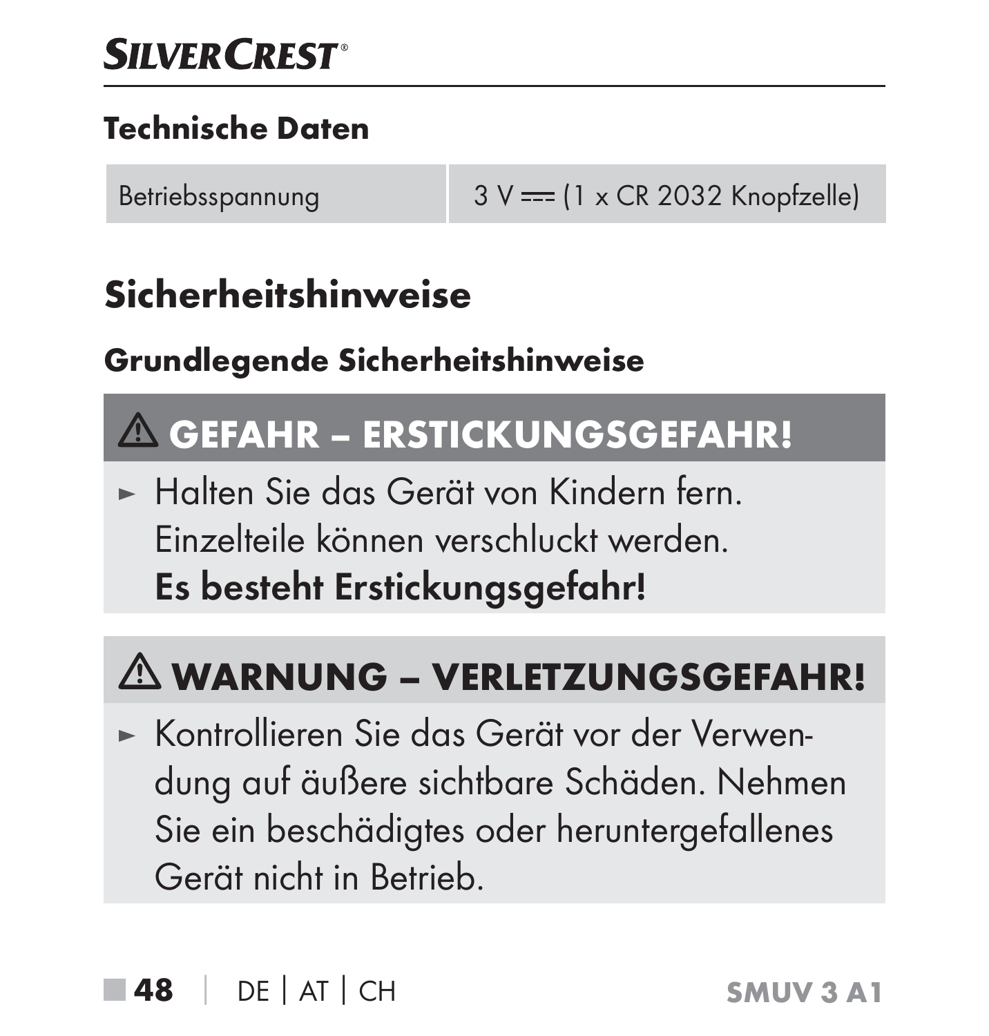### Technische Daten

| Betriebsspannung | 3 V ⎓ (1 x CR 2032 Knopfzelle) |
|---|---|

## Sicherheitshinweise

### Grundlegende Sicherheitshinweise

**⚠ GEFAHR – ERSTICKUNGSGEFAHR!**

- Halten Sie das Gerät von Kindern fern. Einzelteile können verschluckt werden. **Es besteht Erstickungsgefahr!**

**⚠ WARNUNG – VERLETZUNGSGEFAHR!**

- Kontrollieren Sie das Gerät vor der Verwendung auf äußere sichtbare Schäden. Nehmen Sie ein beschädigtes oder heruntergefallenes Gerät nicht in Betrieb.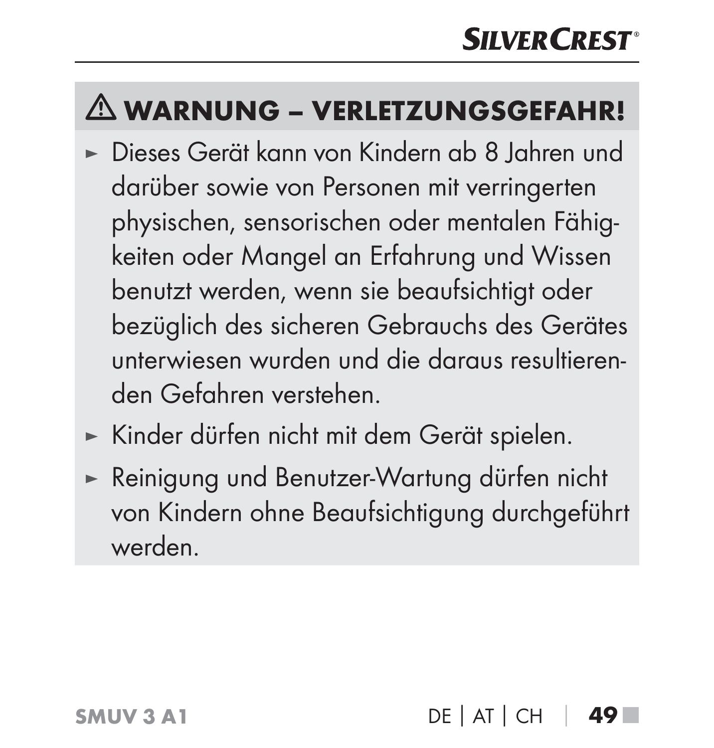## ⚠ WARNUNG – VERLETZUNGSGEFAHR!

- Dieses Gerät kann von Kindern ab 8 Jahren und darüber sowie von Personen mit verringerten physischen, sensorischen oder mentalen Fähigkeiten oder Mangel an Erfahrung und Wissen benutzt werden, wenn sie beaufsichtigt oder bezüglich des sicheren Gebrauchs des Gerätes unterwiesen wurden und die daraus resultierenden Gefahren verstehen.
- Kinder dürfen nicht mit dem Gerät spielen.
- Reinigung und Benutzer-Wartung dürfen nicht von Kindern ohne Beaufsichtigung durchgeführt werden.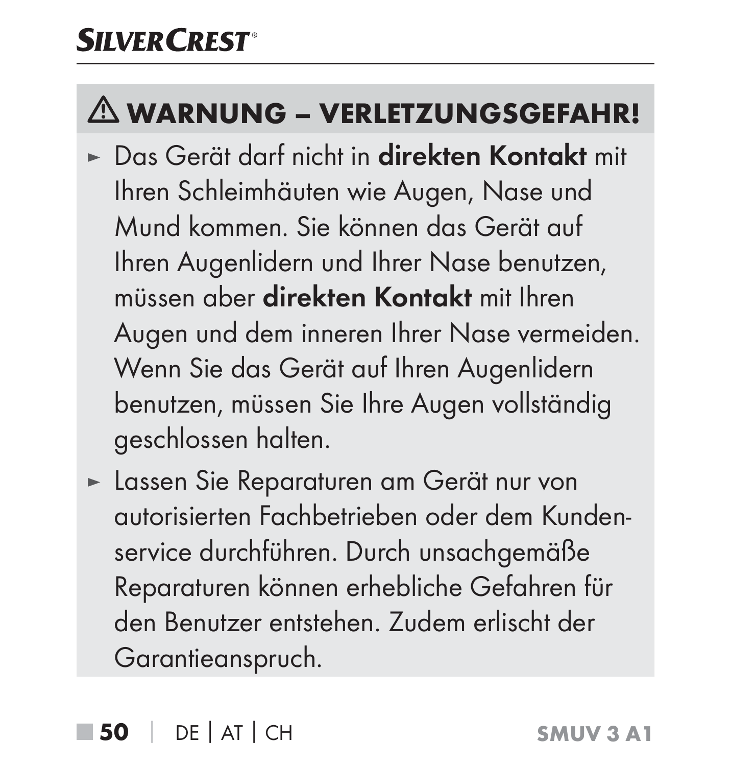### ⚠ WARNUNG – VERLETZUNGSGEFAHR!

- Das Gerät darf nicht in **direkten Kontakt** mit Ihren Schleimhäuten wie Augen, Nase und Mund kommen. Sie können das Gerät auf Ihren Augenlidern und Ihrer Nase benutzen, müssen aber **direkten Kontakt** mit Ihren Augen und dem inneren Ihrer Nase vermeiden. Wenn Sie das Gerät auf Ihren Augenlidern benutzen, müssen Sie Ihre Augen vollständig geschlossen halten.
- Lassen Sie Reparaturen am Gerät nur von autorisierten Fachbetrieben oder dem Kundenservice durchführen. Durch unsachgemäße Reparaturen können erhebliche Gefahren für den Benutzer entstehen. Zudem erlischt der Garantieanspruch.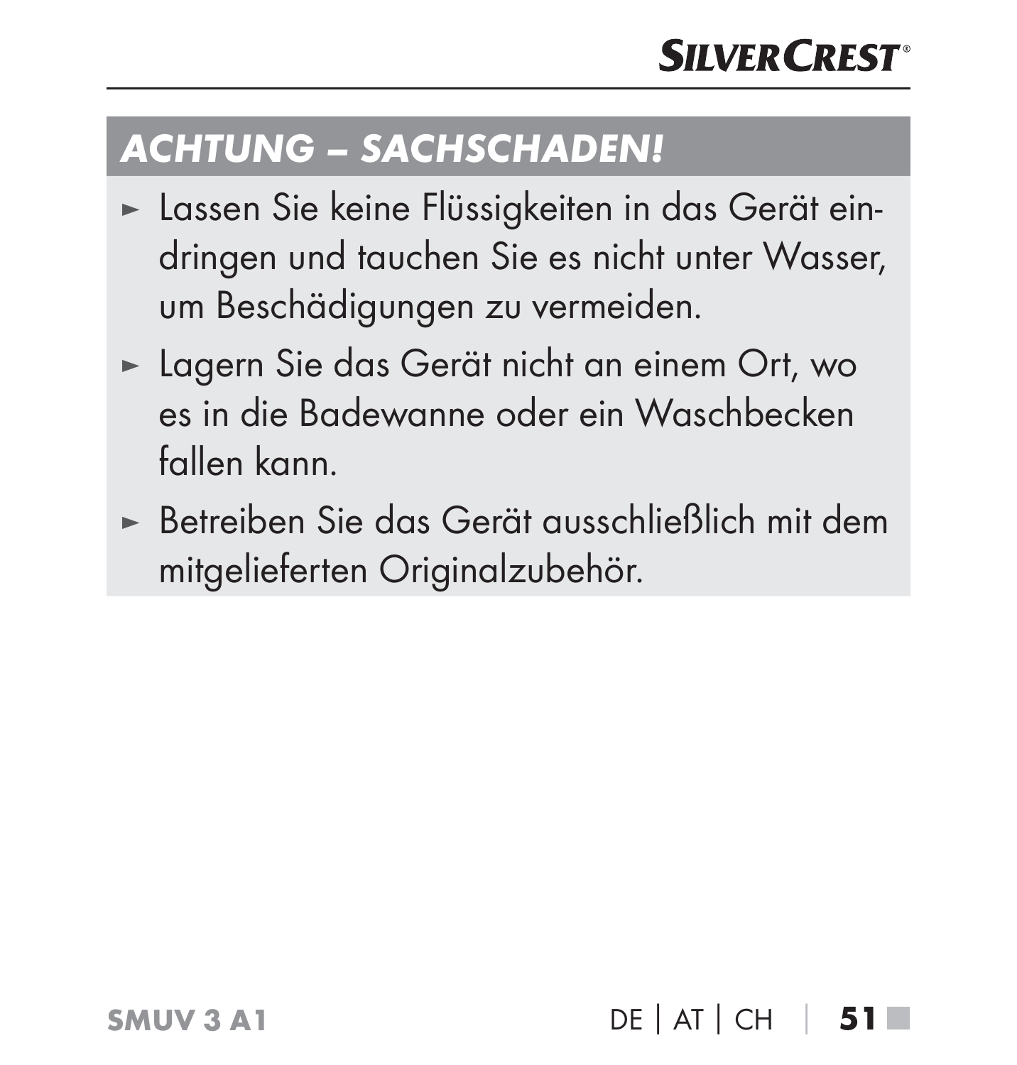## ACHTUNG – SACHSCHADEN!

- Lassen Sie keine Flüssigkeiten in das Gerät eindringen und tauchen Sie es nicht unter Wasser, um Beschädigungen zu vermeiden.
- Lagern Sie das Gerät nicht an einem Ort, wo es in die Badewanne oder ein Waschbecken fallen kann.
- Betreiben Sie das Gerät ausschließlich mit dem mitgelieferten Originalzubehör.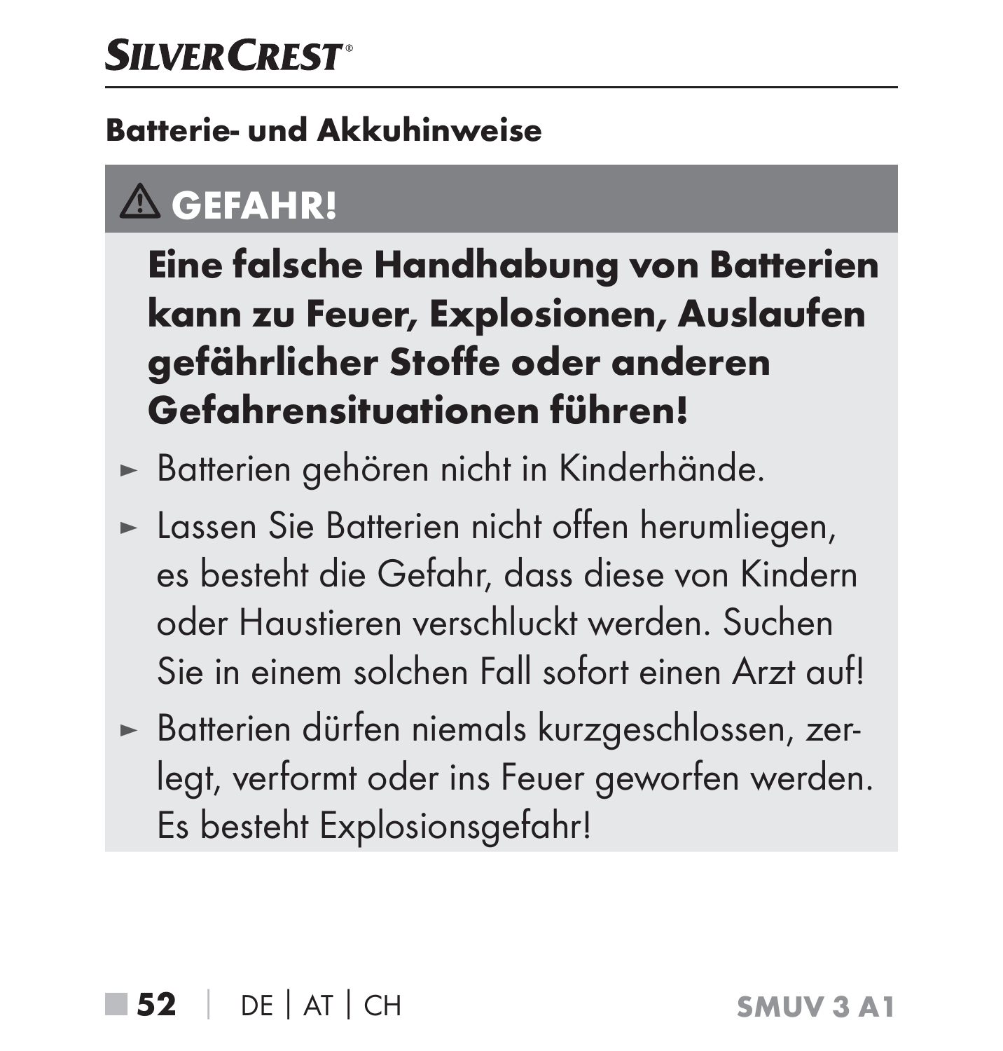### Batterie- und Akkuhinweise

⚠ **GEFAHR!**

**Eine falsche Handhabung von Batterien kann zu Feuer, Explosionen, Auslaufen gefährlicher Stoffe oder anderen Gefahrensituationen führen!**

- ► Batterien gehören nicht in Kinderhände.
- ► Lassen Sie Batterien nicht offen herumliegen, es besteht die Gefahr, dass diese von Kindern oder Haustieren verschluckt werden. Suchen Sie in einem solchen Fall sofort einen Arzt auf!
- ► Batterien dürfen niemals kurzgeschlossen, zerlegt, verformt oder ins Feuer geworfen werden. Es besteht Explosionsgefahr!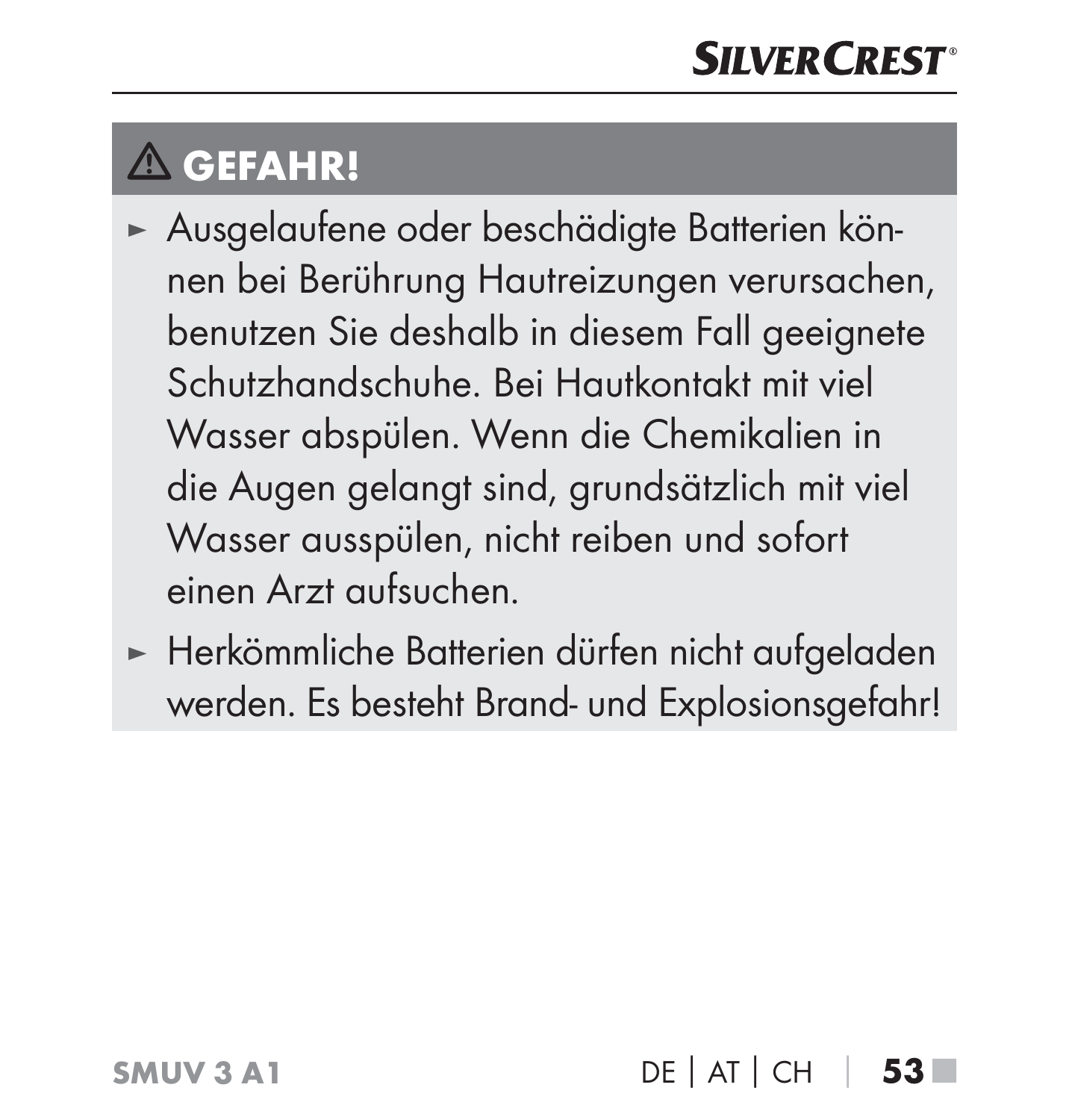### ⚠ GEFAHR!

- Ausgelaufene oder beschädigte Batterien können bei Berührung Hautreizungen verursachen, benutzen Sie deshalb in diesem Fall geeignete Schutzhandschuhe. Bei Hautkontakt mit viel Wasser abspülen. Wenn die Chemikalien in die Augen gelangt sind, grundsätzlich mit viel Wasser ausspülen, nicht reiben und sofort einen Arzt aufsuchen.
- Herkömmliche Batterien dürfen nicht aufgeladen werden. Es besteht Brand- und Explosionsgefahr!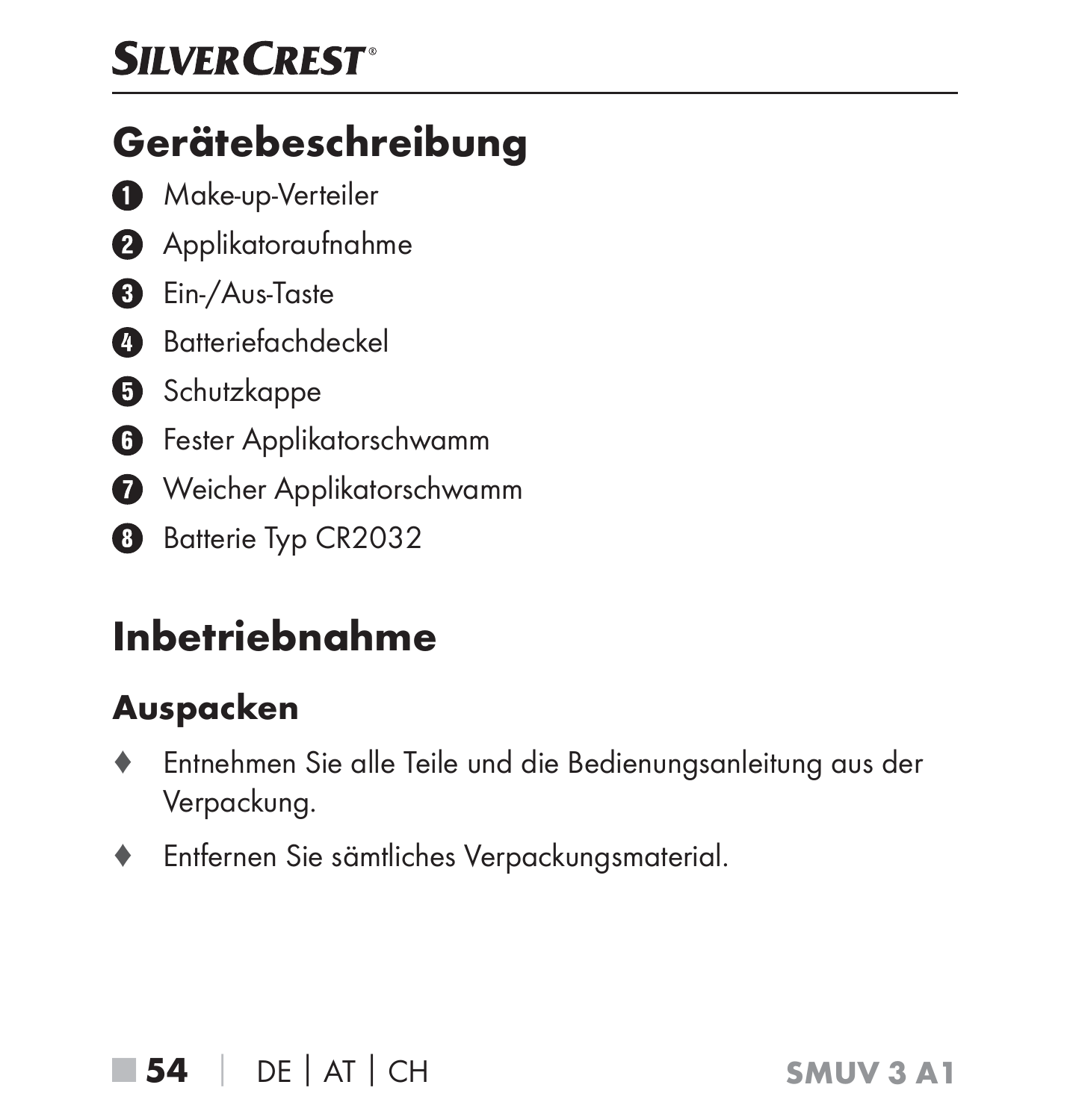## Gerätebeschreibung

1. Make-up-Verteiler
2. Applikatoraufnahme
3. Ein-/Aus-Taste
4. Batteriefachdeckel
5. Schutzkappe
6. Fester Applikatorschwamm
7. Weicher Applikatorschwamm
8. Batterie Typ CR2032

## Inbetriebnahme

### Auspacken

- Entnehmen Sie alle Teile und die Bedienungsanleitung aus der Verpackung.
- Entfernen Sie sämtliches Verpackungsmaterial.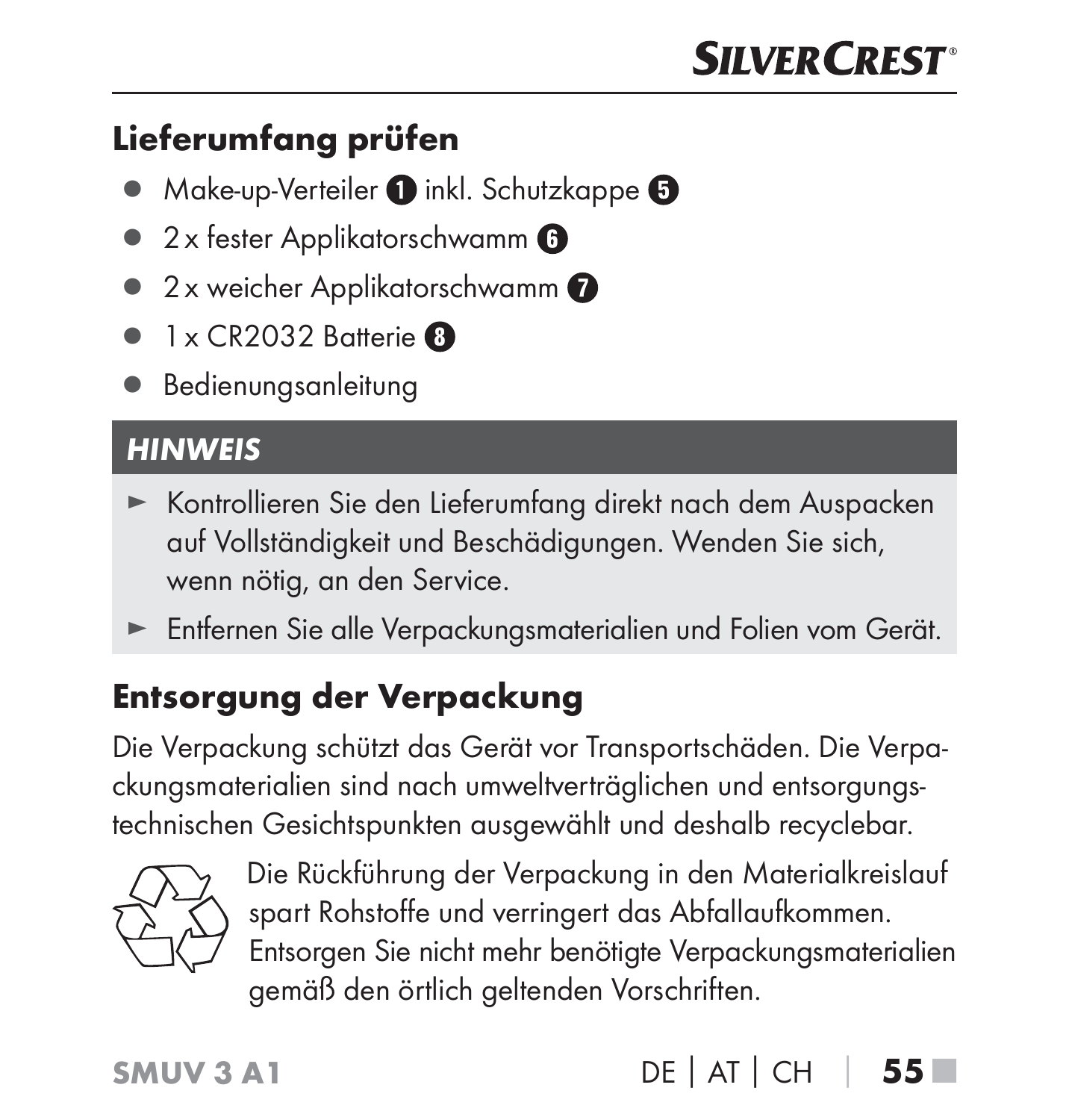## Lieferumfang prüfen

- Make-up-Verteiler **1** inkl. Schutzkappe **5**
- 2 x fester Applikatorschwamm **6**
- 2 x weicher Applikatorschwamm **7**
- 1 x CR2032 Batterie **8**
- Bedienungsanleitung

***HINWEIS***

- ► Kontrollieren Sie den Lieferumfang direkt nach dem Auspacken auf Vollständigkeit und Beschädigungen. Wenden Sie sich, wenn nötig, an den Service.
- ► Entfernen Sie alle Verpackungsmaterialien und Folien vom Gerät.

## Entsorgung der Verpackung

Die Verpackung schützt das Gerät vor Transportschäden. Die Verpackungsmaterialien sind nach umweltverträglichen und entsorgungstechnischen Gesichtspunkten ausgewählt und deshalb recyclebar.

Die Rückführung der Verpackung in den Materialkreislauf spart Rohstoffe und verringert das Abfallaufkommen. Entsorgen Sie nicht mehr benötigte Verpackungsmaterialien gemäß den örtlich geltenden Vorschriften.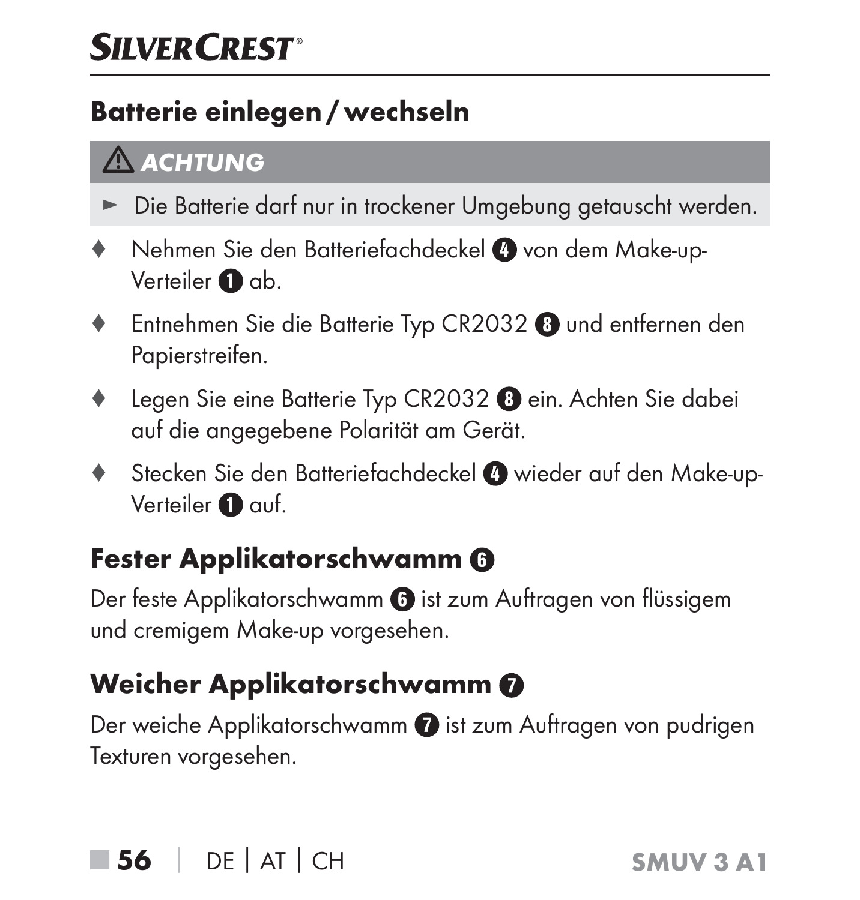## Batterie einlegen / wechseln

**⚠ ACHTUNG**

► Die Batterie darf nur in trockener Umgebung getauscht werden.

- ♦ Nehmen Sie den Batteriefachdeckel ❹ von dem Make-up-Verteiler ❶ ab.
- ♦ Entnehmen Sie die Batterie Typ CR2032 ❽ und entfernen den Papierstreifen.
- ♦ Legen Sie eine Batterie Typ CR2032 ❽ ein. Achten Sie dabei auf die angegebene Polarität am Gerät.
- ♦ Stecken Sie den Batteriefachdeckel ❹ wieder auf den Make-up-Verteiler ❶ auf.

## Fester Applikatorschwamm ❻

Der feste Applikatorschwamm ❻ ist zum Auftragen von flüssigem und cremigem Make-up vorgesehen.

## Weicher Applikatorschwamm ❼

Der weiche Applikatorschwamm ❼ ist zum Auftragen von pudrigen Texturen vorgesehen.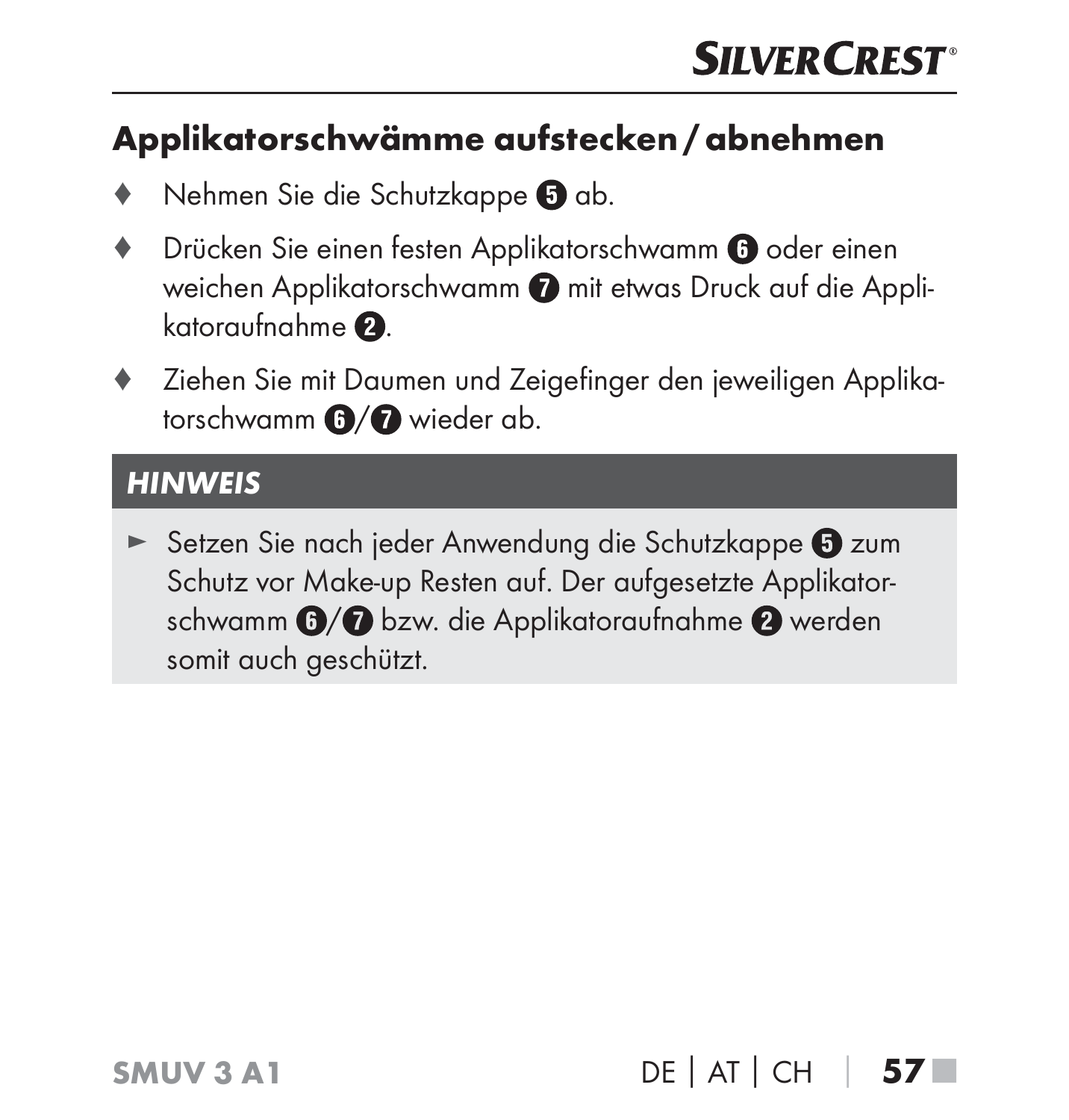## Applikatorschwämme aufstecken / abnehmen

- Nehmen Sie die Schutzkappe 5 ab.
- Drücken Sie einen festen Applikatorschwamm 6 oder einen weichen Applikatorschwamm 7 mit etwas Druck auf die Applikatoraufnahme 2.
- Ziehen Sie mit Daumen und Zeigefinger den jeweiligen Applikatorschwamm 6/7 wieder ab.

**HINWEIS**

- Setzen Sie nach jeder Anwendung die Schutzkappe 5 zum Schutz vor Make-up Resten auf. Der aufgesetzte Applikatorschwamm 6/7 bzw. die Applikatoraufnahme 2 werden somit auch geschützt.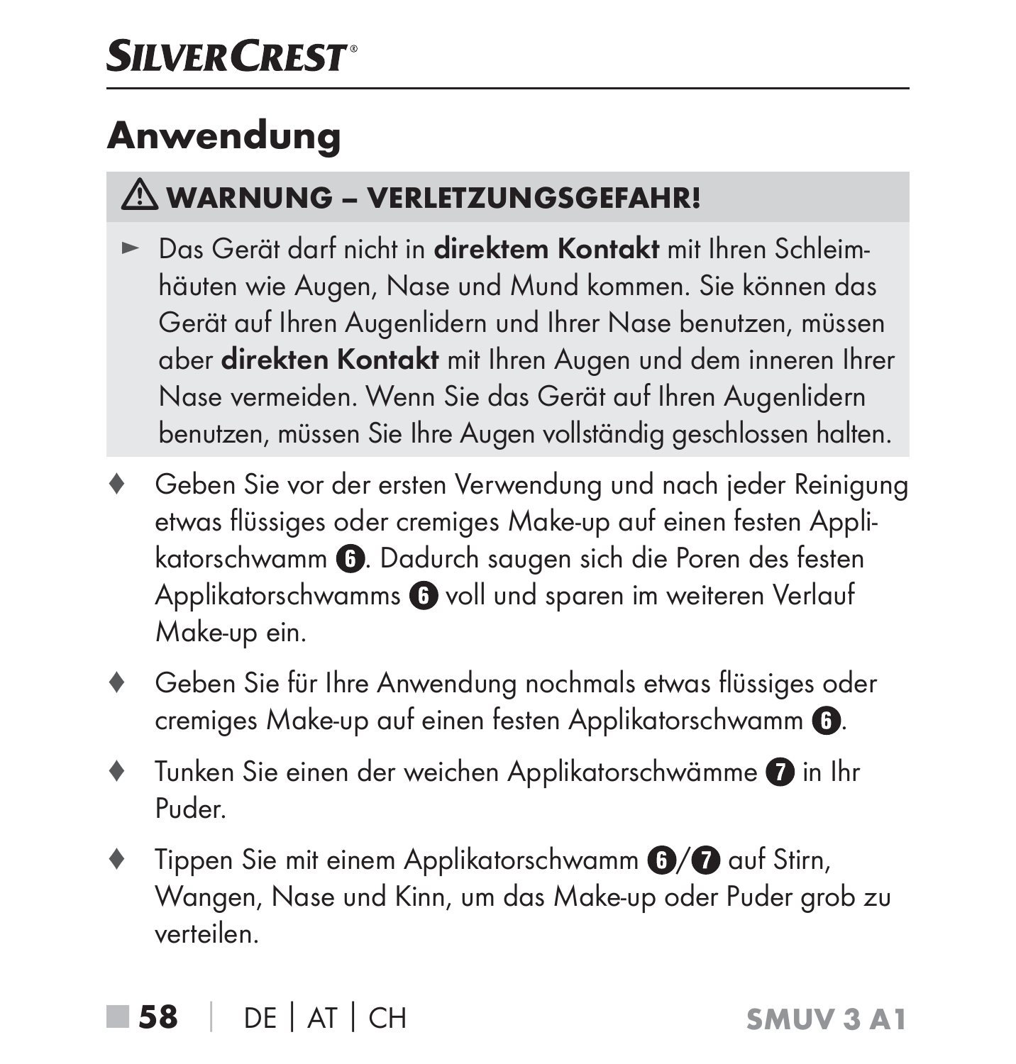# Anwendung

> ⚠ **WARNUNG – VERLETZUNGSGEFAHR!**
>
> ► Das Gerät darf nicht in **direktem Kontakt** mit Ihren Schleimhäuten wie Augen, Nase und Mund kommen. Sie können das Gerät auf Ihren Augenlidern und Ihrer Nase benutzen, müssen aber **direkten Kontakt** mit Ihren Augen und dem inneren Ihrer Nase vermeiden. Wenn Sie das Gerät auf Ihren Augenlidern benutzen, müssen Sie Ihre Augen vollständig geschlossen halten.

- Geben Sie vor der ersten Verwendung und nach jeder Reinigung etwas flüssiges oder cremiges Make-up auf einen festen Applikatorschwamm ❻. Dadurch saugen sich die Poren des festen Applikatorschwamms ❻ voll und sparen im weiteren Verlauf Make-up ein.
- Geben Sie für Ihre Anwendung nochmals etwas flüssiges oder cremiges Make-up auf einen festen Applikatorschwamm ❻.
- Tunken Sie einen der weichen Applikatorschwämme ❼ in Ihr Puder.
- Tippen Sie mit einem Applikatorschwamm ❻/❼ auf Stirn, Wangen, Nase und Kinn, um das Make-up oder Puder grob zu verteilen.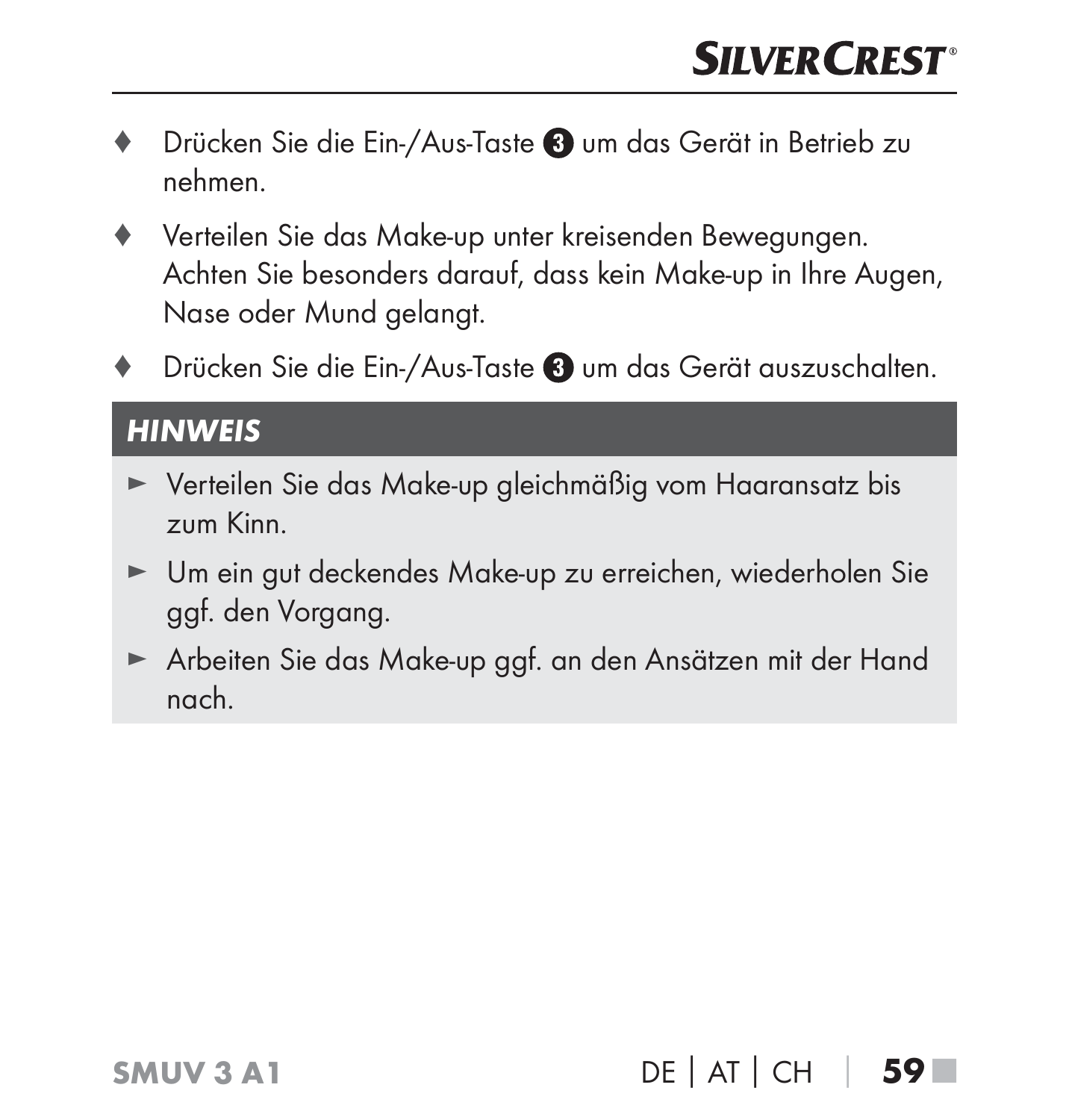- Drücken Sie die Ein-/Aus-Taste ❸ um das Gerät in Betrieb zu nehmen.
- Verteilen Sie das Make-up unter kreisenden Bewegungen. Achten Sie besonders darauf, dass kein Make-up in Ihre Augen, Nase oder Mund gelangt.
- Drücken Sie die Ein-/Aus-Taste ❸ um das Gerät auszuschalten.

### HINWEIS

- Verteilen Sie das Make-up gleichmäßig vom Haaransatz bis zum Kinn.
- Um ein gut deckendes Make-up zu erreichen, wiederholen Sie ggf. den Vorgang.
- Arbeiten Sie das Make-up ggf. an den Ansätzen mit der Hand nach.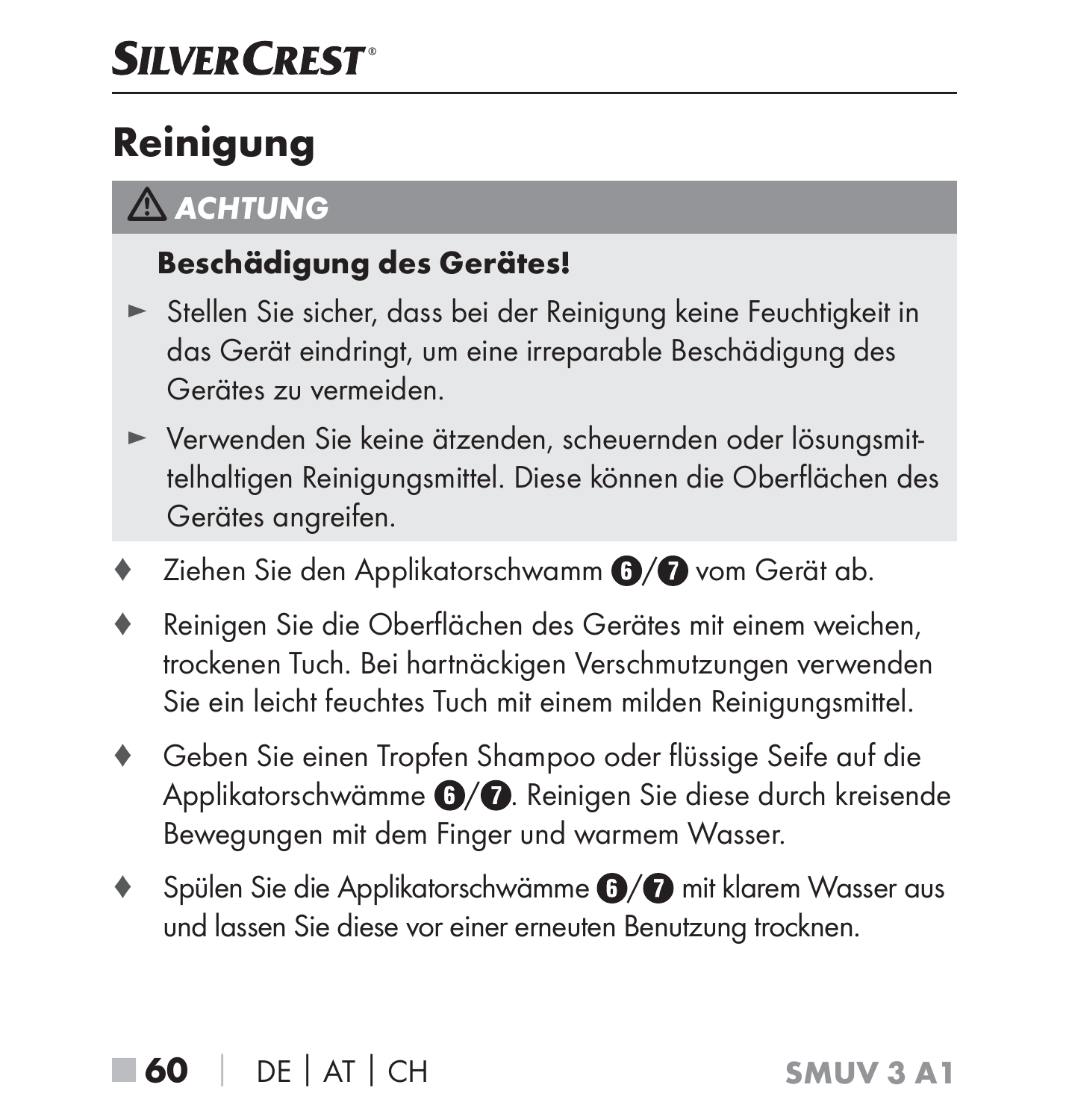# Reinigung

## ⚠ ACHTUNG

**Beschädigung des Gerätes!**

- ► Stellen Sie sicher, dass bei der Reinigung keine Feuchtigkeit in das Gerät eindringt, um eine irreparable Beschädigung des Gerätes zu vermeiden.
- ► Verwenden Sie keine ätzenden, scheuernden oder lösungsmittelhaltigen Reinigungsmittel. Diese können die Oberflächen des Gerätes angreifen.

- ♦ Ziehen Sie den Applikatorschwamm ❻/❼ vom Gerät ab.
- ♦ Reinigen Sie die Oberflächen des Gerätes mit einem weichen, trockenen Tuch. Bei hartnäckigen Verschmutzungen verwenden Sie ein leicht feuchtes Tuch mit einem milden Reinigungsmittel.
- ♦ Geben Sie einen Tropfen Shampoo oder flüssige Seife auf die Applikatorschwämme ❻/❼. Reinigen Sie diese durch kreisende Bewegungen mit dem Finger und warmem Wasser.
- ♦ Spülen Sie die Applikatorschwämme ❻/❼ mit klarem Wasser aus und lassen Sie diese vor einer erneuten Benutzung trocknen.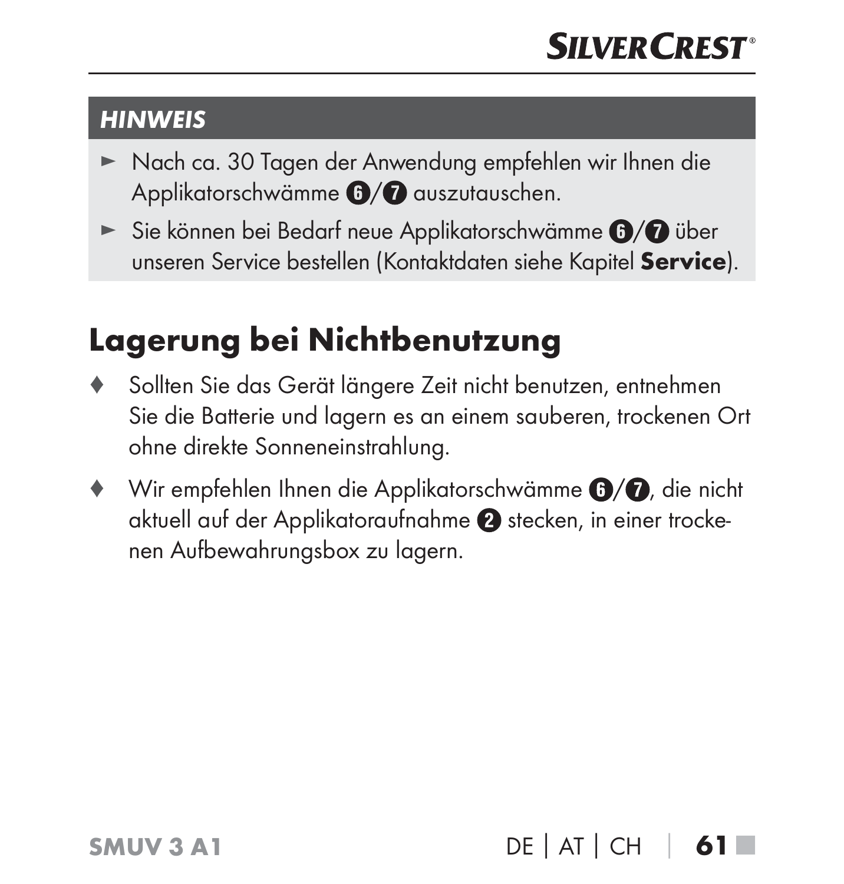**HINWEIS**

► Nach ca. 30 Tagen der Anwendung empfehlen wir Ihnen die Applikatorschwämme 6/7 auszutauschen.

► Sie können bei Bedarf neue Applikatorschwämme 6/7 über unseren Service bestellen (Kontaktdaten siehe Kapitel **Service**).

## Lagerung bei Nichtbenutzung

♦ Sollten Sie das Gerät längere Zeit nicht benutzen, entnehmen Sie die Batterie und lagern es an einem sauberen, trockenen Ort ohne direkte Sonneneinstrahlung.

♦ Wir empfehlen Ihnen die Applikatorschwämme 6/7, die nicht aktuell auf der Applikatoraufnahme 2 stecken, in einer trockenen Aufbewahrungsbox zu lagern.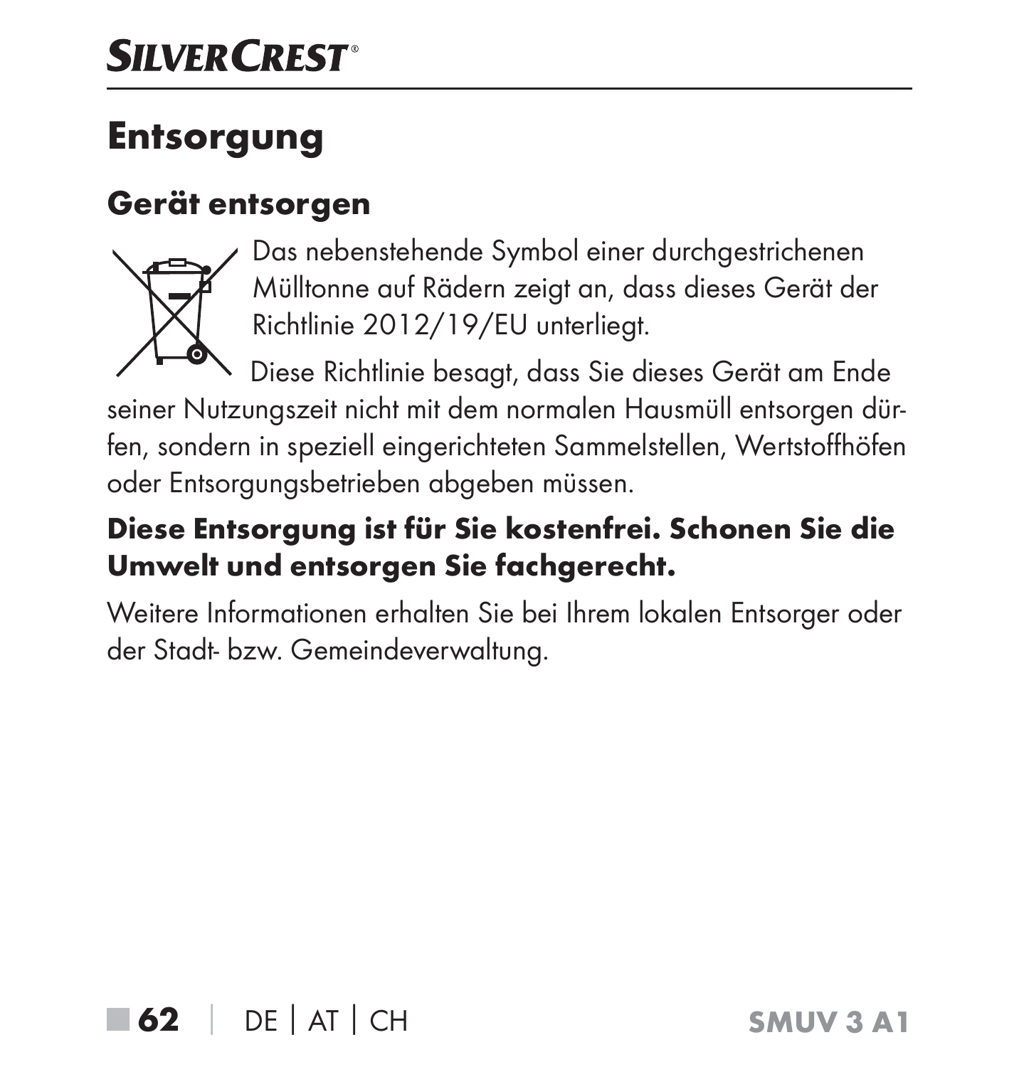# Entsorgung

## Gerät entsorgen

Das nebenstehende Symbol einer durchgestrichenen Mülltonne auf Rädern zeigt an, dass dieses Gerät der Richtlinie 2012/19/EU unterliegt.

Diese Richtlinie besagt, dass Sie dieses Gerät am Ende seiner Nutzungszeit nicht mit dem normalen Hausmüll entsorgen dürfen, sondern in speziell eingerichteten Sammelstellen, Wertstoffhöfen oder Entsorgungsbetrieben abgeben müssen.

**Diese Entsorgung ist für Sie kostenfrei. Schonen Sie die Umwelt und entsorgen Sie fachgerecht.**

Weitere Informationen erhalten Sie bei Ihrem lokalen Entsorger oder der Stadt- bzw. Gemeindeverwaltung.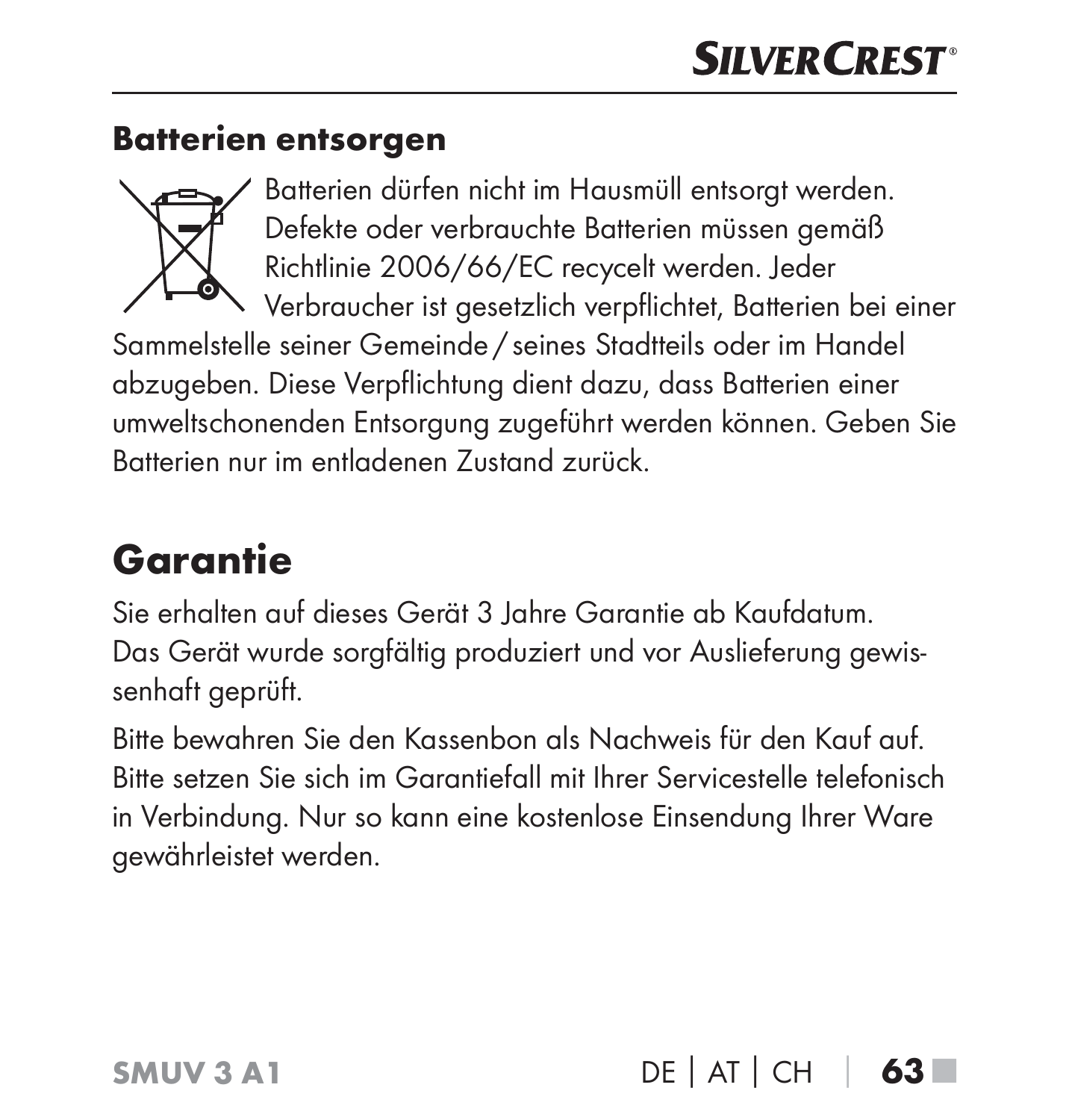### Batterien entsorgen

Batterien dürfen nicht im Hausmüll entsorgt werden. Defekte oder verbrauchte Batterien müssen gemäß Richtlinie 2006/66/EC recycelt werden. Jeder Verbraucher ist gesetzlich verpflichtet, Batterien bei einer Sammelstelle seiner Gemeinde / seines Stadtteils oder im Handel abzugeben. Diese Verpflichtung dient dazu, dass Batterien einer umweltschonenden Entsorgung zugeführt werden können. Geben Sie Batterien nur im entladenen Zustand zurück.

## Garantie

Sie erhalten auf dieses Gerät 3 Jahre Garantie ab Kaufdatum. Das Gerät wurde sorgfältig produziert und vor Auslieferung gewissenhaft geprüft.

Bitte bewahren Sie den Kassenbon als Nachweis für den Kauf auf. Bitte setzen Sie sich im Garantiefall mit Ihrer Servicestelle telefonisch in Verbindung. Nur so kann eine kostenlose Einsendung Ihrer Ware gewährleistet werden.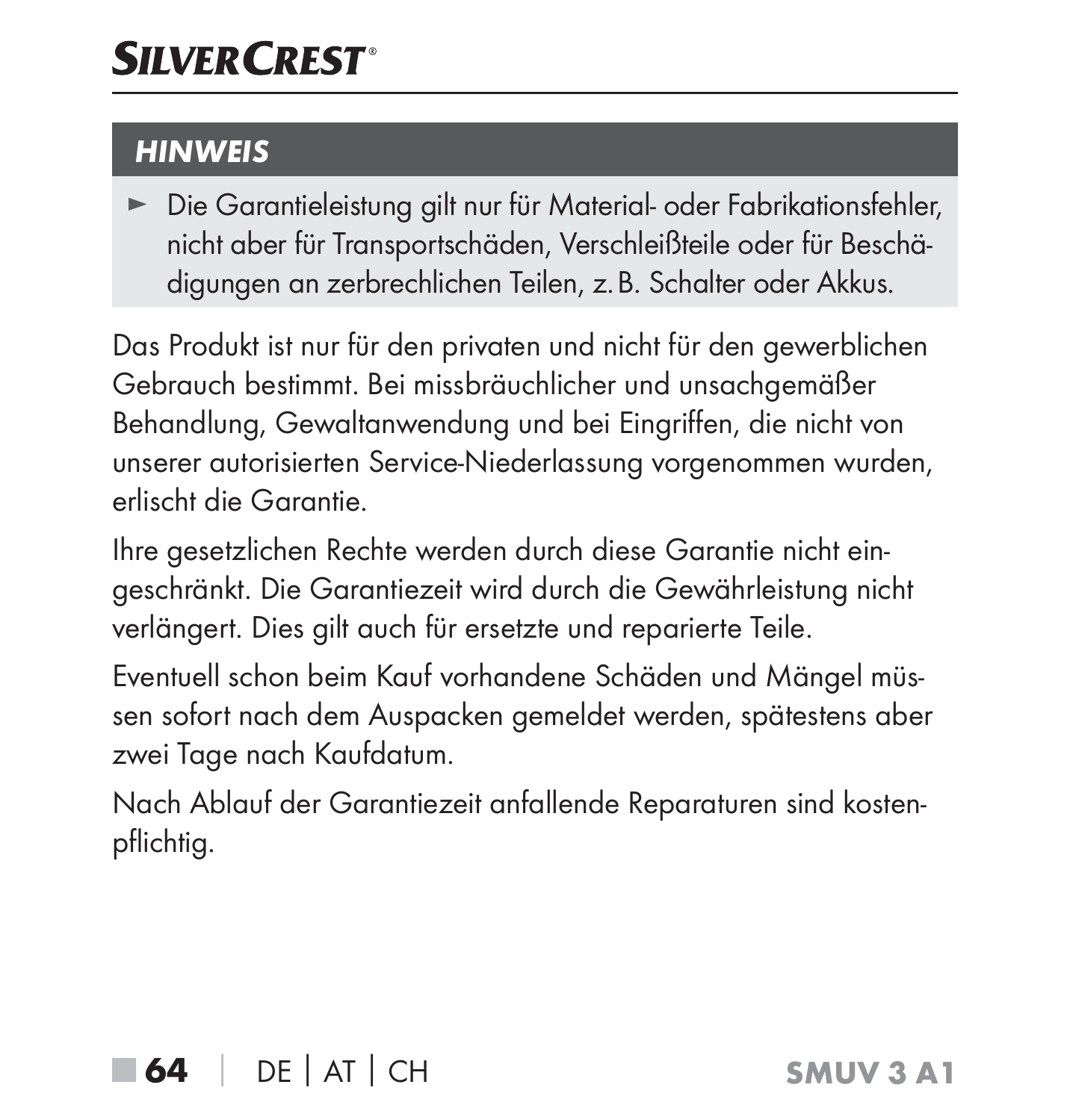### HINWEIS

- Die Garantieleistung gilt nur für Material- oder Fabrikationsfehler, nicht aber für Transportschäden, Verschleißteile oder für Beschädigungen an zerbrechlichen Teilen, z. B. Schalter oder Akkus.

Das Produkt ist nur für den privaten und nicht für den gewerblichen Gebrauch bestimmt. Bei missbräuchlicher und unsachgemäßer Behandlung, Gewaltanwendung und bei Eingriffen, die nicht von unserer autorisierten Service-Niederlassung vorgenommen wurden, erlischt die Garantie.

Ihre gesetzlichen Rechte werden durch diese Garantie nicht eingeschränkt. Die Garantiezeit wird durch die Gewährleistung nicht verlängert. Dies gilt auch für ersetzte und reparierte Teile.

Eventuell schon beim Kauf vorhandene Schäden und Mängel müssen sofort nach dem Auspacken gemeldet werden, spätestens aber zwei Tage nach Kaufdatum.

Nach Ablauf der Garantiezeit anfallende Reparaturen sind kostenpflichtig.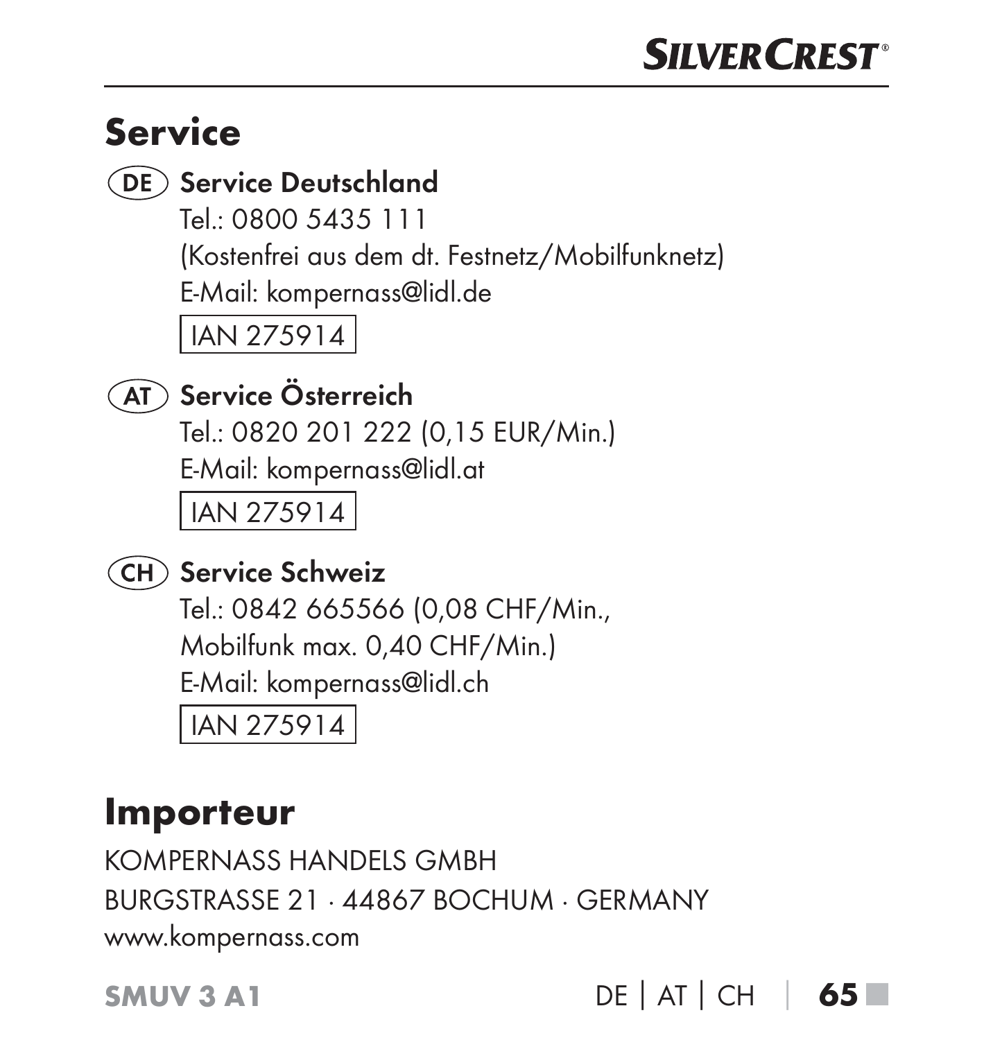# Service

**(DE) Service Deutschland**

Tel.: 0800 5435 111
(Kostenfrei aus dem dt. Festnetz/Mobilfunknetz)
E-Mail: kompernass@lidl.de

IAN 275914

**(AT) Service Österreich**

Tel.: 0820 201 222 (0,15 EUR/Min.)
E-Mail: kompernass@lidl.at

IAN 275914

**(CH) Service Schweiz**

Tel.: 0842 665566 (0,08 CHF/Min.,
Mobilfunk max. 0,40 CHF/Min.)
E-Mail: kompernass@lidl.ch

IAN 275914

# Importeur

KOMPERNASS HANDELS GMBH
BURGSTRASSE 21 · 44867 BOCHUM · GERMANY
www.kompernass.com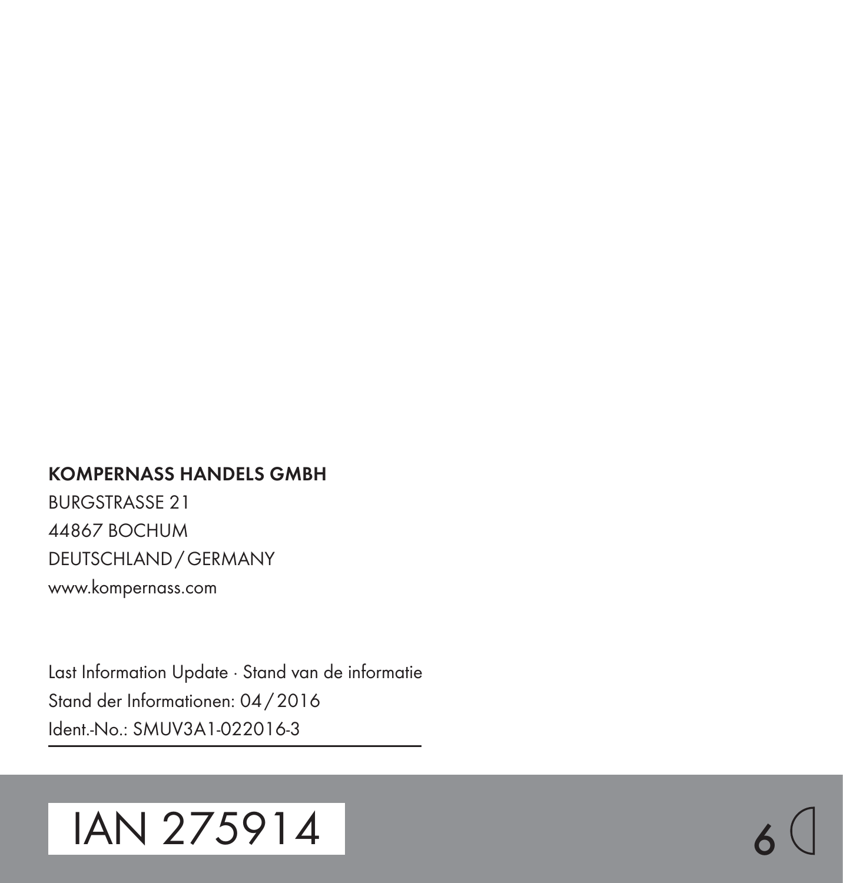**KOMPERNASS HANDELS GMBH**

BURGSTRASSE 21

44867 BOCHUM

DEUTSCHLAND / GERMANY

www.kompernass.com

Last Information Update · Stand van de informatie

Stand der Informationen: 04 / 2016

Ident.-No.: SMUV3A1-022016-3

IAN 275914